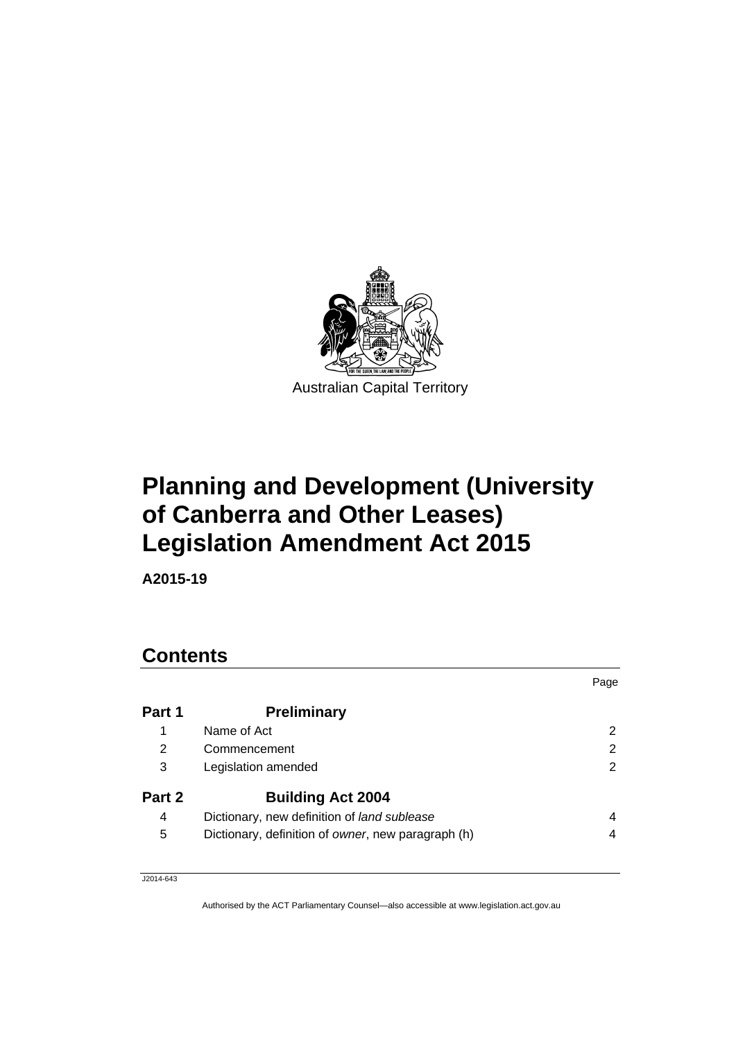Australian Capital Territory

# Planning and Development (University of Canberra and Other Leases) Legislation Amendment Act 2015

**A2015-19**

## Contents

| | | Page |
|---|---|---|
| **Part 1** | **Preliminary** | |
| 1 | Name of Act | 2 |
| 2 | Commencement | 2 |
| 3 | Legislation amended | 2 |
| **Part 2** | **Building Act 2004** | |
| 4 | Dictionary, new definition of *land sublease* | 4 |
| 5 | Dictionary, definition of *owner*, new paragraph (h) | 4 |

J2014-643

Authorised by the ACT Parliamentary Counsel—also accessible at www.legislation.act.gov.au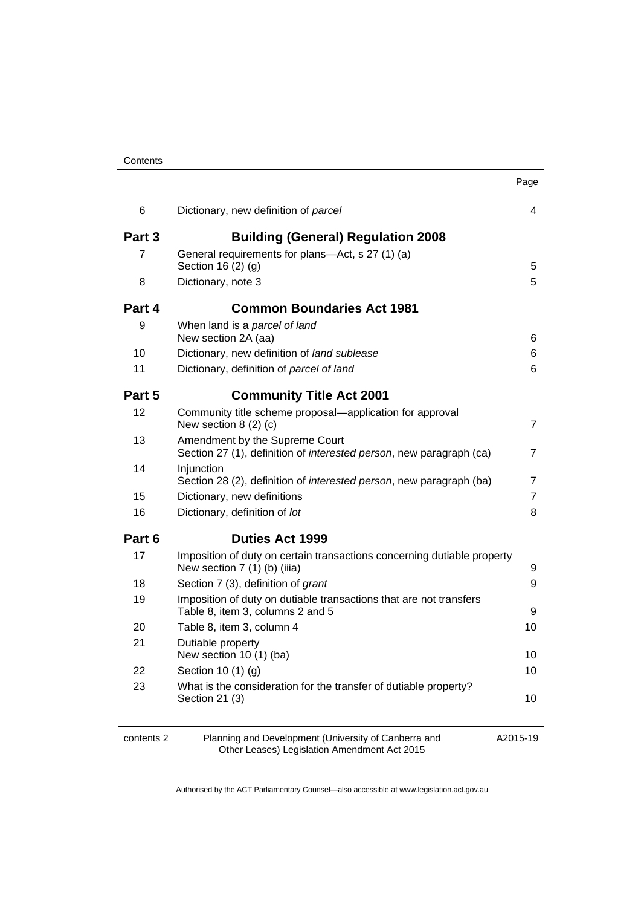| | | Page |
|---|---|---|
| 6 | Dictionary, new definition of *parcel* | 4 |
| **Part 3** | **Building (General) Regulation 2008** | |
| 7 | General requirements for plans—Act, s 27 (1) (a) Section 16 (2) (g) | 5 |
| 8 | Dictionary, note 3 | 5 |
| **Part 4** | **Common Boundaries Act 1981** | |
| 9 | When land is a *parcel of land* New section 2A (aa) | 6 |
| 10 | Dictionary, new definition of *land sublease* | 6 |
| 11 | Dictionary, definition of *parcel of land* | 6 |
| **Part 5** | **Community Title Act 2001** | |
| 12 | Community title scheme proposal—application for approval New section 8 (2) (c) | 7 |
| 13 | Amendment by the Supreme Court Section 27 (1), definition of *interested person*, new paragraph (ca) | 7 |
| 14 | Injunction Section 28 (2), definition of *interested person*, new paragraph (ba) | 7 |
| 15 | Dictionary, new definitions | 7 |
| 16 | Dictionary, definition of *lot* | 8 |
| **Part 6** | **Duties Act 1999** | |
| 17 | Imposition of duty on certain transactions concerning dutiable property New section 7 (1) (b) (iiia) | 9 |
| 18 | Section 7 (3), definition of *grant* | 9 |
| 19 | Imposition of duty on dutiable transactions that are not transfers Table 8, item 3, columns 2 and 5 | 9 |
| 20 | Table 8, item 3, column 4 | 10 |
| 21 | Dutiable property New section 10 (1) (ba) | 10 |
| 22 | Section 10 (1) (g) | 10 |
| 23 | What is the consideration for the transfer of dutiable property? Section 21 (3) | 10 |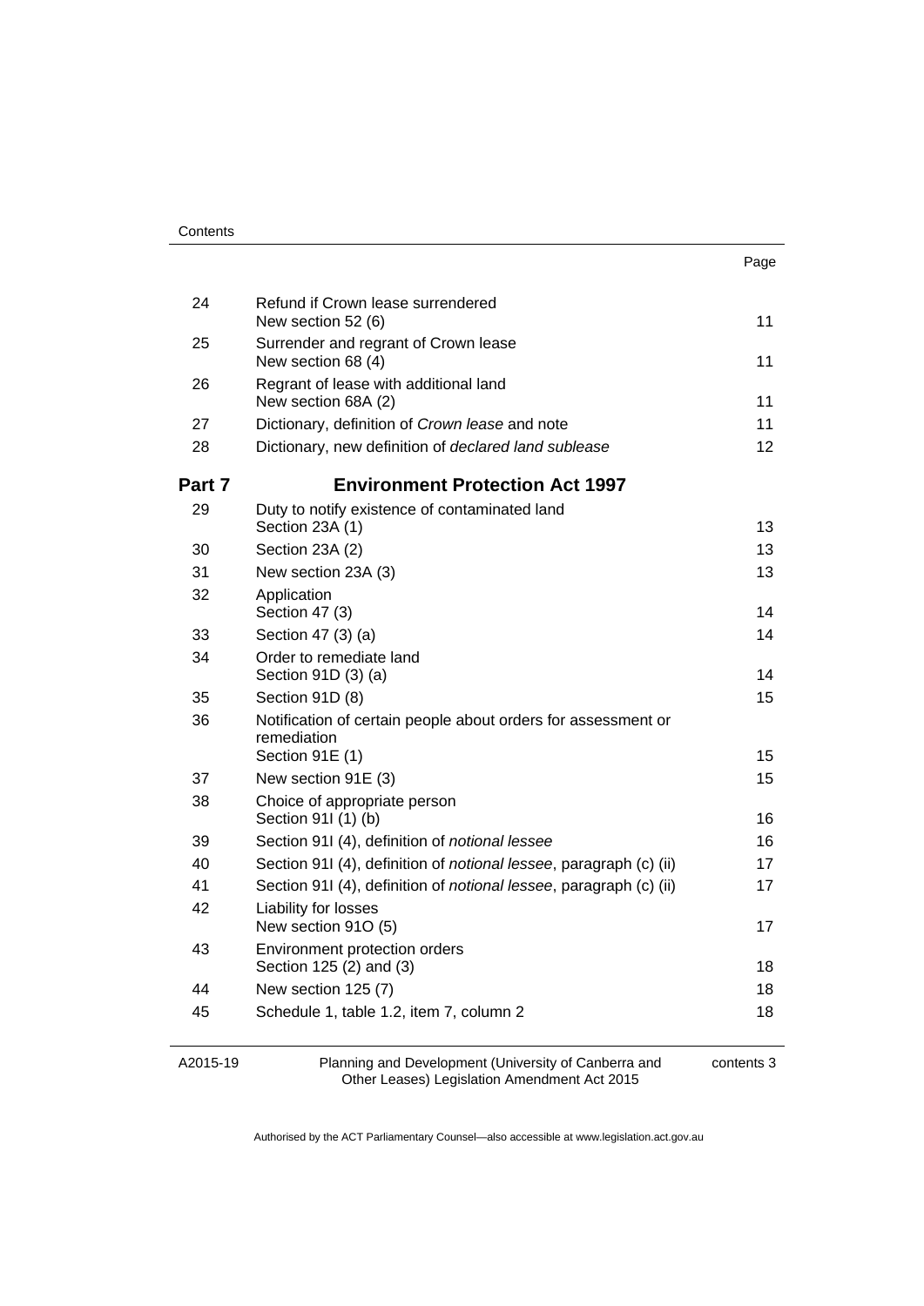Contents

| | | Page |
|---|---|---|
| 24 | Refund if Crown lease surrendered<br>New section 52 (6) | 11 |
| 25 | Surrender and regrant of Crown lease<br>New section 68 (4) | 11 |
| 26 | Regrant of lease with additional land<br>New section 68A (2) | 11 |
| 27 | Dictionary, definition of *Crown lease* and note | 11 |
| 28 | Dictionary, new definition of *declared land sublease* | 12 |
| **Part 7** | **Environment Protection Act 1997** | |
| 29 | Duty to notify existence of contaminated land<br>Section 23A (1) | 13 |
| 30 | Section 23A (2) | 13 |
| 31 | New section 23A (3) | 13 |
| 32 | Application<br>Section 47 (3) | 14 |
| 33 | Section 47 (3) (a) | 14 |
| 34 | Order to remediate land<br>Section 91D (3) (a) | 14 |
| 35 | Section 91D (8) | 15 |
| 36 | Notification of certain people about orders for assessment or remediation<br>Section 91E (1) | 15 |
| 37 | New section 91E (3) | 15 |
| 38 | Choice of appropriate person<br>Section 91I (1) (b) | 16 |
| 39 | Section 91I (4), definition of *notional lessee* | 16 |
| 40 | Section 91I (4), definition of *notional lessee*, paragraph (c) (ii) | 17 |
| 41 | Section 91I (4), definition of *notional lessee*, paragraph (c) (ii) | 17 |
| 42 | Liability for losses<br>New section 91O (5) | 17 |
| 43 | Environment protection orders<br>Section 125 (2) and (3) | 18 |
| 44 | New section 125 (7) | 18 |
| 45 | Schedule 1, table 1.2, item 7, column 2 | 18 |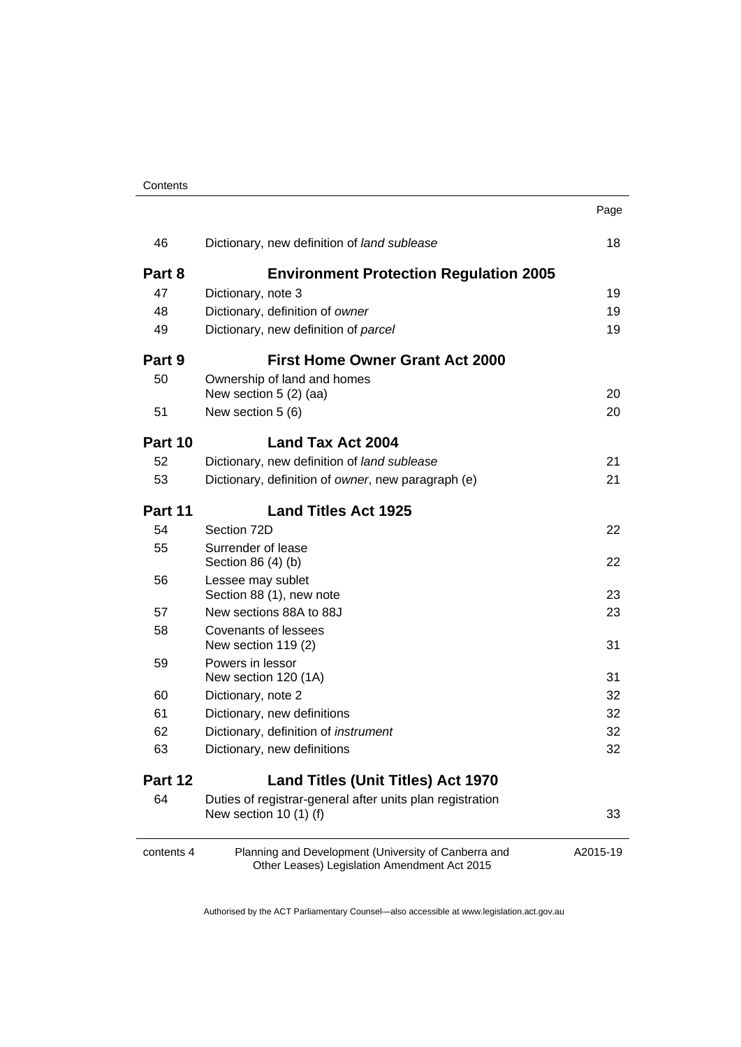| | | Page |
|---|---|---|
| 46 | Dictionary, new definition of *land sublease* | 18 |
| **Part 8** | **Environment Protection Regulation 2005** | |
| 47 | Dictionary, note 3 | 19 |
| 48 | Dictionary, definition of *owner* | 19 |
| 49 | Dictionary, new definition of *parcel* | 19 |
| **Part 9** | **First Home Owner Grant Act 2000** | |
| 50 | Ownership of land and homes<br>New section 5 (2) (aa) | 20 |
| 51 | New section 5 (6) | 20 |
| **Part 10** | **Land Tax Act 2004** | |
| 52 | Dictionary, new definition of *land sublease* | 21 |
| 53 | Dictionary, definition of *owner*, new paragraph (e) | 21 |
| **Part 11** | **Land Titles Act 1925** | |
| 54 | Section 72D | 22 |
| 55 | Surrender of lease<br>Section 86 (4) (b) | 22 |
| 56 | Lessee may sublet<br>Section 88 (1), new note | 23 |
| 57 | New sections 88A to 88J | 23 |
| 58 | Covenants of lessees<br>New section 119 (2) | 31 |
| 59 | Powers in lessor<br>New section 120 (1A) | 31 |
| 60 | Dictionary, note 2 | 32 |
| 61 | Dictionary, new definitions | 32 |
| 62 | Dictionary, definition of *instrument* | 32 |
| 63 | Dictionary, new definitions | 32 |
| **Part 12** | **Land Titles (Unit Titles) Act 1970** | |
| 64 | Duties of registrar-general after units plan registration<br>New section 10 (1) (f) | 33 |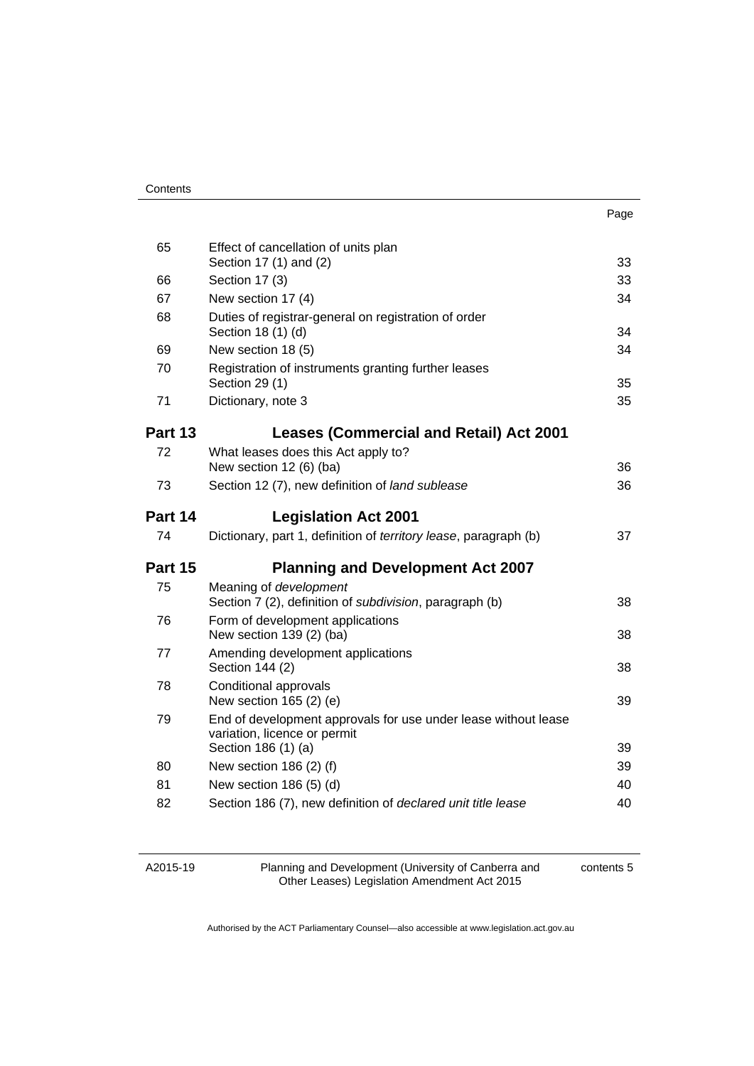| | | Page |
|---|---|---|
| 65 | Effect of cancellation of units plan<br>Section 17 (1) and (2) | 33 |
| 66 | Section 17 (3) | 33 |
| 67 | New section 17 (4) | 34 |
| 68 | Duties of registrar-general on registration of order<br>Section 18 (1) (d) | 34 |
| 69 | New section 18 (5) | 34 |
| 70 | Registration of instruments granting further leases<br>Section 29 (1) | 35 |
| 71 | Dictionary, note 3 | 35 |

## Part 13 Leases (Commercial and Retail) Act 2001

| | | |
|---|---|---|
| 72 | What leases does this Act apply to?<br>New section 12 (6) (ba) | 36 |
| 73 | Section 12 (7), new definition of *land sublease* | 36 |

## Part 14 Legislation Act 2001

| | | |
|---|---|---|
| 74 | Dictionary, part 1, definition of *territory lease*, paragraph (b) | 37 |

## Part 15 Planning and Development Act 2007

| | | |
|---|---|---|
| 75 | Meaning of *development*<br>Section 7 (2), definition of *subdivision*, paragraph (b) | 38 |
| 76 | Form of development applications<br>New section 139 (2) (ba) | 38 |
| 77 | Amending development applications<br>Section 144 (2) | 38 |
| 78 | Conditional approvals<br>New section 165 (2) (e) | 39 |
| 79 | End of development approvals for use under lease without lease variation, licence or permit<br>Section 186 (1) (a) | 39 |
| 80 | New section 186 (2) (f) | 39 |
| 81 | New section 186 (5) (d) | 40 |
| 82 | Section 186 (7), new definition of *declared unit title lease* | 40 |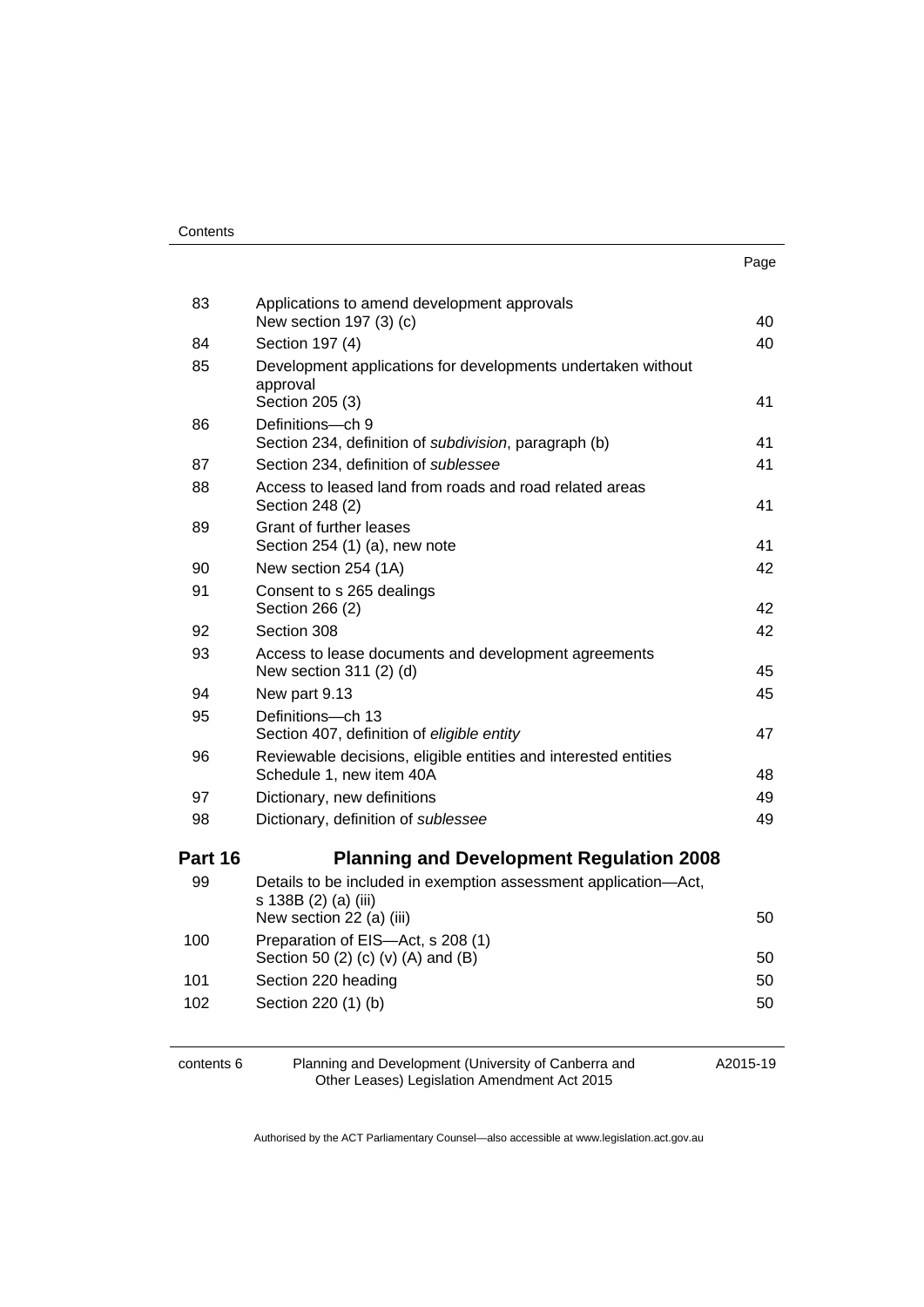| | | Page |
|---|---|---|
| 83 | Applications to amend development approvals<br>New section 197 (3) (c) | 40 |
| 84 | Section 197 (4) | 40 |
| 85 | Development applications for developments undertaken without approval<br>Section 205 (3) | 41 |
| 86 | Definitions—ch 9<br>Section 234, definition of *subdivision*, paragraph (b) | 41 |
| 87 | Section 234, definition of *sublessee* | 41 |
| 88 | Access to leased land from roads and road related areas<br>Section 248 (2) | 41 |
| 89 | Grant of further leases<br>Section 254 (1) (a), new note | 41 |
| 90 | New section 254 (1A) | 42 |
| 91 | Consent to s 265 dealings<br>Section 266 (2) | 42 |
| 92 | Section 308 | 42 |
| 93 | Access to lease documents and development agreements<br>New section 311 (2) (d) | 45 |
| 94 | New part 9.13 | 45 |
| 95 | Definitions—ch 13<br>Section 407, definition of *eligible entity* | 47 |
| 96 | Reviewable decisions, eligible entities and interested entities<br>Schedule 1, new item 40A | 48 |
| 97 | Dictionary, new definitions | 49 |
| 98 | Dictionary, definition of *sublessee* | 49 |
| **Part 16** | **Planning and Development Regulation 2008** | |
| 99 | Details to be included in exemption assessment application—Act, s 138B (2) (a) (iii)<br>New section 22 (a) (iii) | 50 |
| 100 | Preparation of EIS—Act, s 208 (1)<br>Section 50 (2) (c) (v) (A) and (B) | 50 |
| 101 | Section 220 heading | 50 |
| 102 | Section 220 (1) (b) | 50 |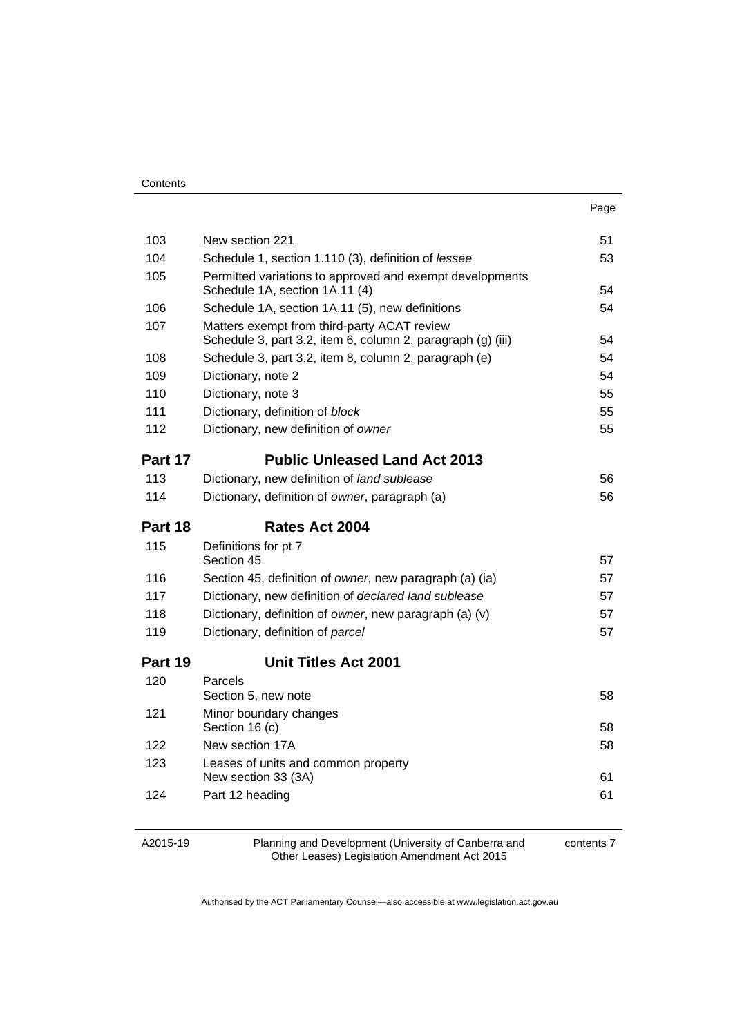| | | Page |
|---|---|---|
| 103 | New section 221 | 51 |
| 104 | Schedule 1, section 1.110 (3), definition of *lessee* | 53 |
| 105 | Permitted variations to approved and exempt developments<br>Schedule 1A, section 1A.11 (4) | 54 |
| 106 | Schedule 1A, section 1A.11 (5), new definitions | 54 |
| 107 | Matters exempt from third-party ACAT review<br>Schedule 3, part 3.2, item 6, column 2, paragraph (g) (iii) | 54 |
| 108 | Schedule 3, part 3.2, item 8, column 2, paragraph (e) | 54 |
| 109 | Dictionary, note 2 | 54 |
| 110 | Dictionary, note 3 | 55 |
| 111 | Dictionary, definition of *block* | 55 |
| 112 | Dictionary, new definition of *owner* | 55 |
| **Part 17** | **Public Unleased Land Act 2013** | |
| 113 | Dictionary, new definition of *land sublease* | 56 |
| 114 | Dictionary, definition of *owner*, paragraph (a) | 56 |
| **Part 18** | **Rates Act 2004** | |
| 115 | Definitions for pt 7<br>Section 45 | 57 |
| 116 | Section 45, definition of *owner*, new paragraph (a) (ia) | 57 |
| 117 | Dictionary, new definition of *declared land sublease* | 57 |
| 118 | Dictionary, definition of *owner*, new paragraph (a) (v) | 57 |
| 119 | Dictionary, definition of *parcel* | 57 |
| **Part 19** | **Unit Titles Act 2001** | |
| 120 | Parcels<br>Section 5, new note | 58 |
| 121 | Minor boundary changes<br>Section 16 (c) | 58 |
| 122 | New section 17A | 58 |
| 123 | Leases of units and common property<br>New section 33 (3A) | 61 |
| 124 | Part 12 heading | 61 |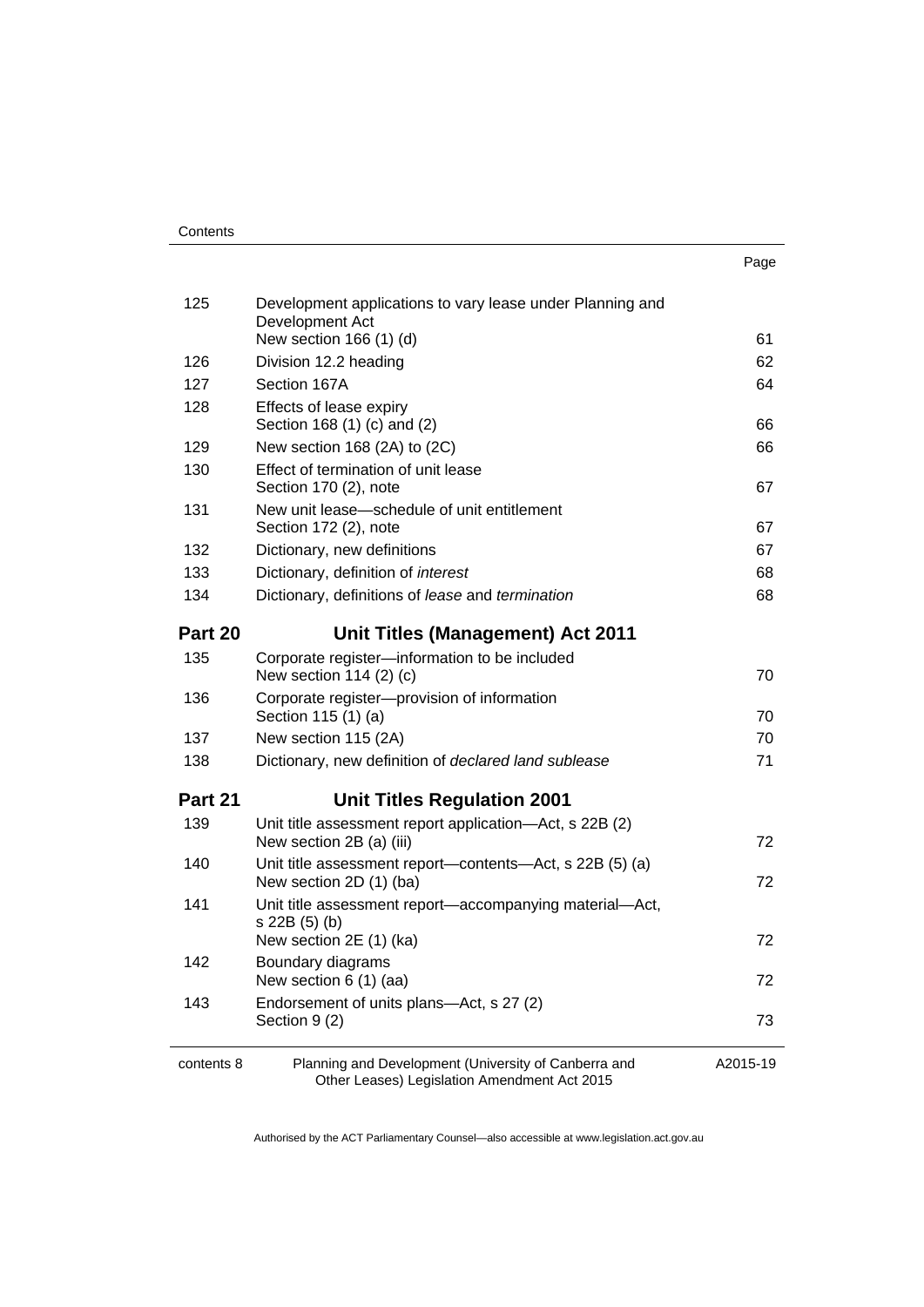| | | Page |
|---|---|---|
| 125 | Development applications to vary lease under Planning and Development Act<br>New section 166 (1) (d) | 61 |
| 126 | Division 12.2 heading | 62 |
| 127 | Section 167A | 64 |
| 128 | Effects of lease expiry<br>Section 168 (1) (c) and (2) | 66 |
| 129 | New section 168 (2A) to (2C) | 66 |
| 130 | Effect of termination of unit lease<br>Section 170 (2), note | 67 |
| 131 | New unit lease—schedule of unit entitlement<br>Section 172 (2), note | 67 |
| 132 | Dictionary, new definitions | 67 |
| 133 | Dictionary, definition of *interest* | 68 |
| 134 | Dictionary, definitions of *lease* and *termination* | 68 |
| **Part 20** | **Unit Titles (Management) Act 2011** | |
| 135 | Corporate register—information to be included<br>New section 114 (2) (c) | 70 |
| 136 | Corporate register—provision of information<br>Section 115 (1) (a) | 70 |
| 137 | New section 115 (2A) | 70 |
| 138 | Dictionary, new definition of *declared land sublease* | 71 |
| **Part 21** | **Unit Titles Regulation 2001** | |
| 139 | Unit title assessment report application—Act, s 22B (2)<br>New section 2B (a) (iii) | 72 |
| 140 | Unit title assessment report—contents—Act, s 22B (5) (a)<br>New section 2D (1) (ba) | 72 |
| 141 | Unit title assessment report—accompanying material—Act, s 22B (5) (b)<br>New section 2E (1) (ka) | 72 |
| 142 | Boundary diagrams<br>New section 6 (1) (aa) | 72 |
| 143 | Endorsement of units plans—Act, s 27 (2)<br>Section 9 (2) | 73 |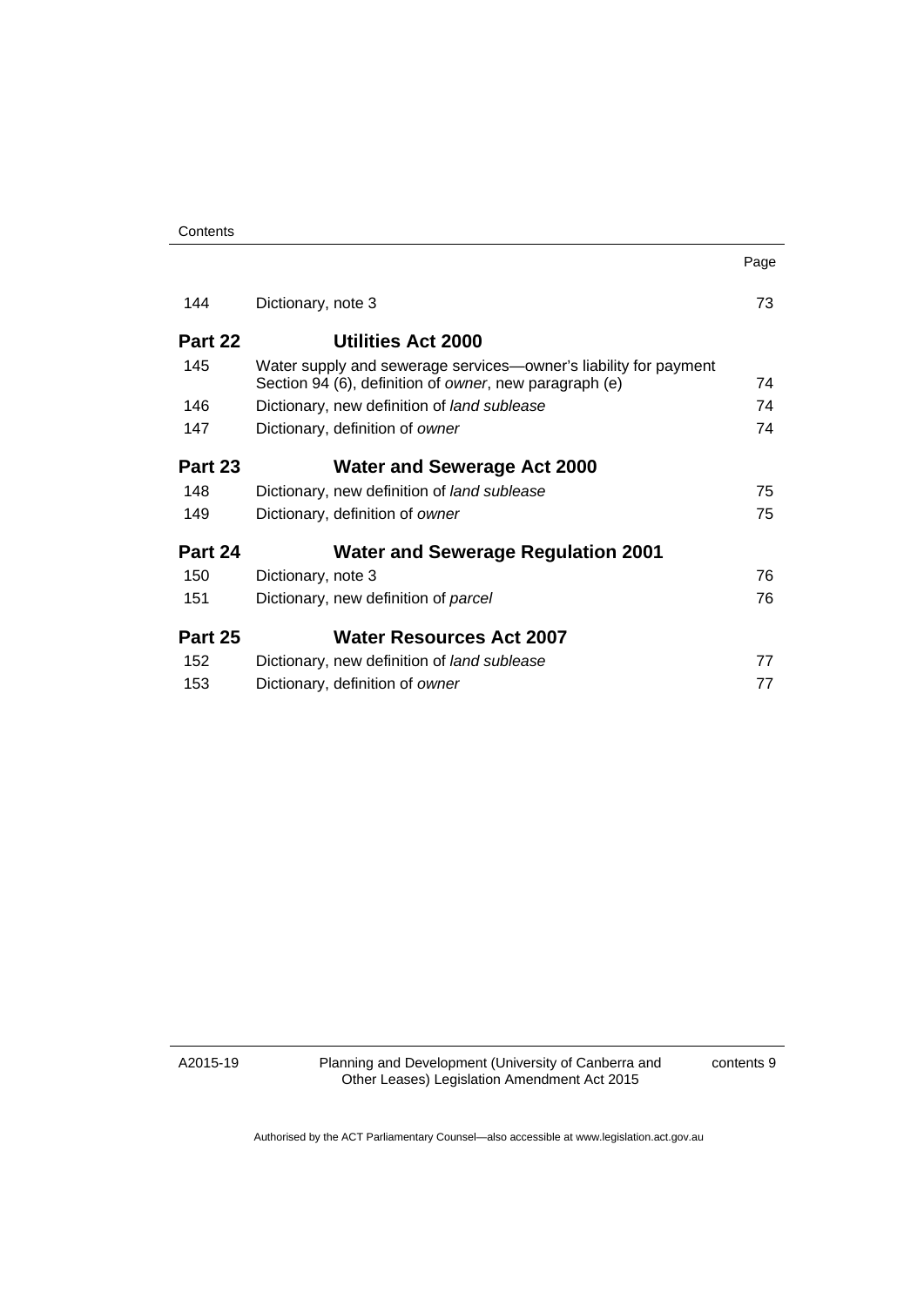| | | Page |
|---|---|---|
| 144 | Dictionary, note 3 | 73 |
| **Part 22** | **Utilities Act 2000** | |
| 145 | Water supply and sewerage services—owner's liability for payment Section 94 (6), definition of *owner*, new paragraph (e) | 74 |
| 146 | Dictionary, new definition of *land sublease* | 74 |
| 147 | Dictionary, definition of *owner* | 74 |
| **Part 23** | **Water and Sewerage Act 2000** | |
| 148 | Dictionary, new definition of *land sublease* | 75 |
| 149 | Dictionary, definition of *owner* | 75 |
| **Part 24** | **Water and Sewerage Regulation 2001** | |
| 150 | Dictionary, note 3 | 76 |
| 151 | Dictionary, new definition of *parcel* | 76 |
| **Part 25** | **Water Resources Act 2007** | |
| 152 | Dictionary, new definition of *land sublease* | 77 |
| 153 | Dictionary, definition of *owner* | 77 |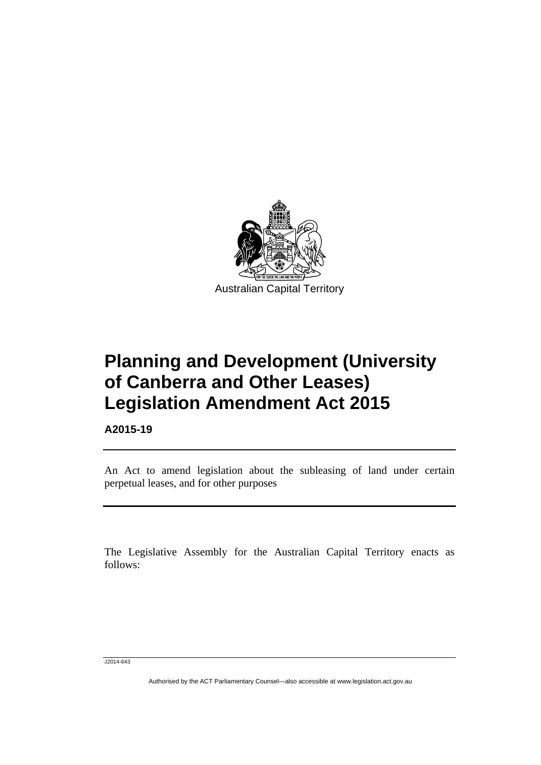Australian Capital Territory

# Planning and Development (University of Canberra and Other Leases) Legislation Amendment Act 2015

**A2015-19**

An Act to amend legislation about the subleasing of land under certain perpetual leases, and for other purposes

The Legislative Assembly for the Australian Capital Territory enacts as follows:

J2014-643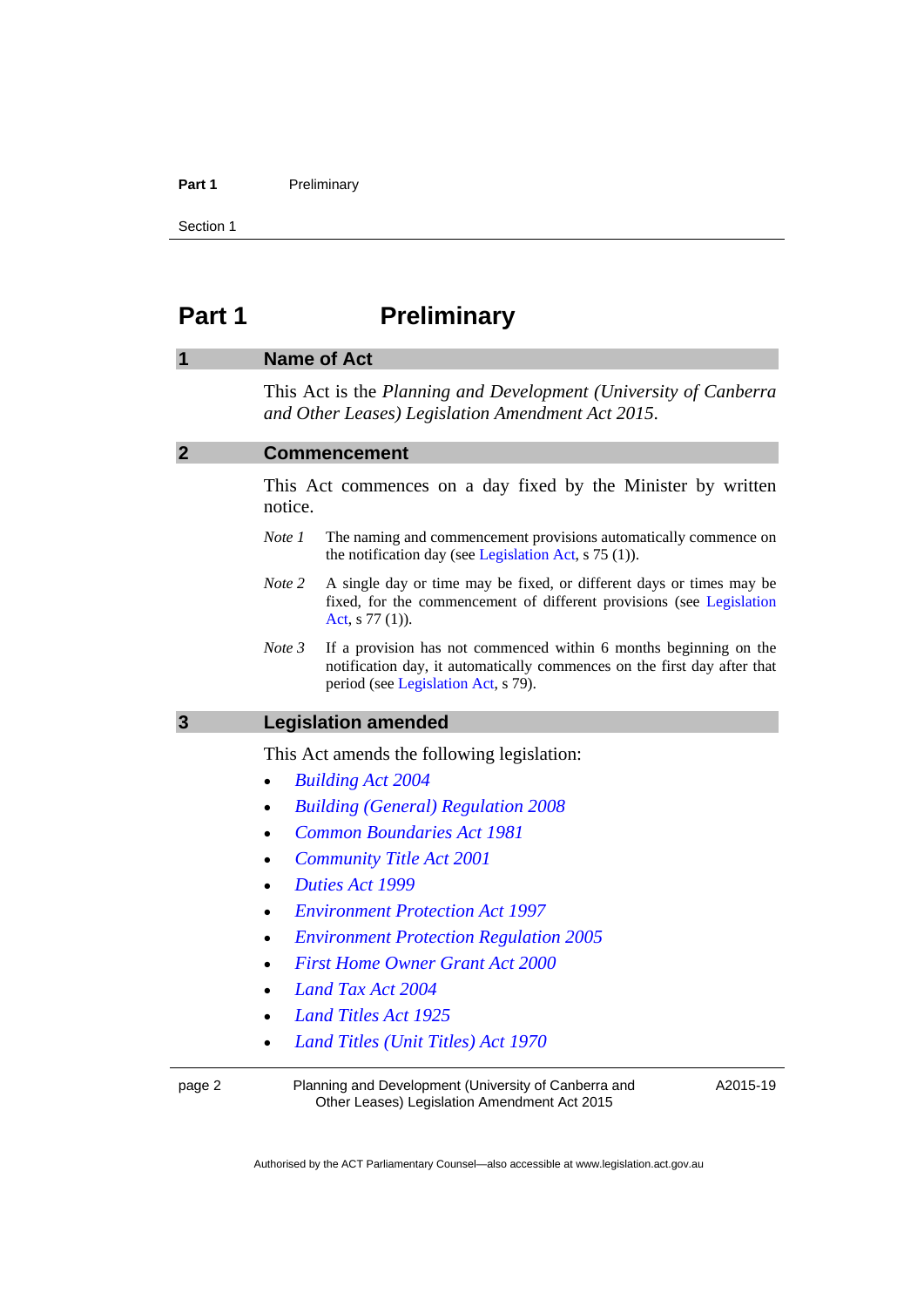# Part 1 Preliminary

## 1 Name of Act

This Act is the *Planning and Development (University of Canberra and Other Leases) Legislation Amendment Act 2015*.

## 2 Commencement

This Act commences on a day fixed by the Minister by written notice.

*Note 1* The naming and commencement provisions automatically commence on the notification day (see Legislation Act, s 75 (1)).

*Note 2* A single day or time may be fixed, or different days or times may be fixed, for the commencement of different provisions (see Legislation Act, s 77 (1)).

*Note 3* If a provision has not commenced within 6 months beginning on the notification day, it automatically commences on the first day after that period (see Legislation Act, s 79).

## 3 Legislation amended

This Act amends the following legislation:

- *Building Act 2004*
- *Building (General) Regulation 2008*
- *Common Boundaries Act 1981*
- *Community Title Act 2001*
- *Duties Act 1999*
- *Environment Protection Act 1997*
- *Environment Protection Regulation 2005*
- *First Home Owner Grant Act 2000*
- *Land Tax Act 2004*
- *Land Titles Act 1925*
- *Land Titles (Unit Titles) Act 1970*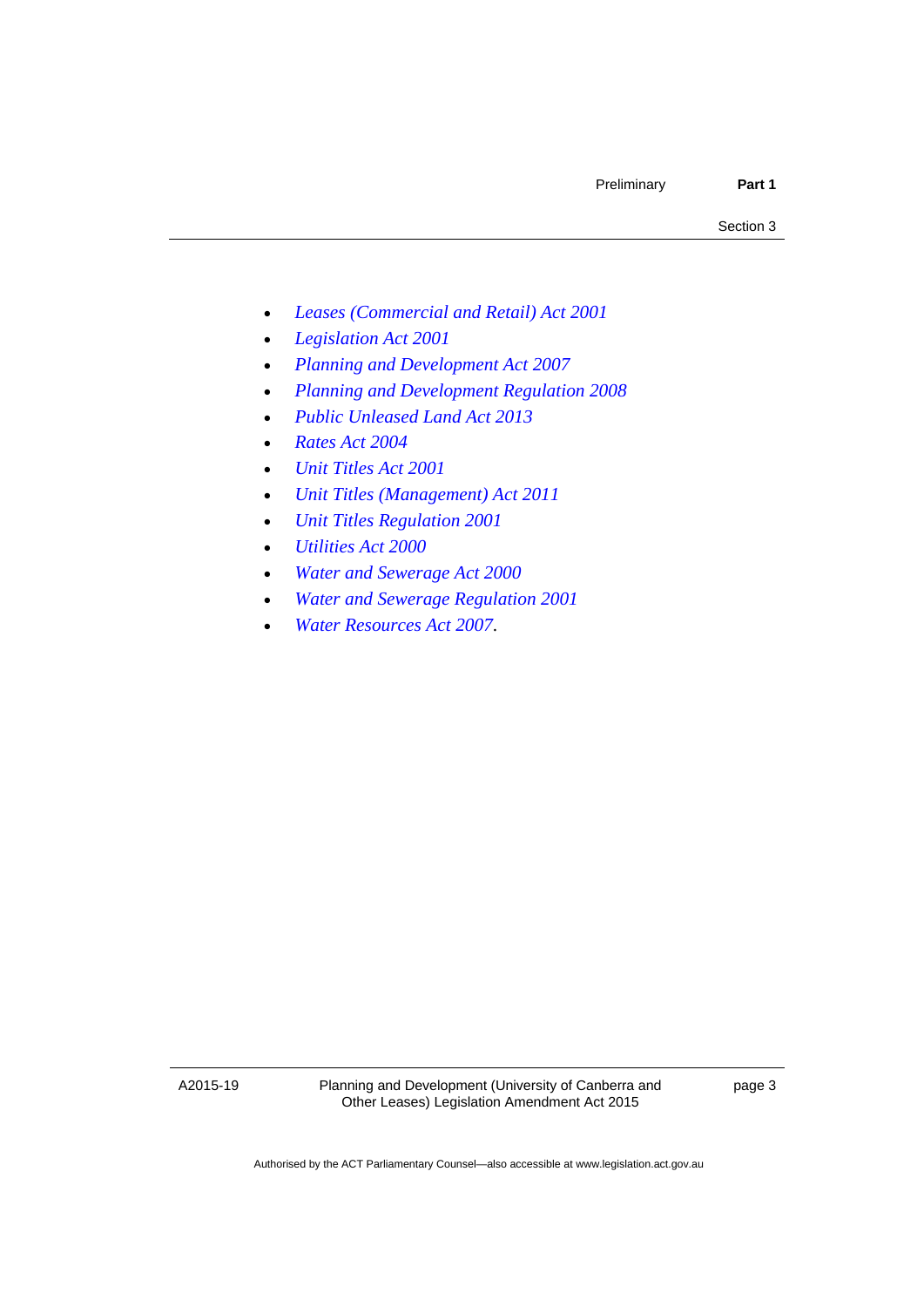- *Leases (Commercial and Retail) Act 2001*
- *Legislation Act 2001*
- *Planning and Development Act 2007*
- *Planning and Development Regulation 2008*
- *Public Unleased Land Act 2013*
- *Rates Act 2004*
- *Unit Titles Act 2001*
- *Unit Titles (Management) Act 2011*
- *Unit Titles Regulation 2001*
- *Utilities Act 2000*
- *Water and Sewerage Act 2000*
- *Water and Sewerage Regulation 2001*
- *Water Resources Act 2007*.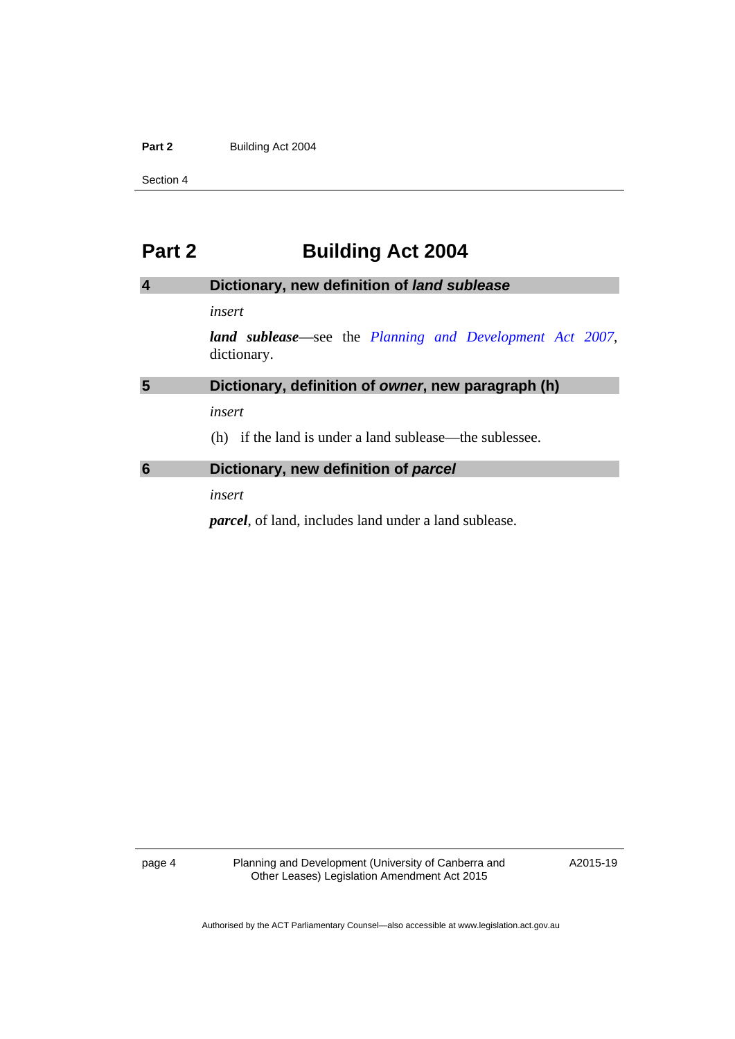# Part 2 Building Act 2004

## 4 Dictionary, new definition of *land sublease*

*insert*

***land sublease***—see the *Planning and Development Act 2007*, dictionary.

## 5 Dictionary, definition of *owner*, new paragraph (h)

*insert*

(h) if the land is under a land sublease—the sublessee.

## 6 Dictionary, new definition of *parcel*

*insert*

***parcel***, of land, includes land under a land sublease.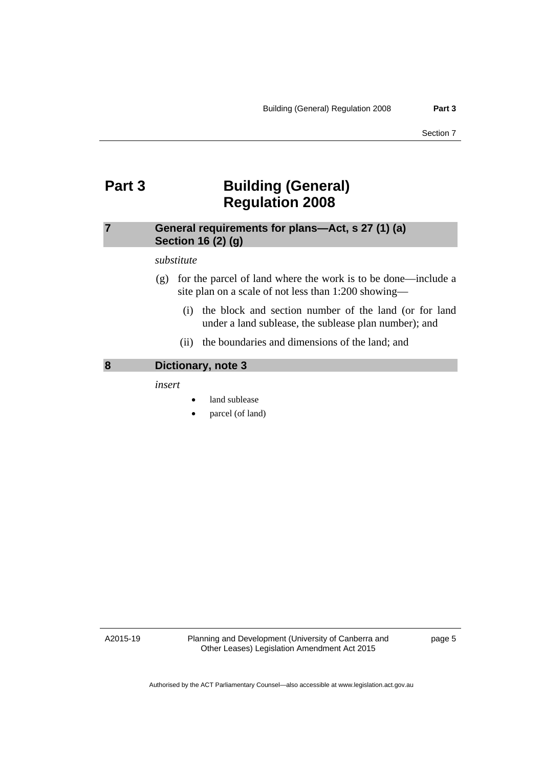# Part 3 Building (General) Regulation 2008

## 7 General requirements for plans—Act, s 27 (1) (a) Section 16 (2) (g)

*substitute*

(g) for the parcel of land where the work is to be done—include a site plan on a scale of not less than 1:200 showing—

(i) the block and section number of the land (or for land under a land sublease, the sublease plan number); and

(ii) the boundaries and dimensions of the land; and

## 8 Dictionary, note 3

*insert*

- land sublease
- parcel (of land)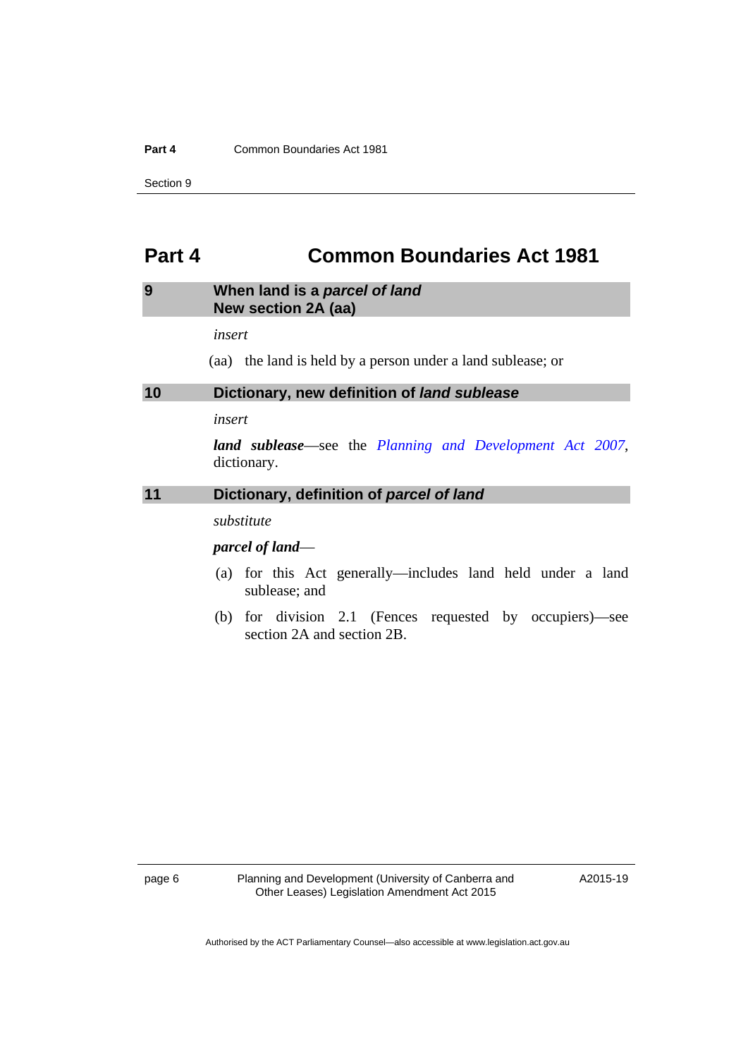# Part 4 Common Boundaries Act 1981

## 9 When land is a *parcel of land* New section 2A (aa)

*insert*

(aa) the land is held by a person under a land sublease; or

## 10 Dictionary, new definition of *land sublease*

*insert*

***land sublease***—see the *Planning and Development Act 2007*, dictionary.

## 11 Dictionary, definition of *parcel of land*

*substitute*

***parcel of land***—

(a) for this Act generally—includes land held under a land sublease; and

(b) for division 2.1 (Fences requested by occupiers)—see section 2A and section 2B.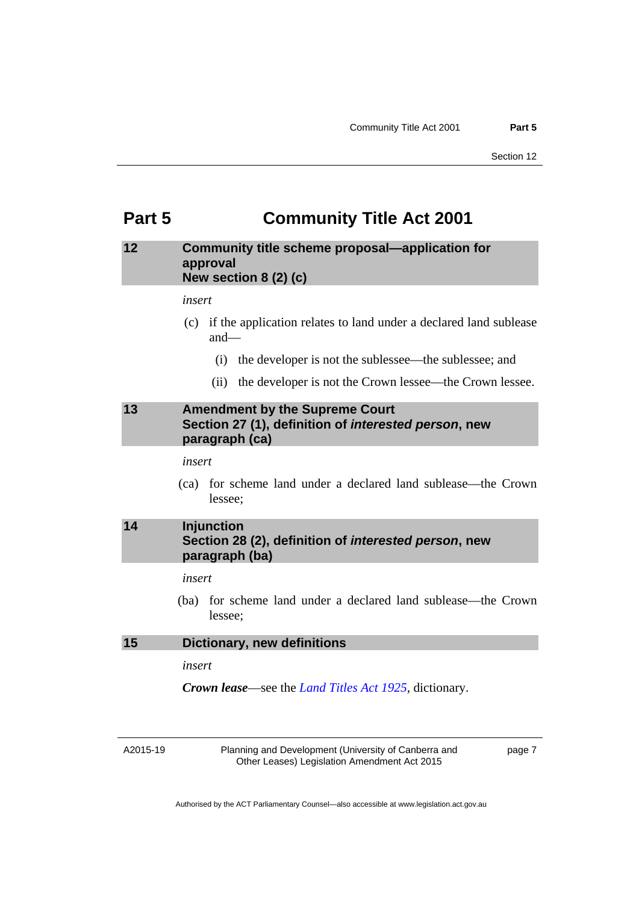# Part 5 Community Title Act 2001

## 12 Community title scheme proposal—application for approval New section 8 (2) (c)

*insert*

(c) if the application relates to land under a declared land sublease and—

(i) the developer is not the sublessee—the sublessee; and

(ii) the developer is not the Crown lessee—the Crown lessee.

## 13 Amendment by the Supreme Court Section 27 (1), definition of *interested person*, new paragraph (ca)

*insert*

(ca) for scheme land under a declared land sublease—the Crown lessee;

## 14 Injunction Section 28 (2), definition of *interested person*, new paragraph (ba)

*insert*

(ba) for scheme land under a declared land sublease—the Crown lessee;

## 15 Dictionary, new definitions

*insert*

***Crown lease***—see the *Land Titles Act 1925*, dictionary.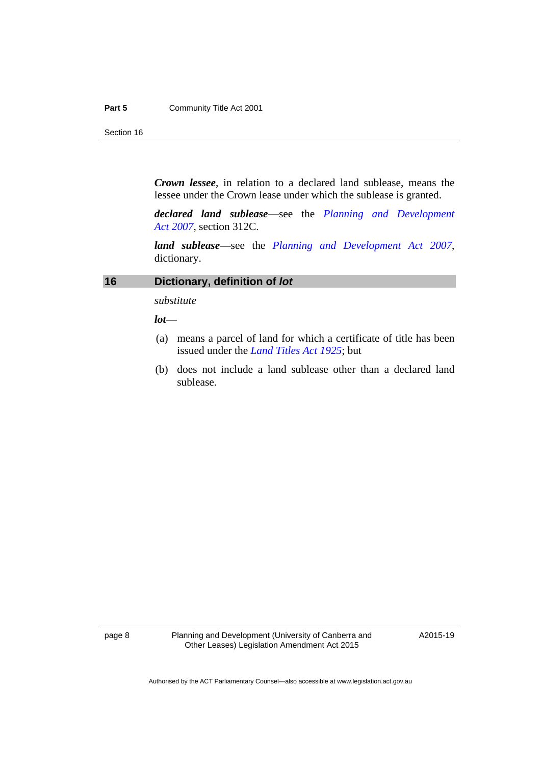***Crown lessee***, in relation to a declared land sublease, means the lessee under the Crown lease under which the sublease is granted.

***declared land sublease***—see the *Planning and Development Act 2007*, section 312C.

***land sublease***—see the *Planning and Development Act 2007*, dictionary.

## 16 Dictionary, definition of *lot*

*substitute*

***lot***—

(a) means a parcel of land for which a certificate of title has been issued under the *Land Titles Act 1925*; but

(b) does not include a land sublease other than a declared land sublease.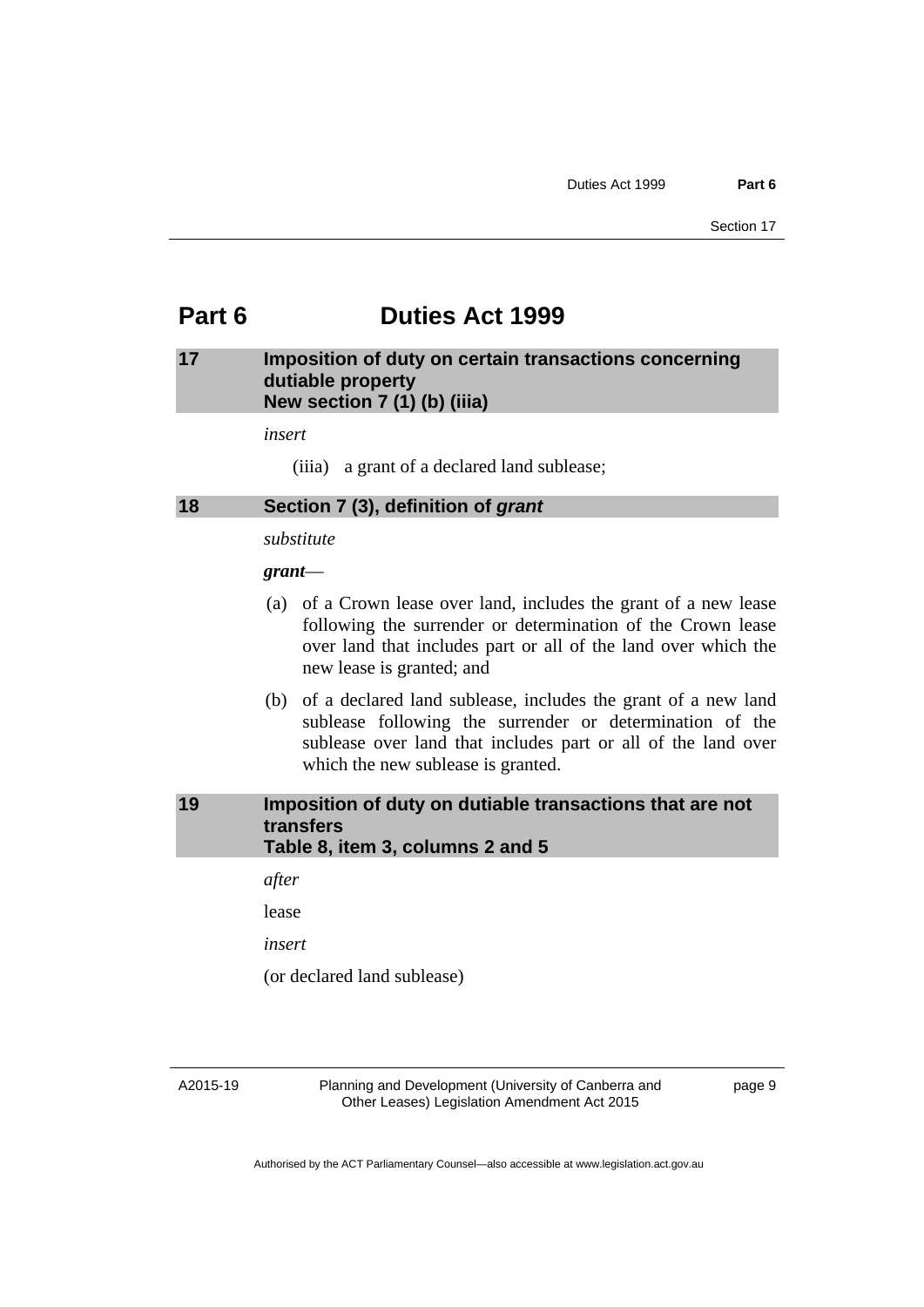# Part 6 Duties Act 1999

## 17 Imposition of duty on certain transactions concerning dutiable property
## New section 7 (1) (b) (iiia)

*insert*

(iiia) a grant of a declared land sublease;

## 18 Section 7 (3), definition of *grant*

*substitute*

***grant***—

(a) of a Crown lease over land, includes the grant of a new lease following the surrender or determination of the Crown lease over land that includes part or all of the land over which the new lease is granted; and

(b) of a declared land sublease, includes the grant of a new land sublease following the surrender or determination of the sublease over land that includes part or all of the land over which the new sublease is granted.

## 19 Imposition of duty on dutiable transactions that are not transfers
## Table 8, item 3, columns 2 and 5

*after*

lease

*insert*

(or declared land sublease)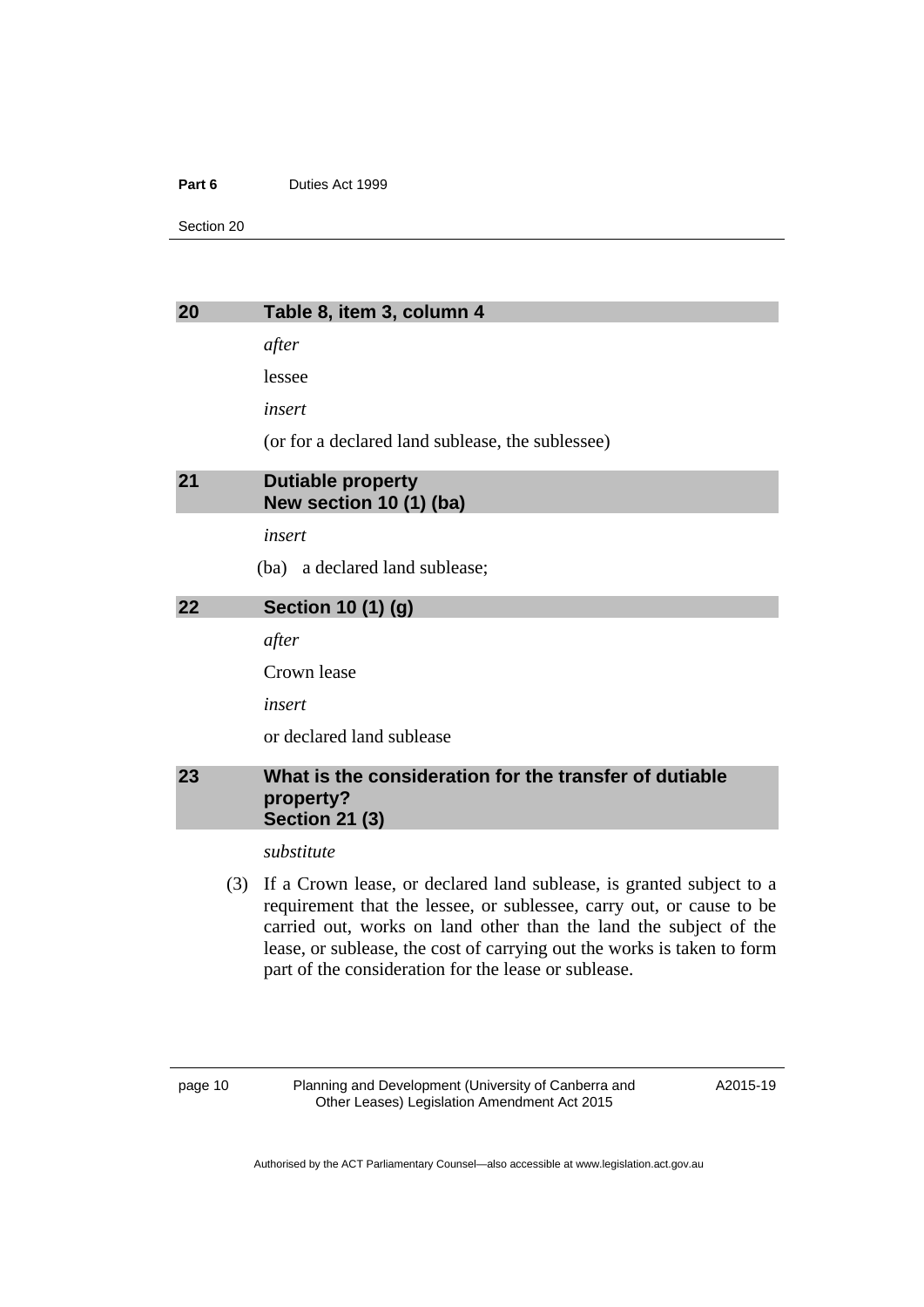## 20 Table 8, item 3, column 4

*after*

lessee

*insert*

(or for a declared land sublease, the sublessee)

## 21 Dutiable property New section 10 (1) (ba)

*insert*

(ba) a declared land sublease;

## 22 Section 10 (1) (g)

*after*

Crown lease

*insert*

or declared land sublease

## 23 What is the consideration for the transfer of dutiable property? Section 21 (3)

*substitute*

(3) If a Crown lease, or declared land sublease, is granted subject to a requirement that the lessee, or sublessee, carry out, or cause to be carried out, works on land other than the land the subject of the lease, or sublease, the cost of carrying out the works is taken to form part of the consideration for the lease or sublease.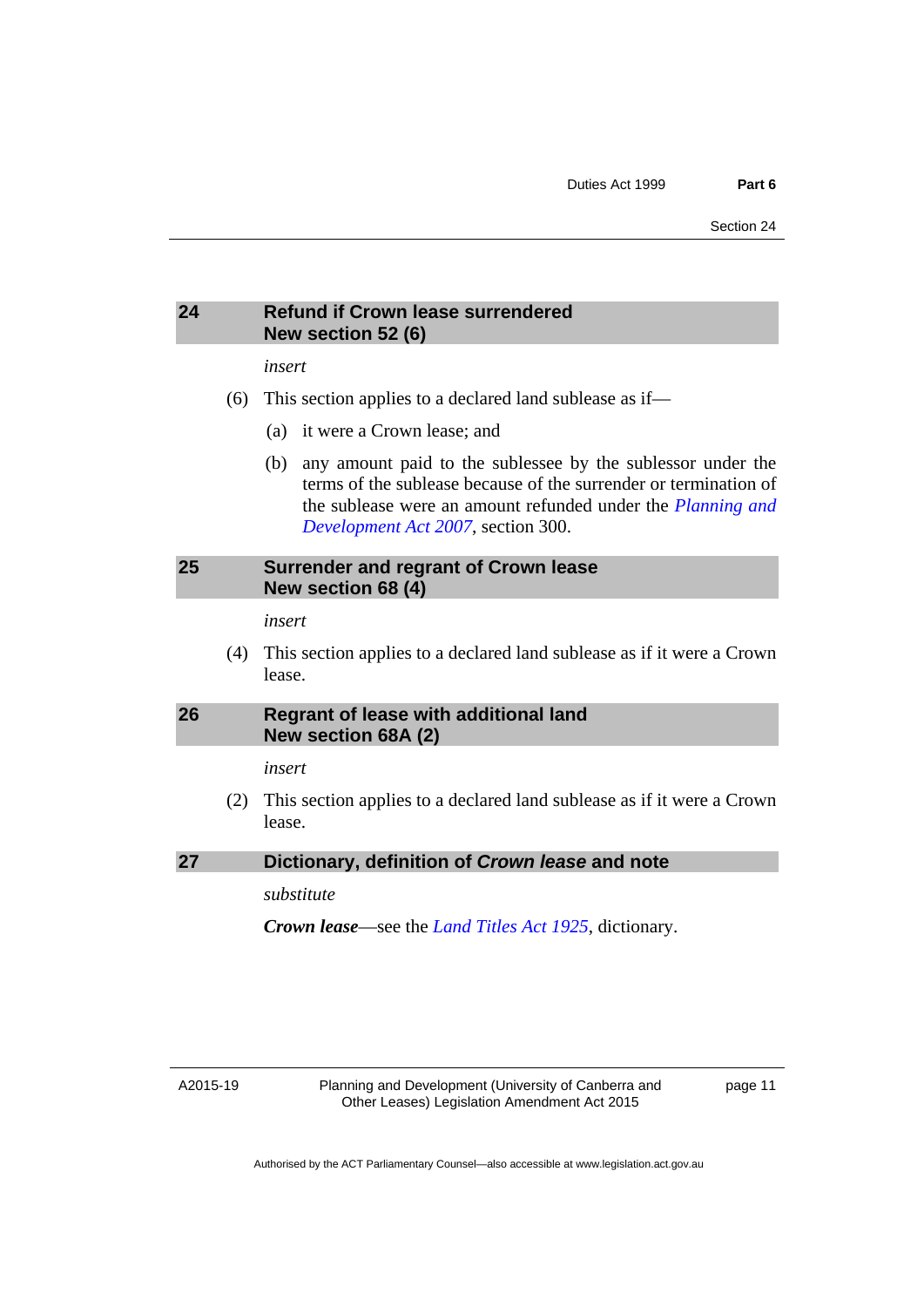## 24 Refund if Crown lease surrendered
## New section 52 (6)

*insert*

(6) This section applies to a declared land sublease as if—

(a) it were a Crown lease; and

(b) any amount paid to the sublessee by the sublessor under the terms of the sublease because of the surrender or termination of the sublease were an amount refunded under the *Planning and Development Act 2007*, section 300.

## 25 Surrender and regrant of Crown lease
## New section 68 (4)

*insert*

(4) This section applies to a declared land sublease as if it were a Crown lease.

## 26 Regrant of lease with additional land
## New section 68A (2)

*insert*

(2) This section applies to a declared land sublease as if it were a Crown lease.

## 27 Dictionary, definition of *Crown lease* and note

*substitute*

***Crown lease***—see the *Land Titles Act 1925*, dictionary.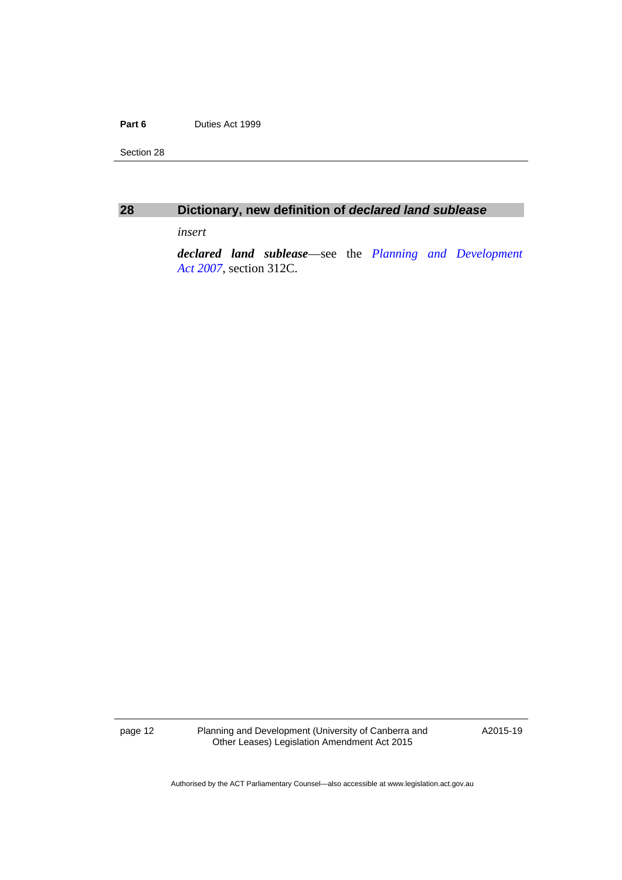## 28 Dictionary, new definition of *declared land sublease*

*insert*

***declared land sublease***—see the *Planning and Development Act 2007*, section 312C.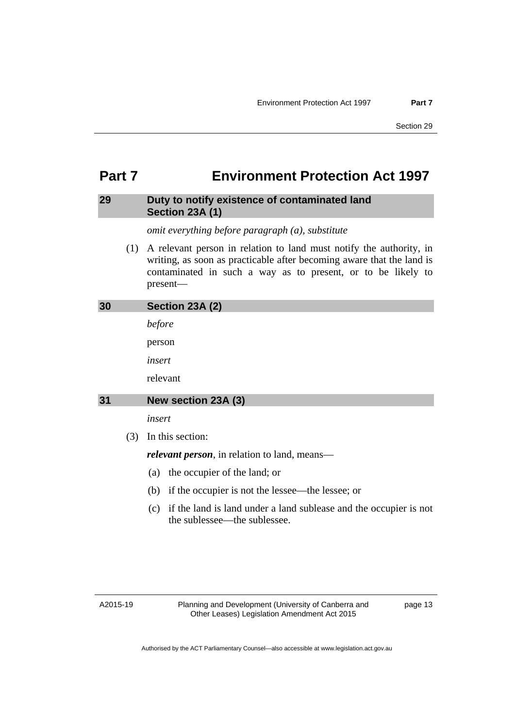# Part 7 Environment Protection Act 1997

## 29 Duty to notify existence of contaminated land Section 23A (1)

*omit everything before paragraph (a), substitute*

(1) A relevant person in relation to land must notify the authority, in writing, as soon as practicable after becoming aware that the land is contaminated in such a way as to present, or to be likely to present—

## 30 Section 23A (2)

*before*

person

*insert*

relevant

## 31 New section 23A (3)

*insert*

(3) In this section:

***relevant person***, in relation to land, means—

(a) the occupier of the land; or

(b) if the occupier is not the lessee—the lessee; or

(c) if the land is land under a land sublease and the occupier is not the sublessee—the sublessee.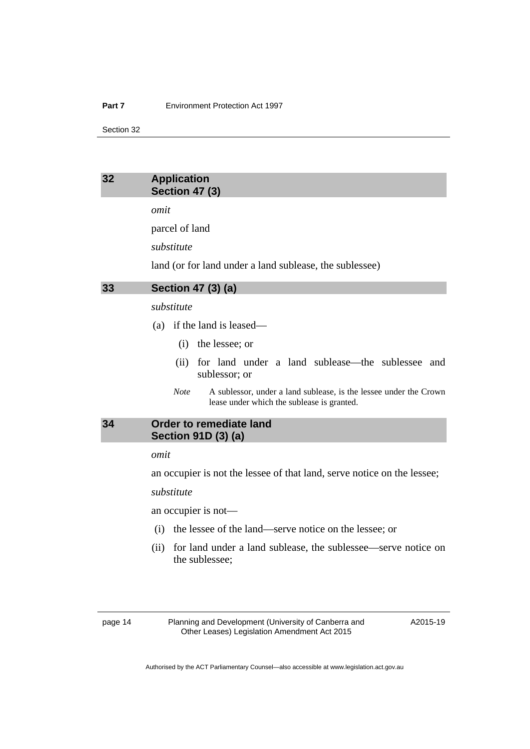## 32 Application
## Section 47 (3)

*omit*

parcel of land

*substitute*

land (or for land under a land sublease, the sublessee)

## 33 Section 47 (3) (a)

*substitute*

(a) if the land is leased—

   (i) the lessee; or

   (ii) for land under a land sublease—the sublessee and sublessor; or

   *Note* A sublessor, under a land sublease, is the lessee under the Crown lease under which the sublease is granted.

## 34 Order to remediate land
## Section 91D (3) (a)

*omit*

an occupier is not the lessee of that land, serve notice on the lessee;

*substitute*

an occupier is not—

(i) the lessee of the land—serve notice on the lessee; or

(ii) for land under a land sublease, the sublessee—serve notice on the sublessee;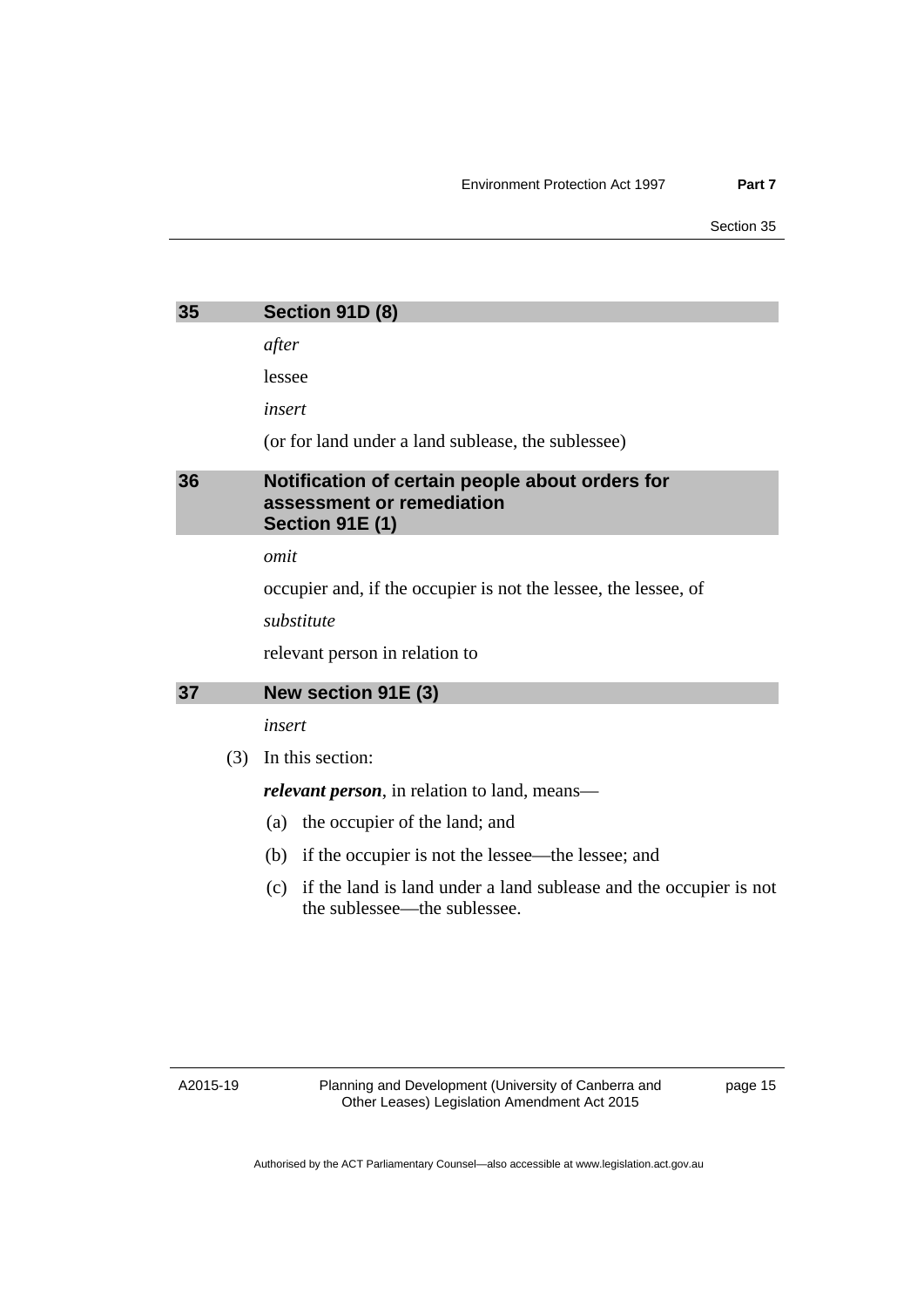## 35 Section 91D (8)

*after*

lessee

*insert*

(or for land under a land sublease, the sublessee)

## 36 Notification of certain people about orders for assessment or remediation Section 91E (1)

*omit*

occupier and, if the occupier is not the lessee, the lessee, of

*substitute*

relevant person in relation to

## 37 New section 91E (3)

*insert*

(3) In this section:

***relevant person***, in relation to land, means—

(a) the occupier of the land; and

(b) if the occupier is not the lessee—the lessee; and

(c) if the land is land under a land sublease and the occupier is not the sublessee—the sublessee.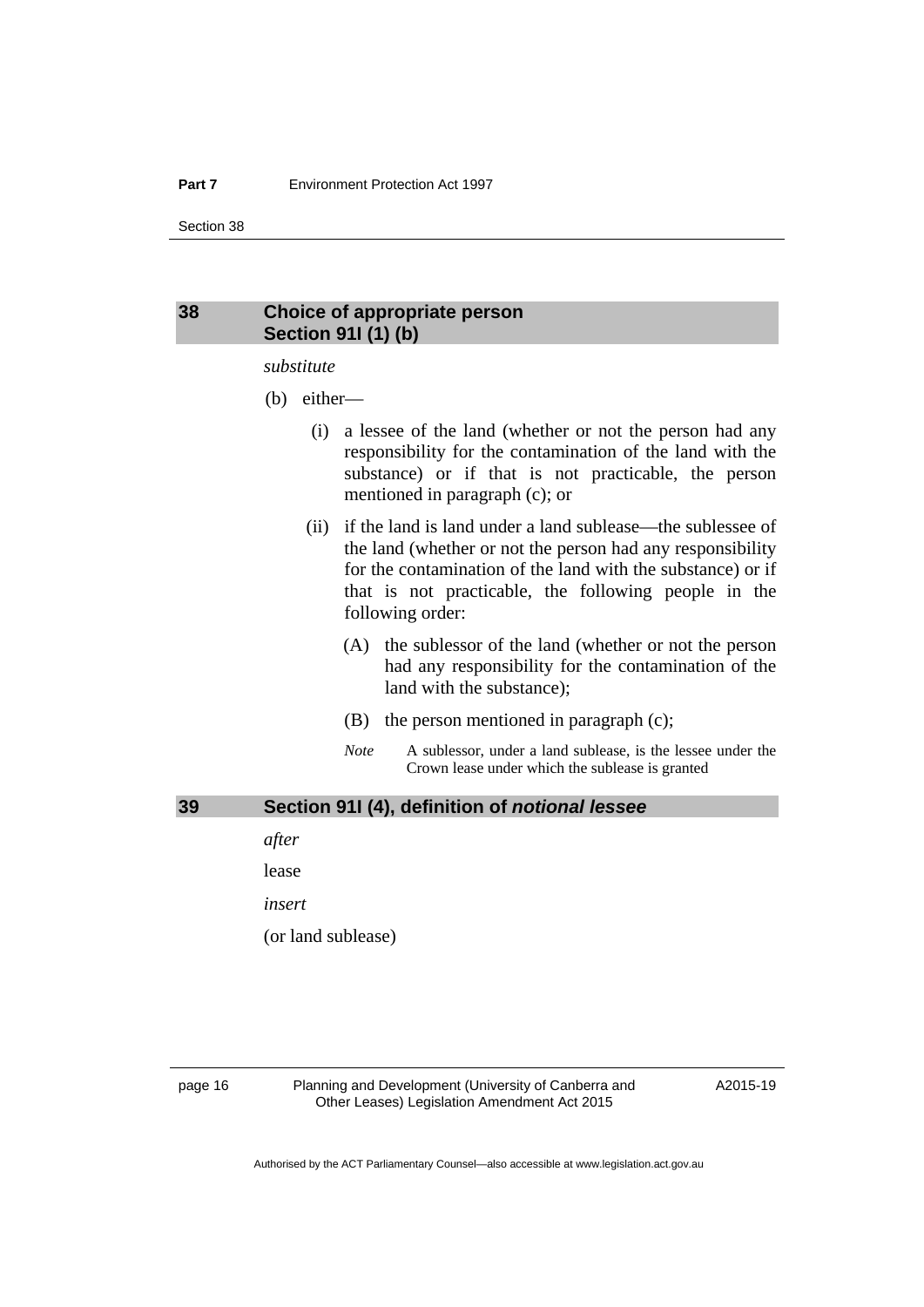## 38 Choice of appropriate person
## Section 91I (1) (b)

*substitute*

(b) either—

(i) a lessee of the land (whether or not the person had any responsibility for the contamination of the land with the substance) or if that is not practicable, the person mentioned in paragraph (c); or

(ii) if the land is land under a land sublease—the sublessee of the land (whether or not the person had any responsibility for the contamination of the land with the substance) or if that is not practicable, the following people in the following order:

(A) the sublessor of the land (whether or not the person had any responsibility for the contamination of the land with the substance);

(B) the person mentioned in paragraph (c);

*Note* A sublessor, under a land sublease, is the lessee under the Crown lease under which the sublease is granted

## 39 Section 91I (4), definition of ***notional lessee***

*after*

lease

*insert*

(or land sublease)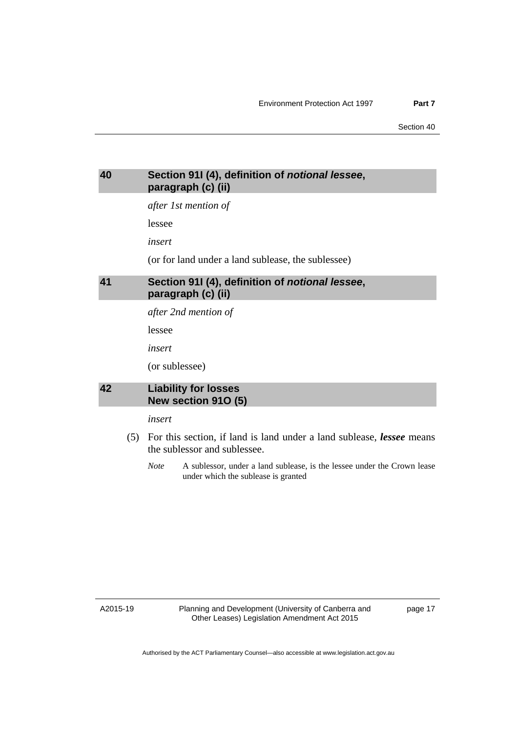## 40 Section 91I (4), definition of *notional lessee*, paragraph (c) (ii)

*after 1st mention of*

lessee

*insert*

(or for land under a land sublease, the sublessee)

## 41 Section 91I (4), definition of *notional lessee*, paragraph (c) (ii)

*after 2nd mention of*

lessee

*insert*

(or sublessee)

## 42 Liability for losses New section 91O (5)

*insert*

(5) For this section, if land is land under a land sublease, ***lessee*** means the sublessor and sublessee.

*Note* A sublessor, under a land sublease, is the lessee under the Crown lease under which the sublease is granted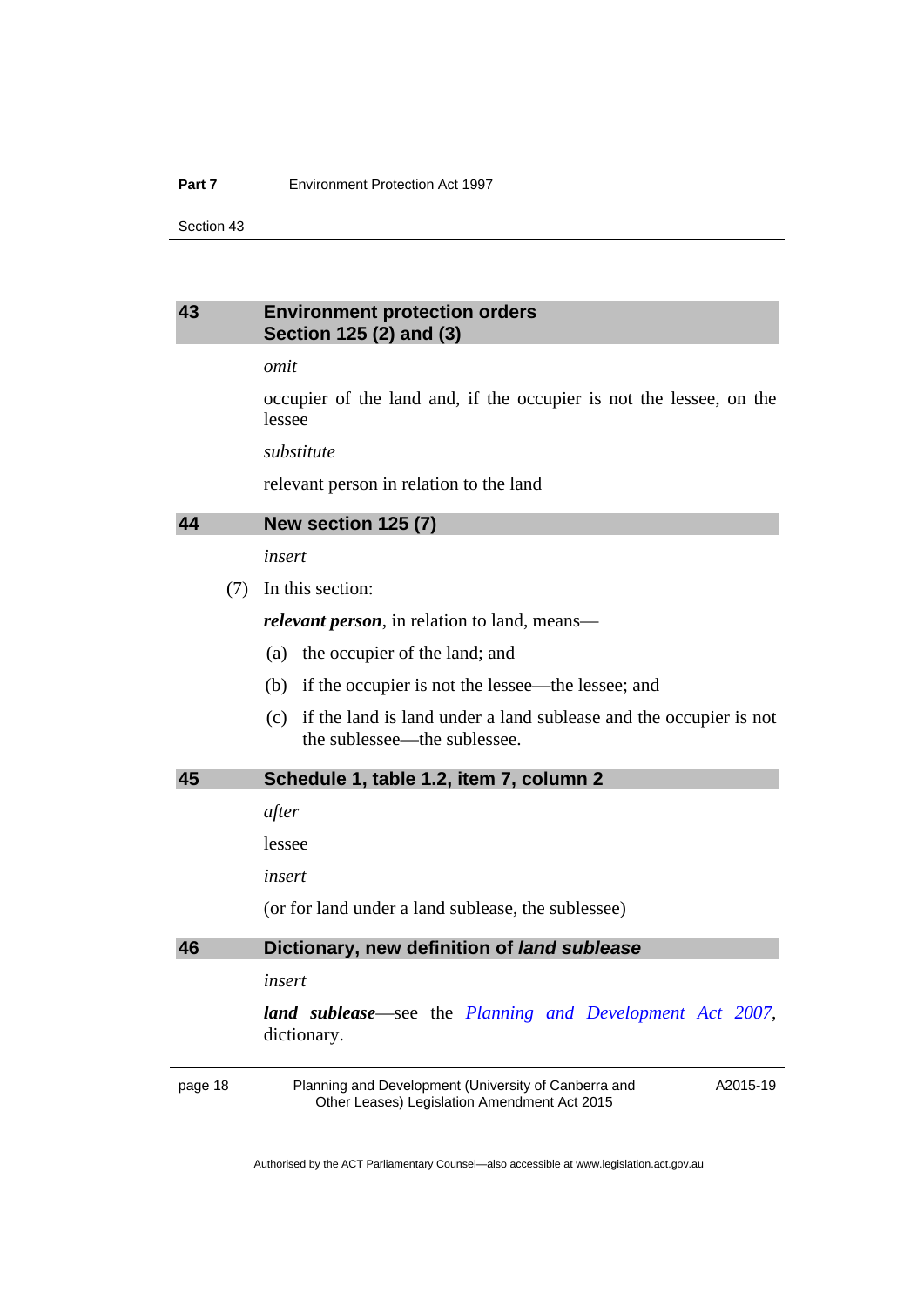### 43 Environment protection orders Section 125 (2) and (3)

*omit*

occupier of the land and, if the occupier is not the lessee, on the lessee

*substitute*

relevant person in relation to the land

### 44 New section 125 (7)

*insert*

(7) In this section:

***relevant person***, in relation to land, means—

(a) the occupier of the land; and

(b) if the occupier is not the lessee—the lessee; and

(c) if the land is land under a land sublease and the occupier is not the sublessee—the sublessee.

### 45 Schedule 1, table 1.2, item 7, column 2

*after*

lessee

*insert*

(or for land under a land sublease, the sublessee)

### 46 Dictionary, new definition of *land sublease*

*insert*

***land sublease***—see the *Planning and Development Act 2007*, dictionary.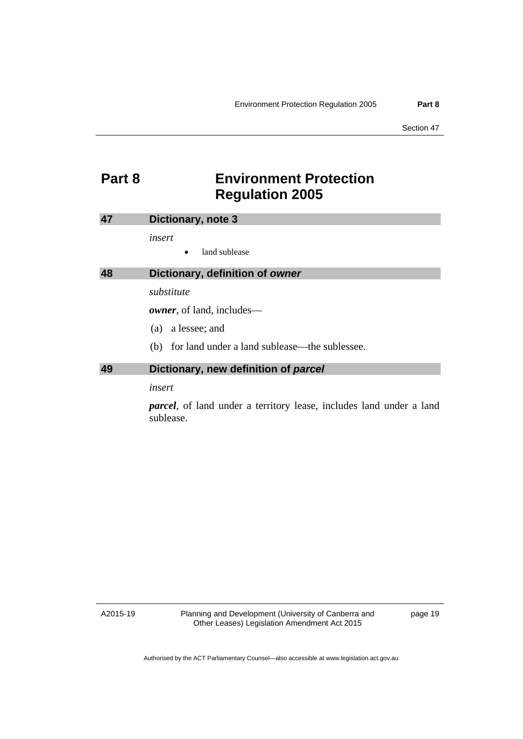# Part 8 Environment Protection Regulation 2005

## 47 Dictionary, note 3

*insert*

- land sublease

## 48 Dictionary, definition of *owner*

*substitute*

***owner***, of land, includes—

(a) a lessee; and

(b) for land under a land sublease—the sublessee.

## 49 Dictionary, new definition of *parcel*

*insert*

***parcel***, of land under a territory lease, includes land under a land sublease.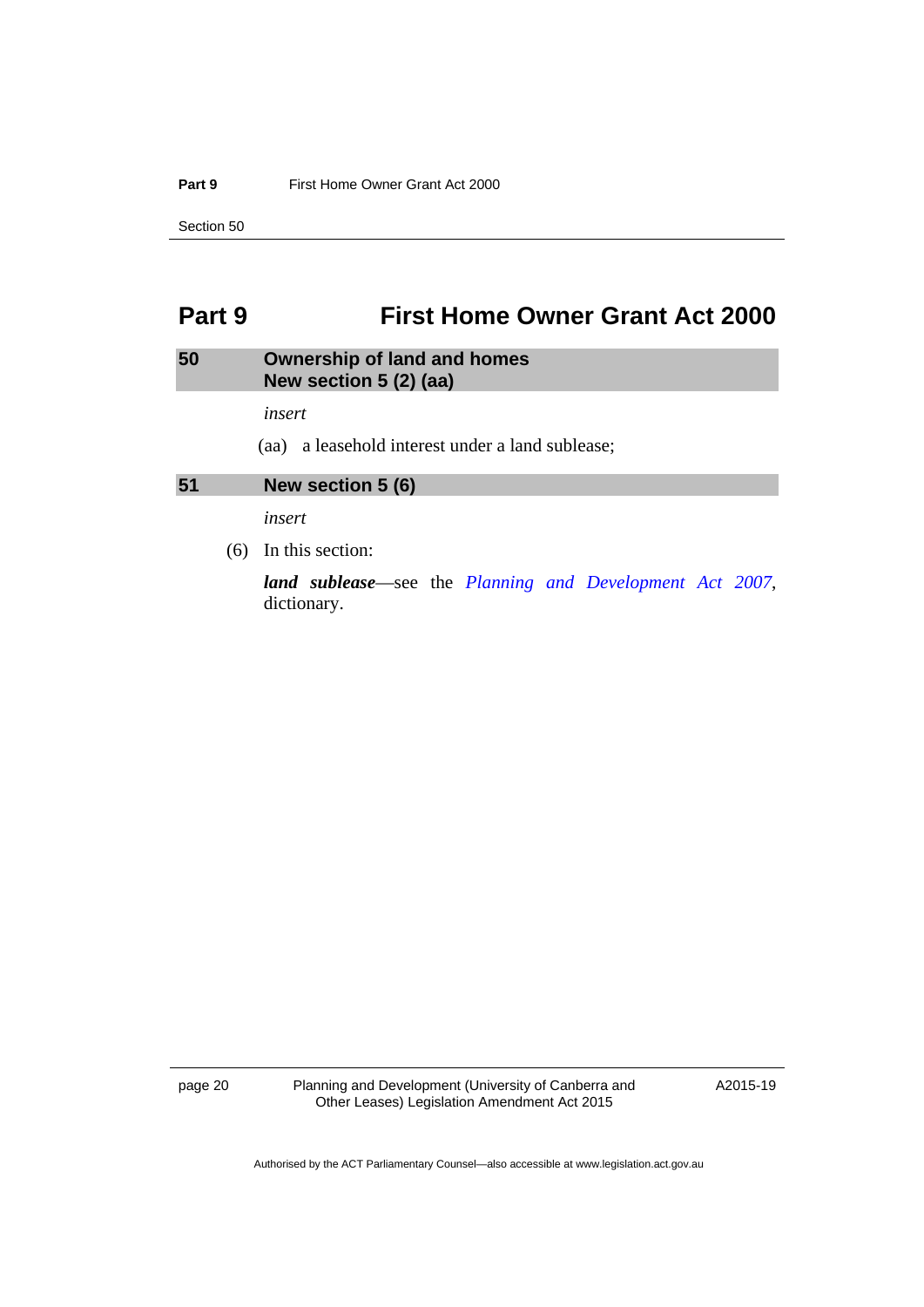# Part 9 First Home Owner Grant Act 2000

## 50 Ownership of land and homes
## New section 5 (2) (aa)

*insert*

(aa) a leasehold interest under a land sublease;

## 51 New section 5 (6)

*insert*

(6) In this section:

***land sublease***—see the *Planning and Development Act 2007*, dictionary.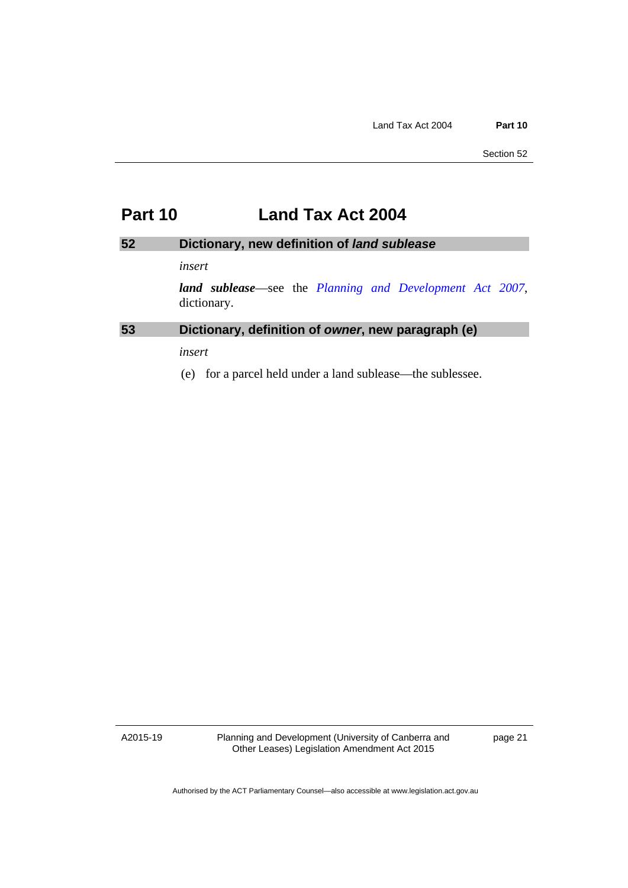# Part 10 Land Tax Act 2004

## 52 Dictionary, new definition of *land sublease*

*insert*

***land sublease***—see the *Planning and Development Act 2007*, dictionary.

## 53 Dictionary, definition of *owner*, new paragraph (e)

*insert*

(e) for a parcel held under a land sublease—the sublessee.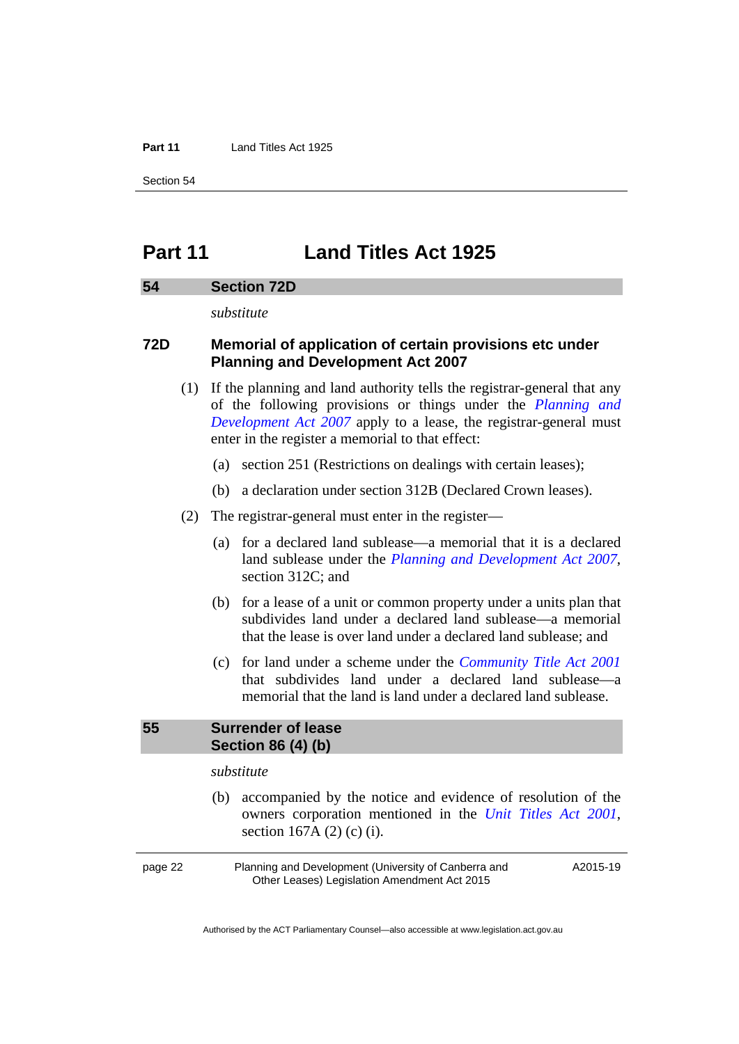# Part 11 Land Titles Act 1925

## 54 Section 72D

*substitute*

### 72D Memorial of application of certain provisions etc under Planning and Development Act 2007

(1) If the planning and land authority tells the registrar-general that any of the following provisions or things under the *Planning and Development Act 2007* apply to a lease, the registrar-general must enter in the register a memorial to that effect:

(a) section 251 (Restrictions on dealings with certain leases);

(b) a declaration under section 312B (Declared Crown leases).

(2) The registrar-general must enter in the register—

(a) for a declared land sublease—a memorial that it is a declared land sublease under the *Planning and Development Act 2007*, section 312C; and

(b) for a lease of a unit or common property under a units plan that subdivides land under a declared land sublease—a memorial that the lease is over land under a declared land sublease; and

(c) for land under a scheme under the *Community Title Act 2001* that subdivides land under a declared land sublease—a memorial that the land is land under a declared land sublease.

## 55 Surrender of lease Section 86 (4) (b)

*substitute*

(b) accompanied by the notice and evidence of resolution of the owners corporation mentioned in the *Unit Titles Act 2001*, section 167A (2) (c) (i).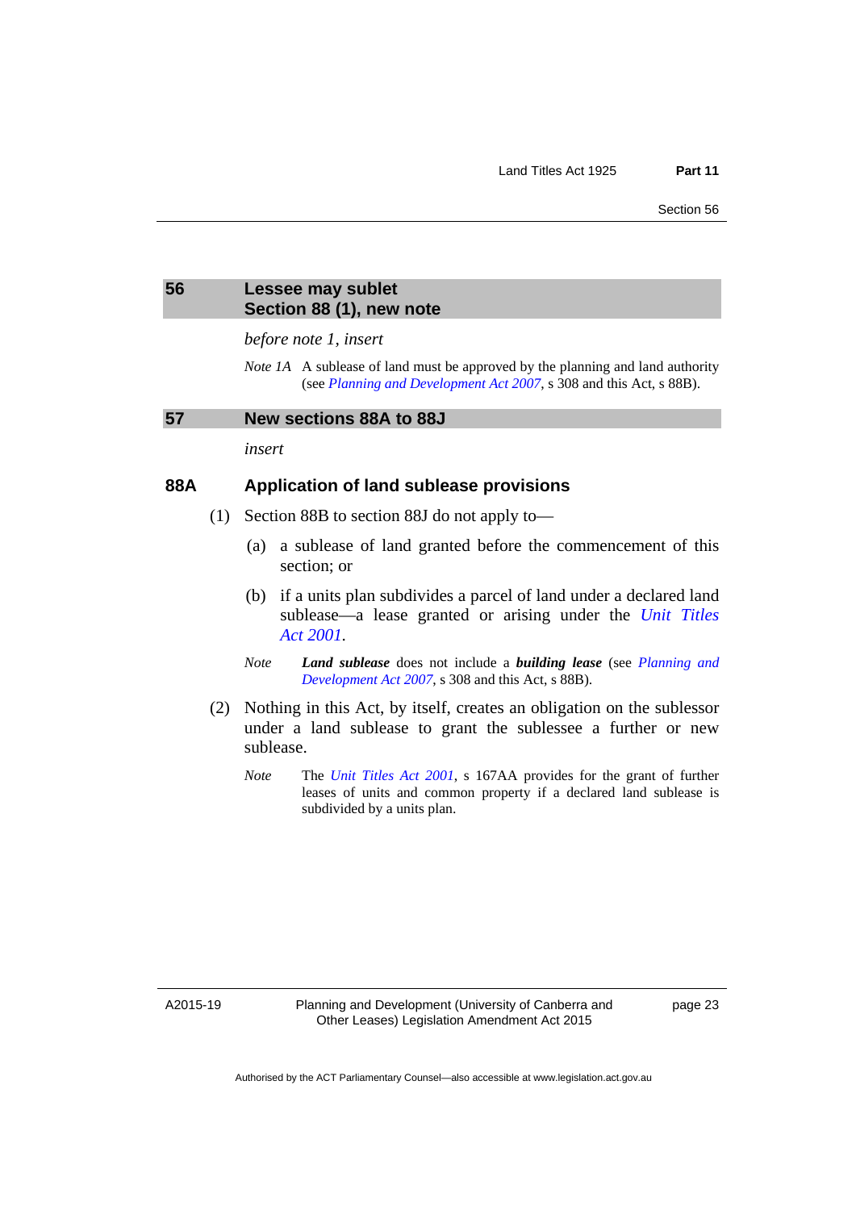## 56 Lessee may sublet Section 88 (1), new note

*before note 1, insert*

*Note 1A* A sublease of land must be approved by the planning and land authority (see *Planning and Development Act 2007*, s 308 and this Act, s 88B).

## 57 New sections 88A to 88J

*insert*

### 88A Application of land sublease provisions

(1) Section 88B to section 88J do not apply to—

(a) a sublease of land granted before the commencement of this section; or

(b) if a units plan subdivides a parcel of land under a declared land sublease—a lease granted or arising under the *Unit Titles Act 2001*.

*Note* ***Land sublease*** does not include a ***building lease*** (see *Planning and Development Act 2007*, s 308 and this Act, s 88B).

(2) Nothing in this Act, by itself, creates an obligation on the sublessor under a land sublease to grant the sublessee a further or new sublease.

*Note* The *Unit Titles Act 2001*, s 167AA provides for the grant of further leases of units and common property if a declared land sublease is subdivided by a units plan.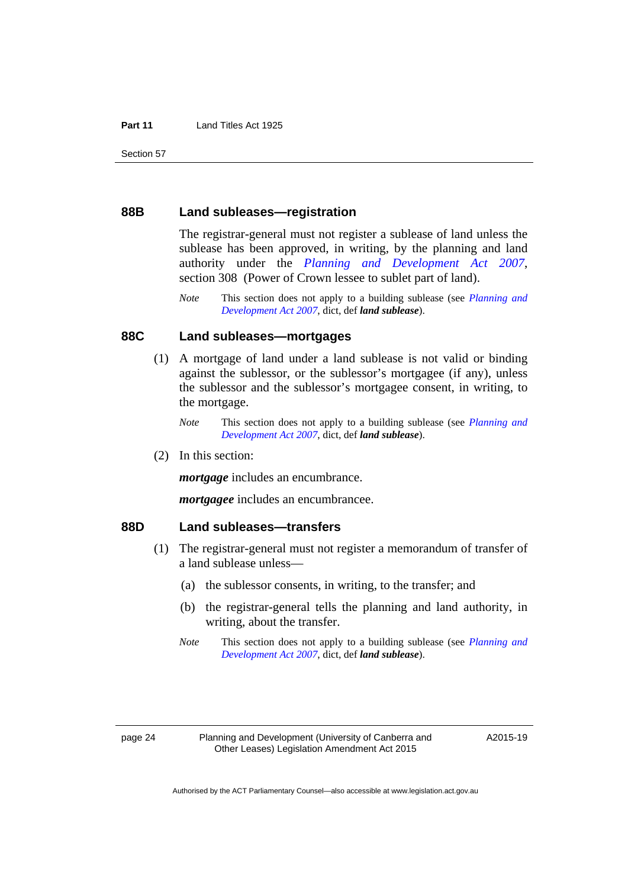### 88B Land subleases—registration

The registrar-general must not register a sublease of land unless the sublease has been approved, in writing, by the planning and land authority under the *Planning and Development Act 2007*, section 308 (Power of Crown lessee to sublet part of land).

*Note* This section does not apply to a building sublease (see *Planning and Development Act 2007*, dict, def ***land sublease***).

### 88C Land subleases—mortgages

(1) A mortgage of land under a land sublease is not valid or binding against the sublessor, or the sublessor's mortgagee (if any), unless the sublessor and the sublessor's mortgagee consent, in writing, to the mortgage.

*Note* This section does not apply to a building sublease (see *Planning and Development Act 2007*, dict, def ***land sublease***).

(2) In this section:

***mortgage*** includes an encumbrance.

***mortgagee*** includes an encumbrancee.

### 88D Land subleases—transfers

(1) The registrar-general must not register a memorandum of transfer of a land sublease unless—

(a) the sublessor consents, in writing, to the transfer; and

(b) the registrar-general tells the planning and land authority, in writing, about the transfer.

*Note* This section does not apply to a building sublease (see *Planning and Development Act 2007*, dict, def ***land sublease***).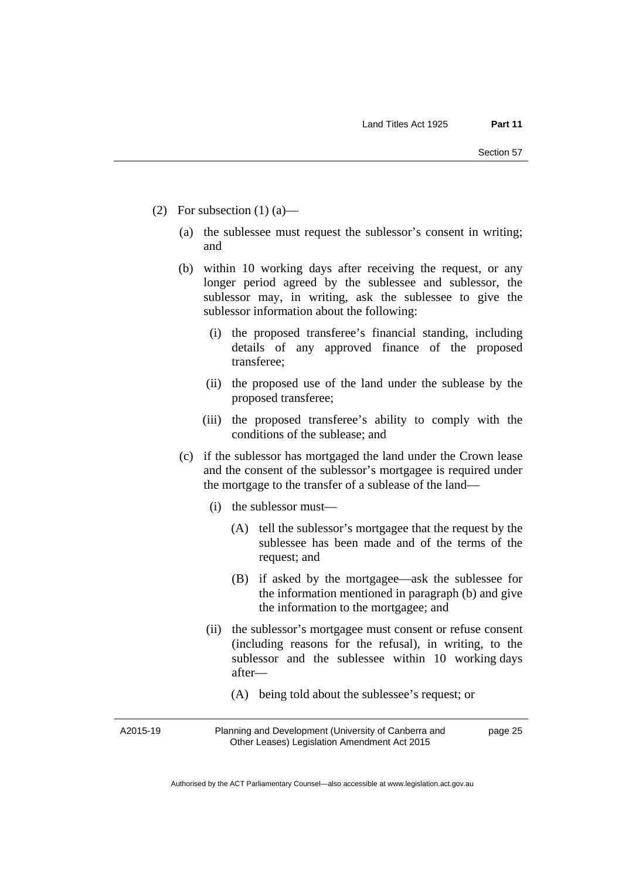(2) For subsection (1) (a)—

(a) the sublessee must request the sublessor's consent in writing; and

(b) within 10 working days after receiving the request, or any longer period agreed by the sublessee and sublessor, the sublessor may, in writing, ask the sublessee to give the sublessor information about the following:

(i) the proposed transferee's financial standing, including details of any approved finance of the proposed transferee;

(ii) the proposed use of the land under the sublease by the proposed transferee;

(iii) the proposed transferee's ability to comply with the conditions of the sublease; and

(c) if the sublessor has mortgaged the land under the Crown lease and the consent of the sublessor's mortgagee is required under the mortgage to the transfer of a sublease of the land—

(i) the sublessor must—

(A) tell the sublessor's mortgagee that the request by the sublessee has been made and of the terms of the request; and

(B) if asked by the mortgagee—ask the sublessee for the information mentioned in paragraph (b) and give the information to the mortgagee; and

(ii) the sublessor's mortgagee must consent or refuse consent (including reasons for the refusal), in writing, to the sublessor and the sublessee within 10 working days after—

(A) being told about the sublessee's request; or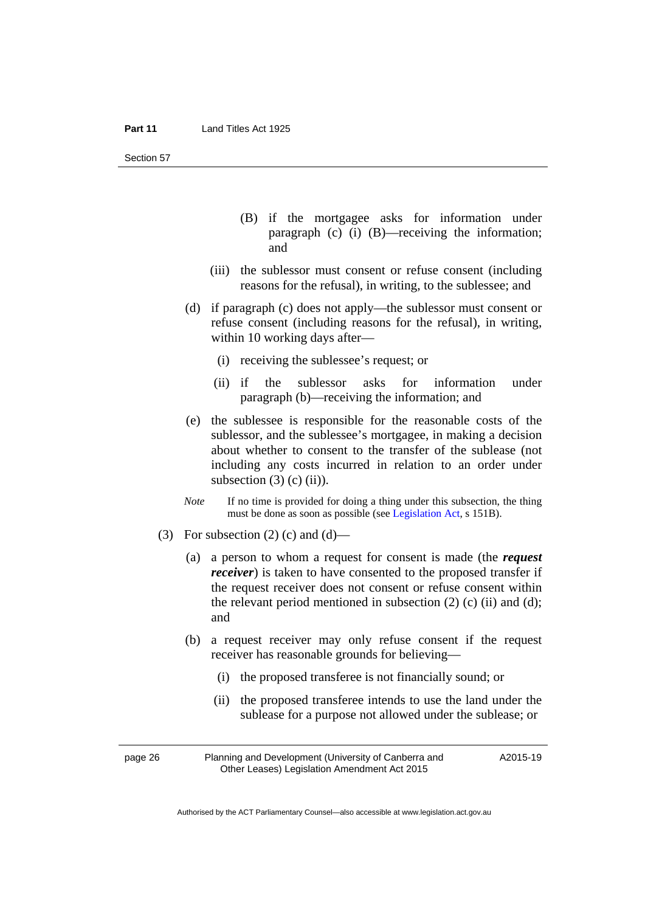(B) if the mortgagee asks for information under paragraph (c) (i) (B)—receiving the information; and

(iii) the sublessor must consent or refuse consent (including reasons for the refusal), in writing, to the sublessee; and

(d) if paragraph (c) does not apply—the sublessor must consent or refuse consent (including reasons for the refusal), in writing, within 10 working days after—

(i) receiving the sublessee's request; or

(ii) if the sublessor asks for information under paragraph (b)—receiving the information; and

(e) the sublessee is responsible for the reasonable costs of the sublessor, and the sublessee's mortgagee, in making a decision about whether to consent to the transfer of the sublease (not including any costs incurred in relation to an order under subsection (3) (c) (ii)).

*Note* If no time is provided for doing a thing under this subsection, the thing must be done as soon as possible (see Legislation Act, s 151B).

(3) For subsection (2) (c) and (d)—

(a) a person to whom a request for consent is made (the ***request receiver***) is taken to have consented to the proposed transfer if the request receiver does not consent or refuse consent within the relevant period mentioned in subsection (2) (c) (ii) and (d); and

(b) a request receiver may only refuse consent if the request receiver has reasonable grounds for believing—

(i) the proposed transferee is not financially sound; or

(ii) the proposed transferee intends to use the land under the sublease for a purpose not allowed under the sublease; or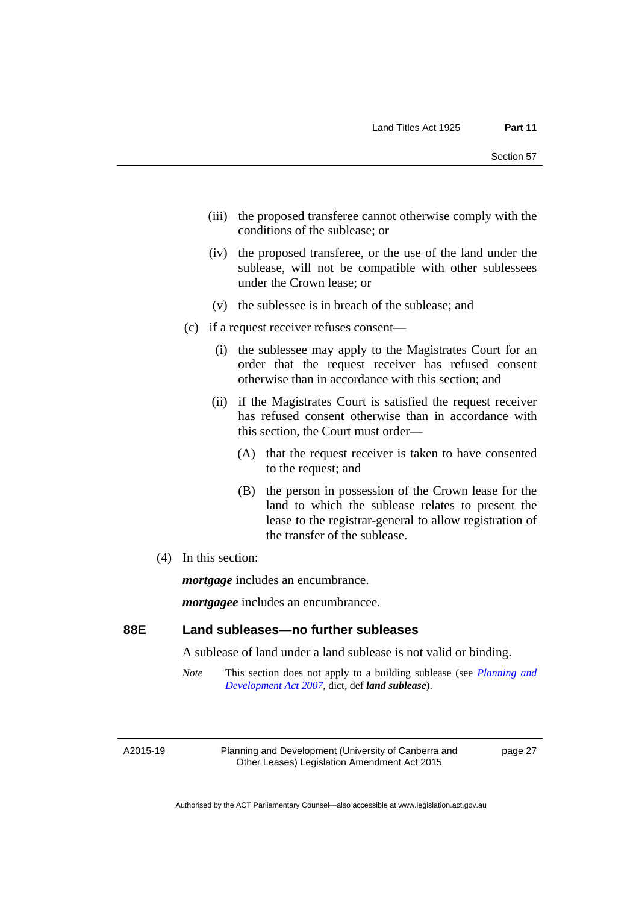(iii) the proposed transferee cannot otherwise comply with the conditions of the sublease; or

(iv) the proposed transferee, or the use of the land under the sublease, will not be compatible with other sublessees under the Crown lease; or

(v) the sublessee is in breach of the sublease; and

(c) if a request receiver refuses consent—

(i) the sublessee may apply to the Magistrates Court for an order that the request receiver has refused consent otherwise than in accordance with this section; and

(ii) if the Magistrates Court is satisfied the request receiver has refused consent otherwise than in accordance with this section, the Court must order—

(A) that the request receiver is taken to have consented to the request; and

(B) the person in possession of the Crown lease for the land to which the sublease relates to present the lease to the registrar-general to allow registration of the transfer of the sublease.

(4) In this section:

***mortgage*** includes an encumbrance.

***mortgagee*** includes an encumbrancee.

### 88E Land subleases—no further subleases

A sublease of land under a land sublease is not valid or binding.

*Note* This section does not apply to a building sublease (see *Planning and Development Act 2007*, dict, def ***land sublease***).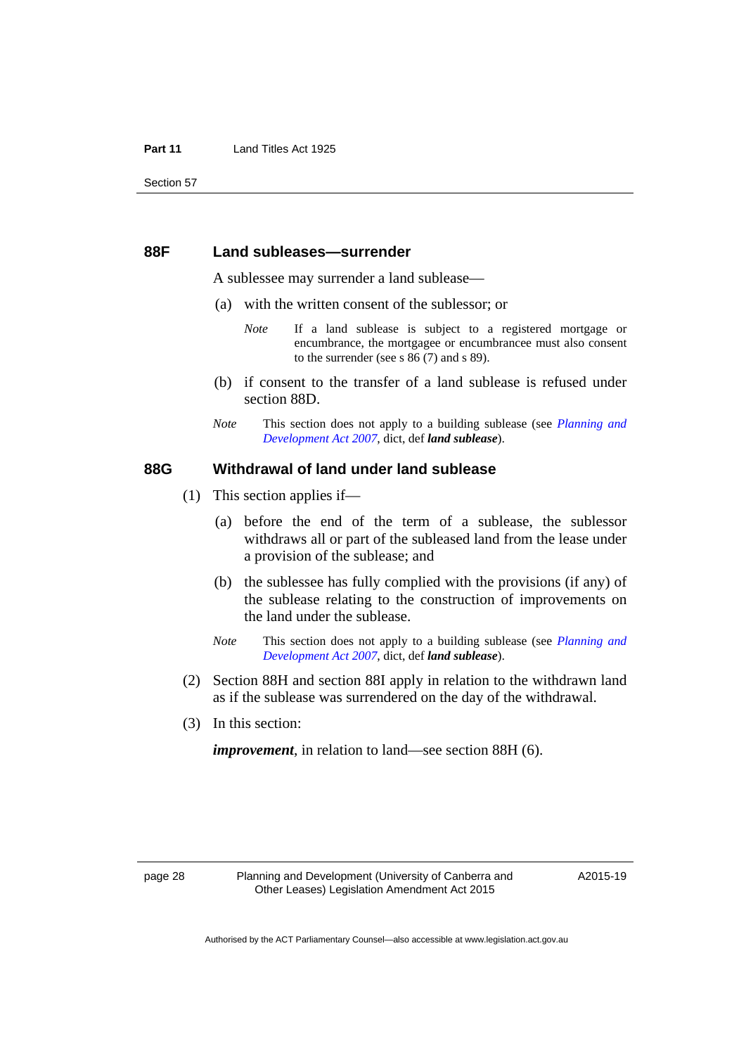### 88F Land subleases—surrender

A sublessee may surrender a land sublease—

(a) with the written consent of the sublessor; or

*Note* If a land sublease is subject to a registered mortgage or encumbrance, the mortgagee or encumbrancee must also consent to the surrender (see s 86 (7) and s 89).

(b) if consent to the transfer of a land sublease is refused under section 88D.

*Note* This section does not apply to a building sublease (see *Planning and Development Act 2007*, dict, def ***land sublease***).

### 88G Withdrawal of land under land sublease

(1) This section applies if—

(a) before the end of the term of a sublease, the sublessor withdraws all or part of the subleased land from the lease under a provision of the sublease; and

(b) the sublessee has fully complied with the provisions (if any) of the sublease relating to the construction of improvements on the land under the sublease.

*Note* This section does not apply to a building sublease (see *Planning and Development Act 2007*, dict, def ***land sublease***).

(2) Section 88H and section 88I apply in relation to the withdrawn land as if the sublease was surrendered on the day of the withdrawal.

(3) In this section:

***improvement***, in relation to land—see section 88H (6).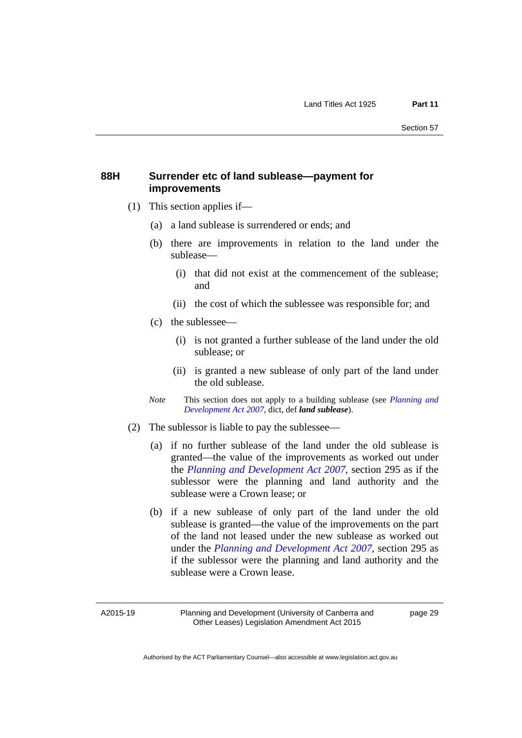### 88H Surrender etc of land sublease—payment for improvements

(1) This section applies if—

(a) a land sublease is surrendered or ends; and

(b) there are improvements in relation to the land under the sublease—

(i) that did not exist at the commencement of the sublease; and

(ii) the cost of which the sublessee was responsible for; and

(c) the sublessee—

(i) is not granted a further sublease of the land under the old sublease; or

(ii) is granted a new sublease of only part of the land under the old sublease.

*Note* This section does not apply to a building sublease (see *Planning and Development Act 2007*, dict, def ***land sublease***).

(2) The sublessor is liable to pay the sublessee—

(a) if no further sublease of the land under the old sublease is granted—the value of the improvements as worked out under the *Planning and Development Act 2007*, section 295 as if the sublessor were the planning and land authority and the sublease were a Crown lease; or

(b) if a new sublease of only part of the land under the old sublease is granted—the value of the improvements on the part of the land not leased under the new sublease as worked out under the *Planning and Development Act 2007*, section 295 as if the sublessor were the planning and land authority and the sublease were a Crown lease.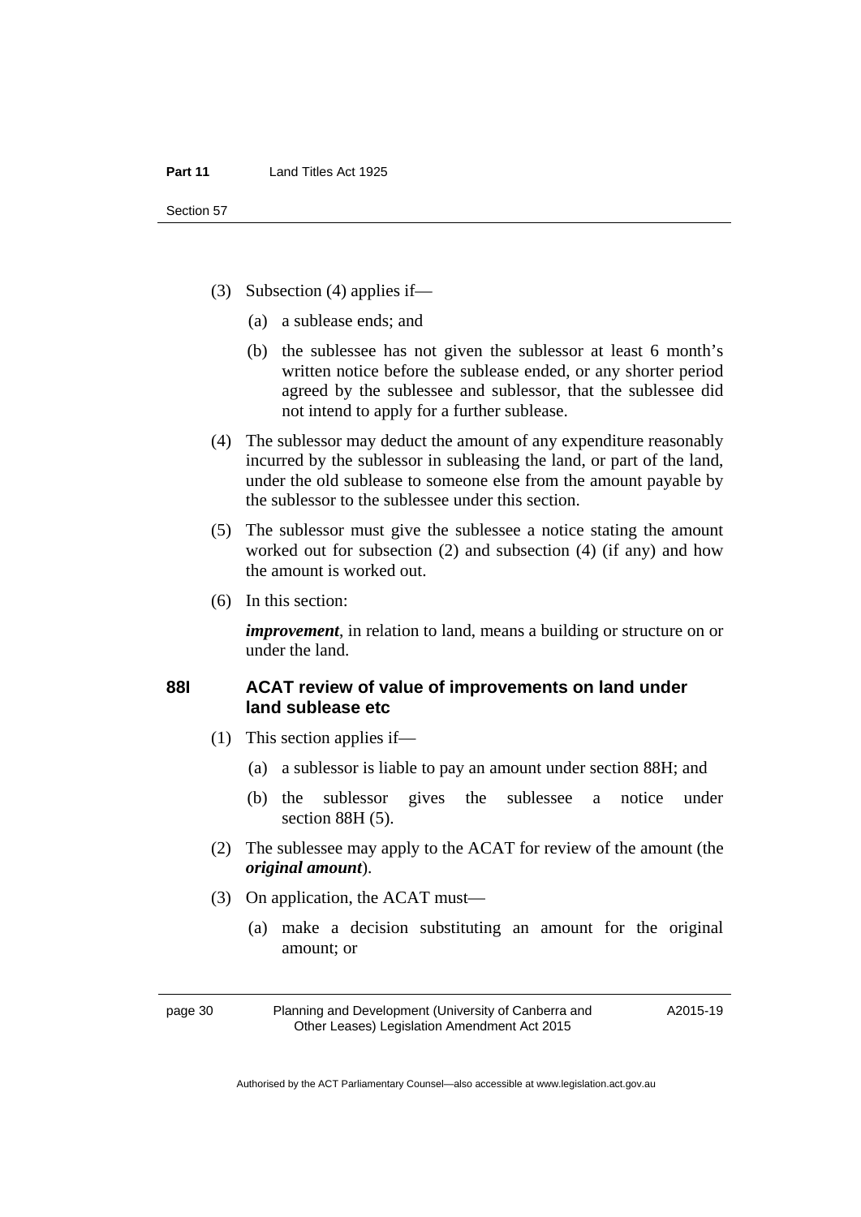(3) Subsection (4) applies if—

(a) a sublease ends; and

(b) the sublessee has not given the sublessor at least 6 month's written notice before the sublease ended, or any shorter period agreed by the sublessee and sublessor, that the sublessee did not intend to apply for a further sublease.

(4) The sublessor may deduct the amount of any expenditure reasonably incurred by the sublessor in subleasing the land, or part of the land, under the old sublease to someone else from the amount payable by the sublessor to the sublessee under this section.

(5) The sublessor must give the sublessee a notice stating the amount worked out for subsection (2) and subsection (4) (if any) and how the amount is worked out.

(6) In this section:

***improvement***, in relation to land, means a building or structure on or under the land.

### 88I ACAT review of value of improvements on land under land sublease etc

(1) This section applies if—

(a) a sublessor is liable to pay an amount under section 88H; and

(b) the sublessor gives the sublessee a notice under section 88H (5).

(2) The sublessee may apply to the ACAT for review of the amount (the ***original amount***).

(3) On application, the ACAT must—

(a) make a decision substituting an amount for the original amount; or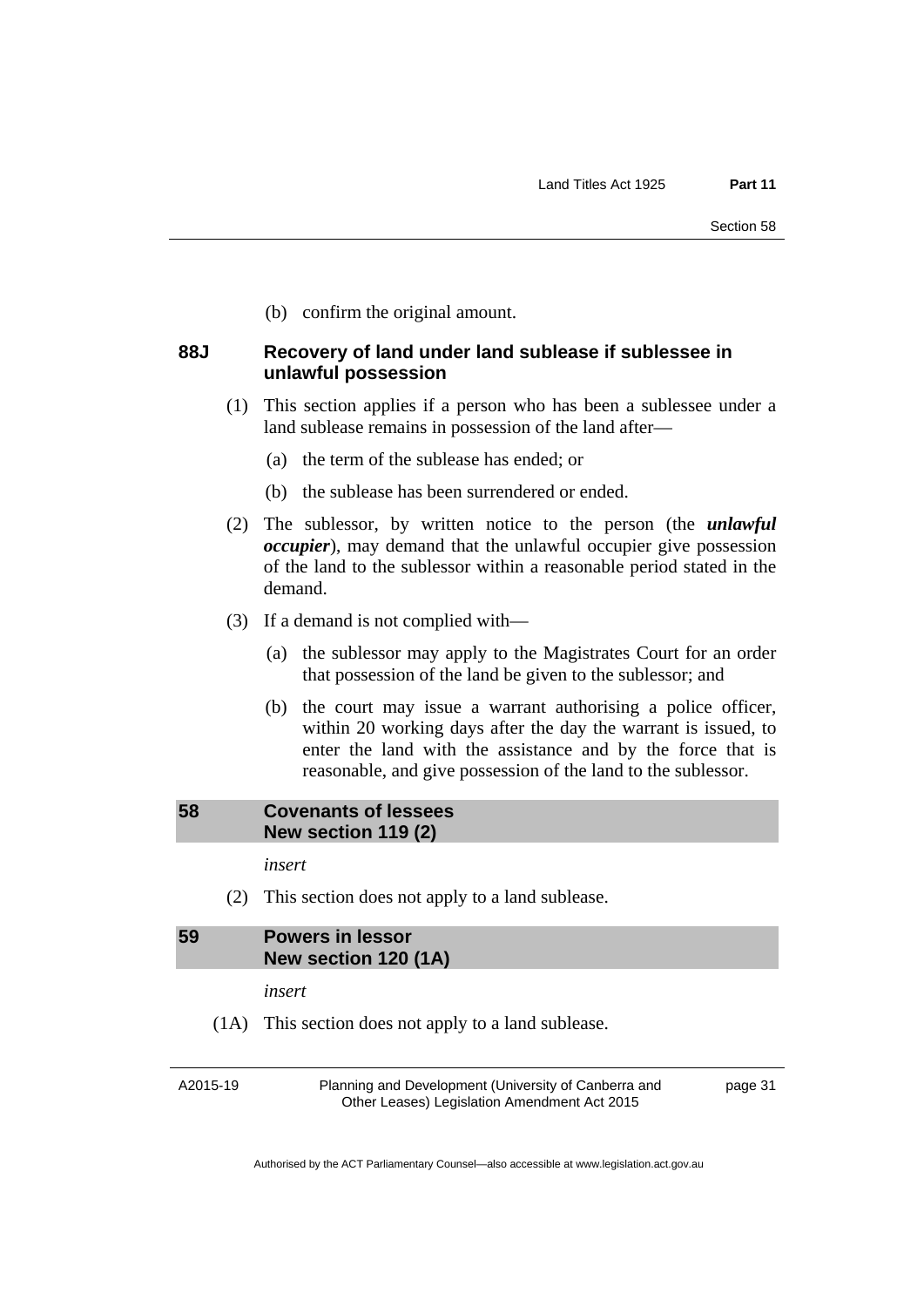(b) confirm the original amount.

### 88J Recovery of land under land sublease if sublessee in unlawful possession

(1) This section applies if a person who has been a sublessee under a land sublease remains in possession of the land after—

(a) the term of the sublease has ended; or

(b) the sublease has been surrendered or ended.

(2) The sublessor, by written notice to the person (the ***unlawful occupier***), may demand that the unlawful occupier give possession of the land to the sublessor within a reasonable period stated in the demand.

(3) If a demand is not complied with—

(a) the sublessor may apply to the Magistrates Court for an order that possession of the land be given to the sublessor; and

(b) the court may issue a warrant authorising a police officer, within 20 working days after the day the warrant is issued, to enter the land with the assistance and by the force that is reasonable, and give possession of the land to the sublessor.

## 58 Covenants of lessees New section 119 (2)

*insert*

(2) This section does not apply to a land sublease.

## 59 Powers in lessor New section 120 (1A)

*insert*

(1A) This section does not apply to a land sublease.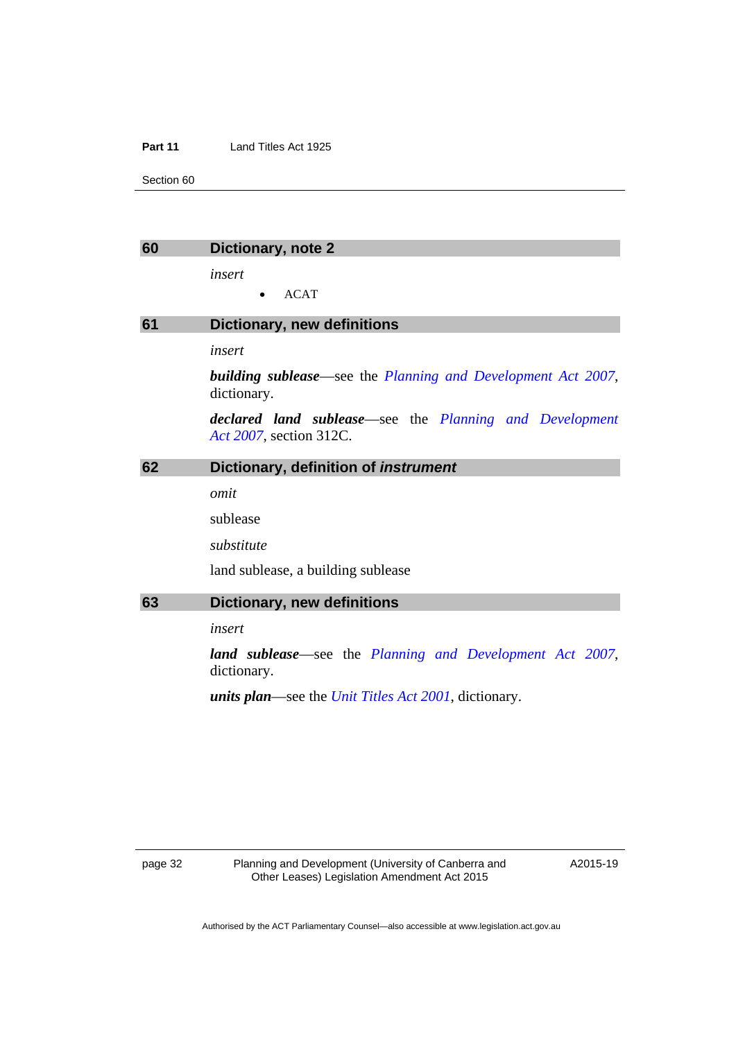## 60 Dictionary, note 2

*insert*

- ACAT

## 61 Dictionary, new definitions

*insert*

***building sublease***—see the *Planning and Development Act 2007*, dictionary.

***declared land sublease***—see the *Planning and Development Act 2007*, section 312C.

## 62 Dictionary, definition of *instrument*

*omit*

sublease

*substitute*

land sublease, a building sublease

## 63 Dictionary, new definitions

*insert*

***land sublease***—see the *Planning and Development Act 2007*, dictionary.

***units plan***—see the *Unit Titles Act 2001*, dictionary.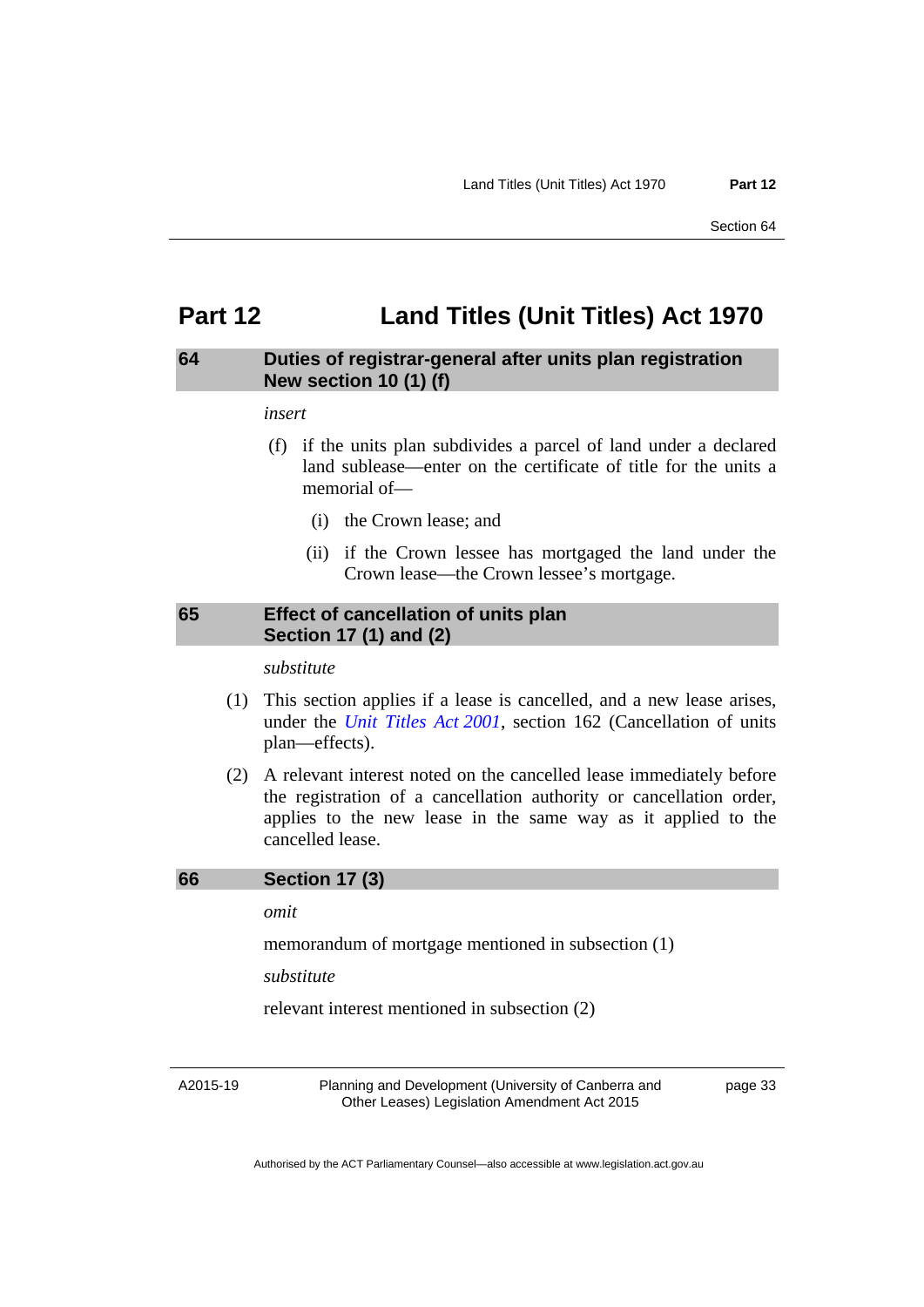# Part 12 Land Titles (Unit Titles) Act 1970

## 64 Duties of registrar-general after units plan registration New section 10 (1) (f)

*insert*

(f) if the units plan subdivides a parcel of land under a declared land sublease—enter on the certificate of title for the units a memorial of—

(i) the Crown lease; and

(ii) if the Crown lessee has mortgaged the land under the Crown lease—the Crown lessee's mortgage.

## 65 Effect of cancellation of units plan Section 17 (1) and (2)

*substitute*

(1) This section applies if a lease is cancelled, and a new lease arises, under the *Unit Titles Act 2001*, section 162 (Cancellation of units plan—effects).

(2) A relevant interest noted on the cancelled lease immediately before the registration of a cancellation authority or cancellation order, applies to the new lease in the same way as it applied to the cancelled lease.

## 66 Section 17 (3)

*omit*

memorandum of mortgage mentioned in subsection (1)

*substitute*

relevant interest mentioned in subsection (2)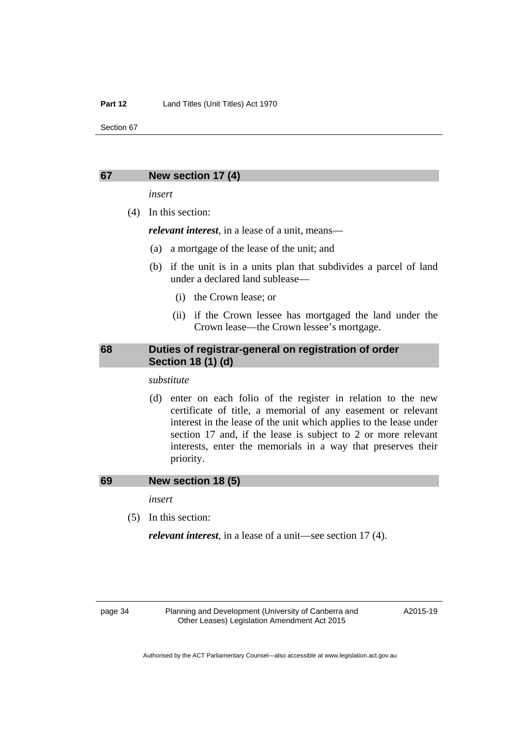## 67 New section 17 (4)

*insert*

(4) In this section:

***relevant interest***, in a lease of a unit, means—

(a) a mortgage of the lease of the unit; and

(b) if the unit is in a units plan that subdivides a parcel of land under a declared land sublease—

(i) the Crown lease; or

(ii) if the Crown lessee has mortgaged the land under the Crown lease—the Crown lessee's mortgage.

## 68 Duties of registrar-general on registration of order Section 18 (1) (d)

*substitute*

(d) enter on each folio of the register in relation to the new certificate of title, a memorial of any easement or relevant interest in the lease of the unit which applies to the lease under section 17 and, if the lease is subject to 2 or more relevant interests, enter the memorials in a way that preserves their priority.

## 69 New section 18 (5)

*insert*

(5) In this section:

***relevant interest***, in a lease of a unit—see section 17 (4).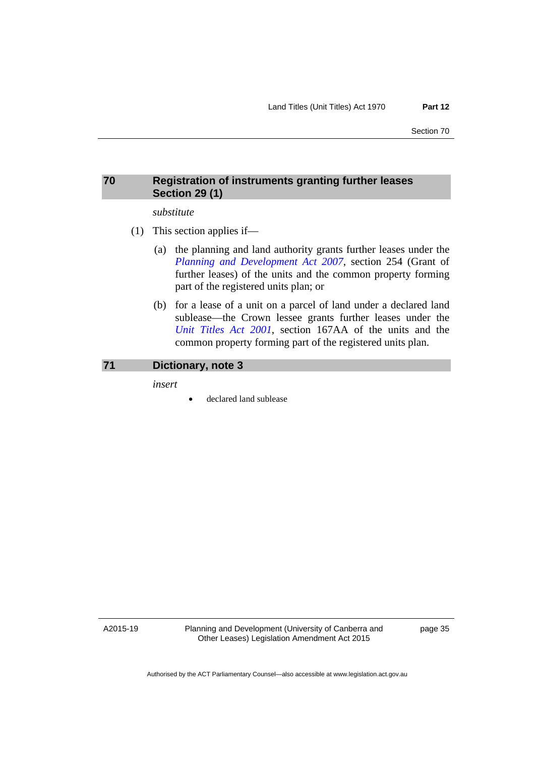## 70 Registration of instruments granting further leases Section 29 (1)

*substitute*

(1) This section applies if—

(a) the planning and land authority grants further leases under the *Planning and Development Act 2007*, section 254 (Grant of further leases) of the units and the common property forming part of the registered units plan; or

(b) for a lease of a unit on a parcel of land under a declared land sublease—the Crown lessee grants further leases under the *Unit Titles Act 2001*, section 167AA of the units and the common property forming part of the registered units plan.

## 71 Dictionary, note 3

*insert*

- declared land sublease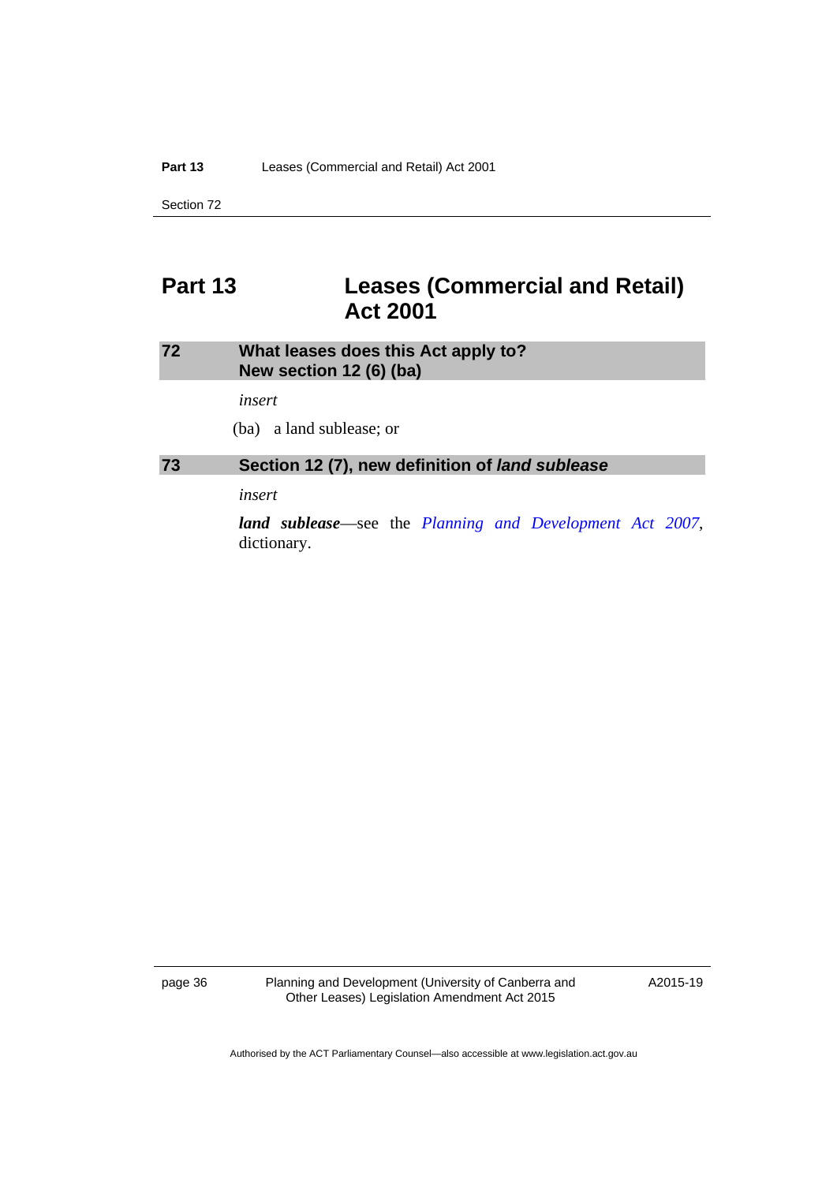# Part 13 Leases (Commercial and Retail) Act 2001

### 72 What leases does this Act apply to? New section 12 (6) (ba)

*insert*

(ba) a land sublease; or

### 73 Section 12 (7), new definition of *land sublease*

*insert*

***land sublease***—see the *Planning and Development Act 2007*, dictionary.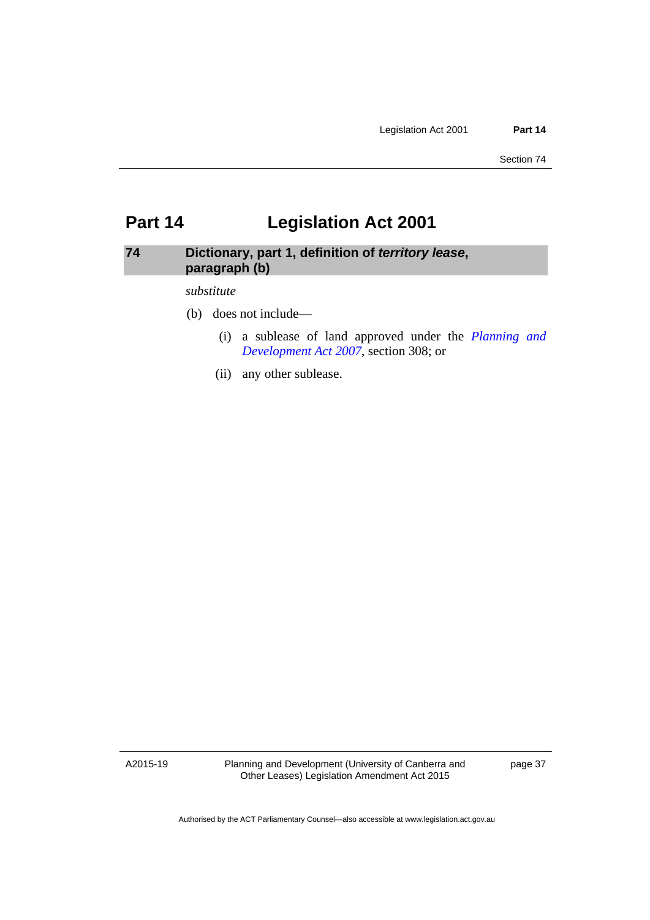# Part 14 Legislation Act 2001

## 74 Dictionary, part 1, definition of *territory lease*, paragraph (b)

*substitute*

(b) does not include—

(i) a sublease of land approved under the *Planning and Development Act 2007*, section 308; or

(ii) any other sublease.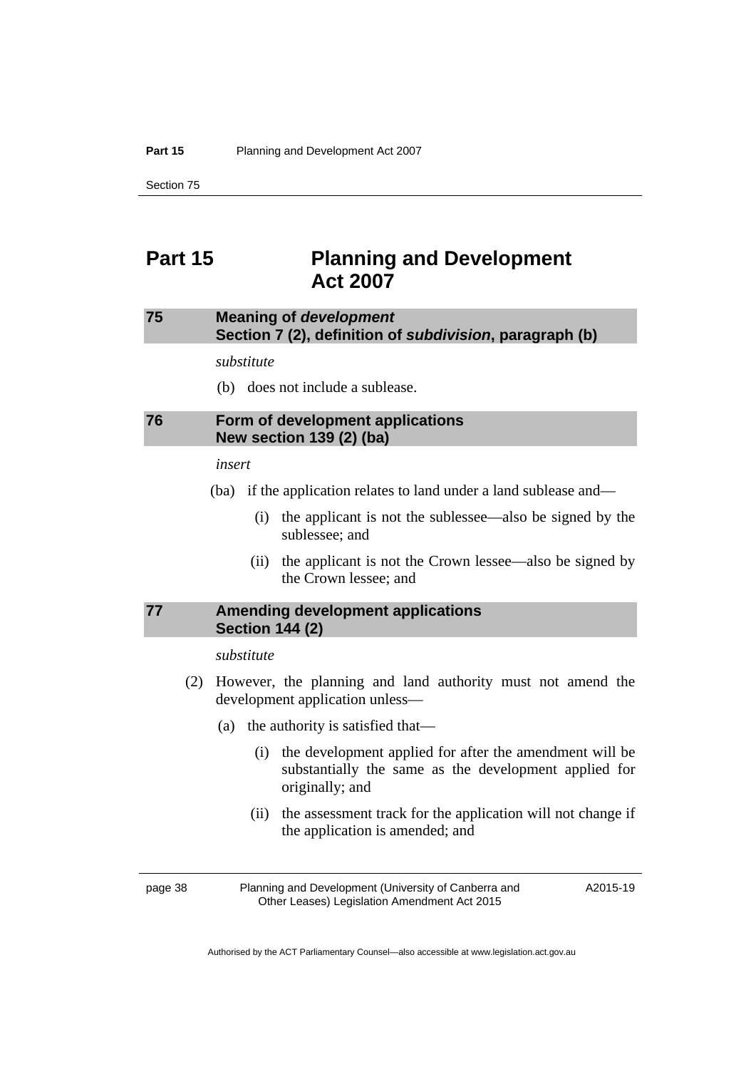# Part 15 Planning and Development Act 2007

### 75 Meaning of *development* Section 7 (2), definition of ***subdivision***, paragraph (b)

*substitute*

(b) does not include a sublease.

### 76 Form of development applications New section 139 (2) (ba)

*insert*

(ba) if the application relates to land under a land sublease and—

(i) the applicant is not the sublessee—also be signed by the sublessee; and

(ii) the applicant is not the Crown lessee—also be signed by the Crown lessee; and

### 77 Amending development applications Section 144 (2)

*substitute*

(2) However, the planning and land authority must not amend the development application unless—

(a) the authority is satisfied that—

(i) the development applied for after the amendment will be substantially the same as the development applied for originally; and

(ii) the assessment track for the application will not change if the application is amended; and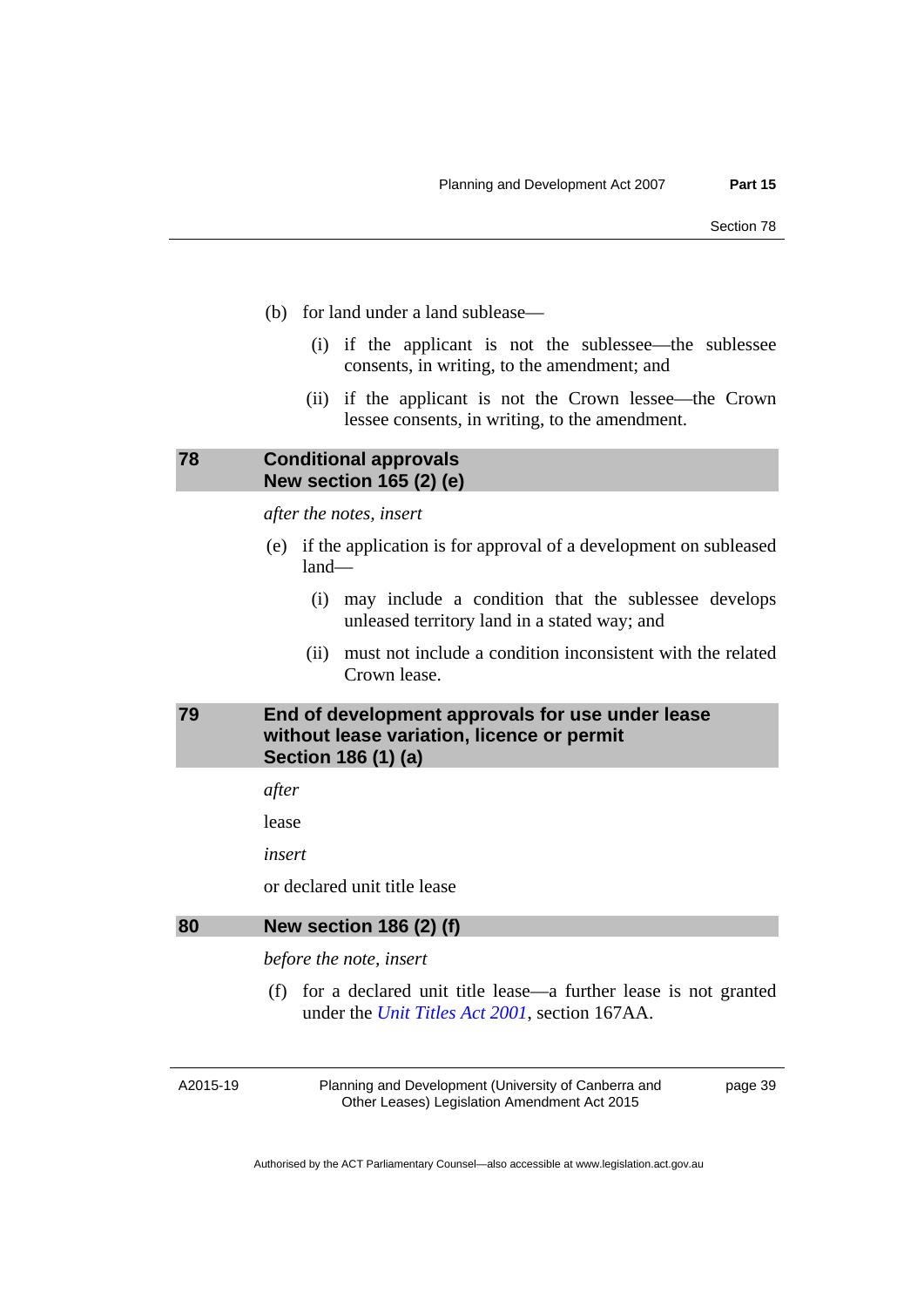(b) for land under a land sublease—

(i) if the applicant is not the sublessee—the sublessee consents, in writing, to the amendment; and

(ii) if the applicant is not the Crown lessee—the Crown lessee consents, in writing, to the amendment.

## 78 Conditional approvals New section 165 (2) (e)

*after the notes, insert*

(e) if the application is for approval of a development on subleased land—

(i) may include a condition that the sublessee develops unleased territory land in a stated way; and

(ii) must not include a condition inconsistent with the related Crown lease.

## 79 End of development approvals for use under lease without lease variation, licence or permit Section 186 (1) (a)

*after*

lease

*insert*

or declared unit title lease

## 80 New section 186 (2) (f)

*before the note, insert*

(f) for a declared unit title lease—a further lease is not granted under the *Unit Titles Act 2001*, section 167AA.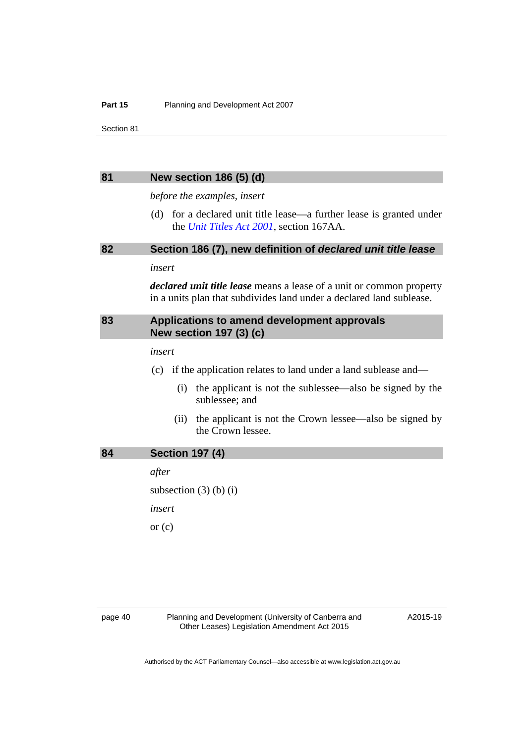## 81 New section 186 (5) (d)

*before the examples, insert*

(d) for a declared unit title lease—a further lease is granted under the *Unit Titles Act 2001*, section 167AA.

## 82 Section 186 (7), new definition of *declared unit title lease*

*insert*

***declared unit title lease*** means a lease of a unit or common property in a units plan that subdivides land under a declared land sublease.

## 83 Applications to amend development approvals New section 197 (3) (c)

*insert*

(c) if the application relates to land under a land sublease and—

(i) the applicant is not the sublessee—also be signed by the sublessee; and

(ii) the applicant is not the Crown lessee—also be signed by the Crown lessee.

## 84 Section 197 (4)

*after*

subsection (3) (b) (i)

*insert*

or (c)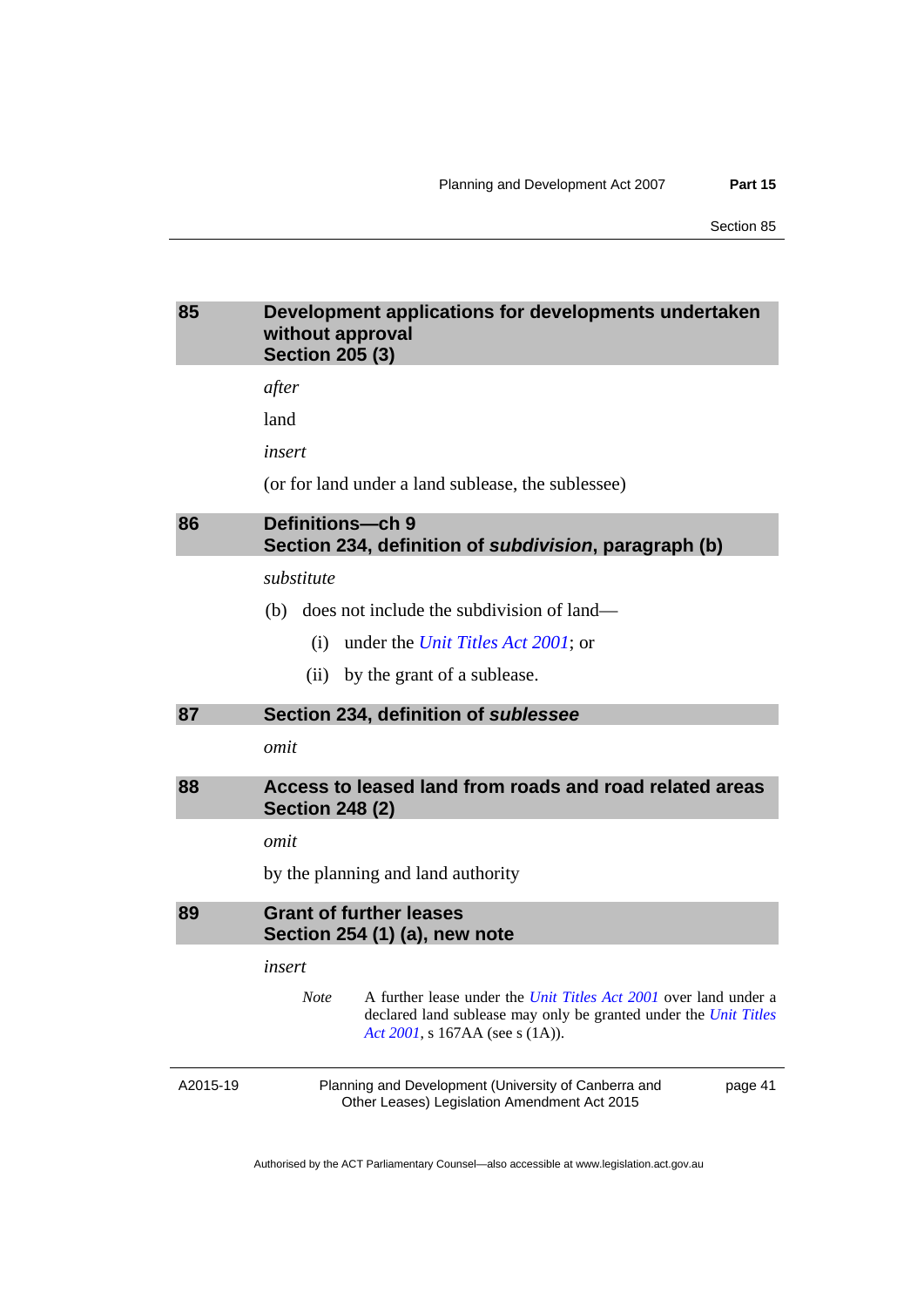### 85 Development applications for developments undertaken without approval
### Section 205 (3)

*after*

land

*insert*

(or for land under a land sublease, the sublessee)

### 86 Definitions—ch 9
### Section 234, definition of ***subdivision***, paragraph (b)

*substitute*

(b) does not include the subdivision of land—

(i) under the *Unit Titles Act 2001*; or

(ii) by the grant of a sublease.

### 87 Section 234, definition of ***sublessee***

*omit*

### 88 Access to leased land from roads and road related areas
### Section 248 (2)

*omit*

by the planning and land authority

### 89 Grant of further leases
### Section 254 (1) (a), new note

*insert*

*Note* A further lease under the *Unit Titles Act 2001* over land under a declared land sublease may only be granted under the *Unit Titles Act 2001*, s 167AA (see s (1A)).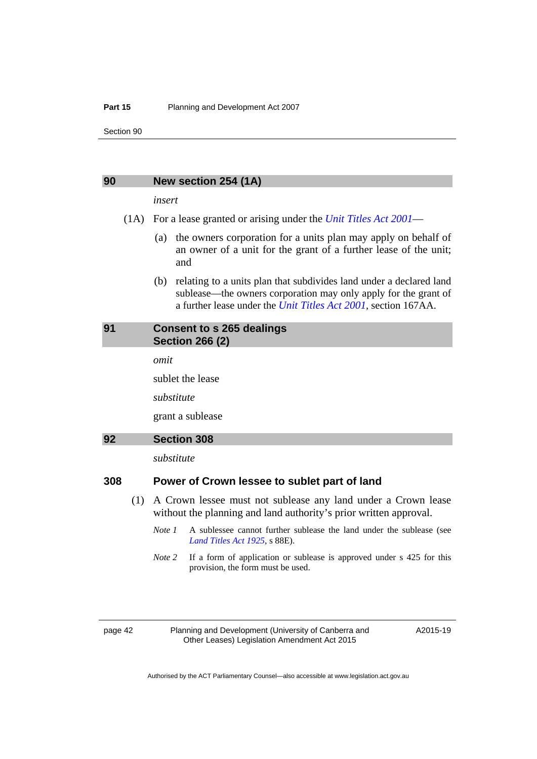## 90 New section 254 (1A)

*insert*

(1A) For a lease granted or arising under the *Unit Titles Act 2001*—

(a) the owners corporation for a units plan may apply on behalf of an owner of a unit for the grant of a further lease of the unit; and

(b) relating to a units plan that subdivides land under a declared land sublease—the owners corporation may only apply for the grant of a further lease under the *Unit Titles Act 2001*, section 167AA.

## 91 Consent to s 265 dealings
## Section 266 (2)

*omit*

sublet the lease

*substitute*

grant a sublease

## 92 Section 308

*substitute*

### 308 Power of Crown lessee to sublet part of land

(1) A Crown lessee must not sublease any land under a Crown lease without the planning and land authority's prior written approval.

*Note 1* A sublessee cannot further sublease the land under the sublease (see *Land Titles Act 1925*, s 88E).

*Note 2* If a form of application or sublease is approved under s 425 for this provision, the form must be used.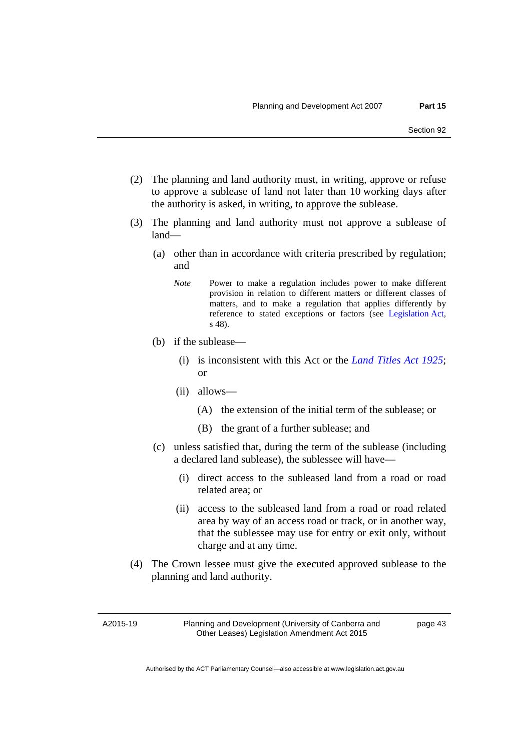(2) The planning and land authority must, in writing, approve or refuse to approve a sublease of land not later than 10 working days after the authority is asked, in writing, to approve the sublease.

(3) The planning and land authority must not approve a sublease of land—

(a) other than in accordance with criteria prescribed by regulation; and

*Note* Power to make a regulation includes power to make different provision in relation to different matters or different classes of matters, and to make a regulation that applies differently by reference to stated exceptions or factors (see Legislation Act, s 48).

(b) if the sublease—

(i) is inconsistent with this Act or the *Land Titles Act 1925*; or

(ii) allows—

(A) the extension of the initial term of the sublease; or

(B) the grant of a further sublease; and

(c) unless satisfied that, during the term of the sublease (including a declared land sublease), the sublessee will have—

(i) direct access to the subleased land from a road or road related area; or

(ii) access to the subleased land from a road or road related area by way of an access road or track, or in another way, that the sublessee may use for entry or exit only, without charge and at any time.

(4) The Crown lessee must give the executed approved sublease to the planning and land authority.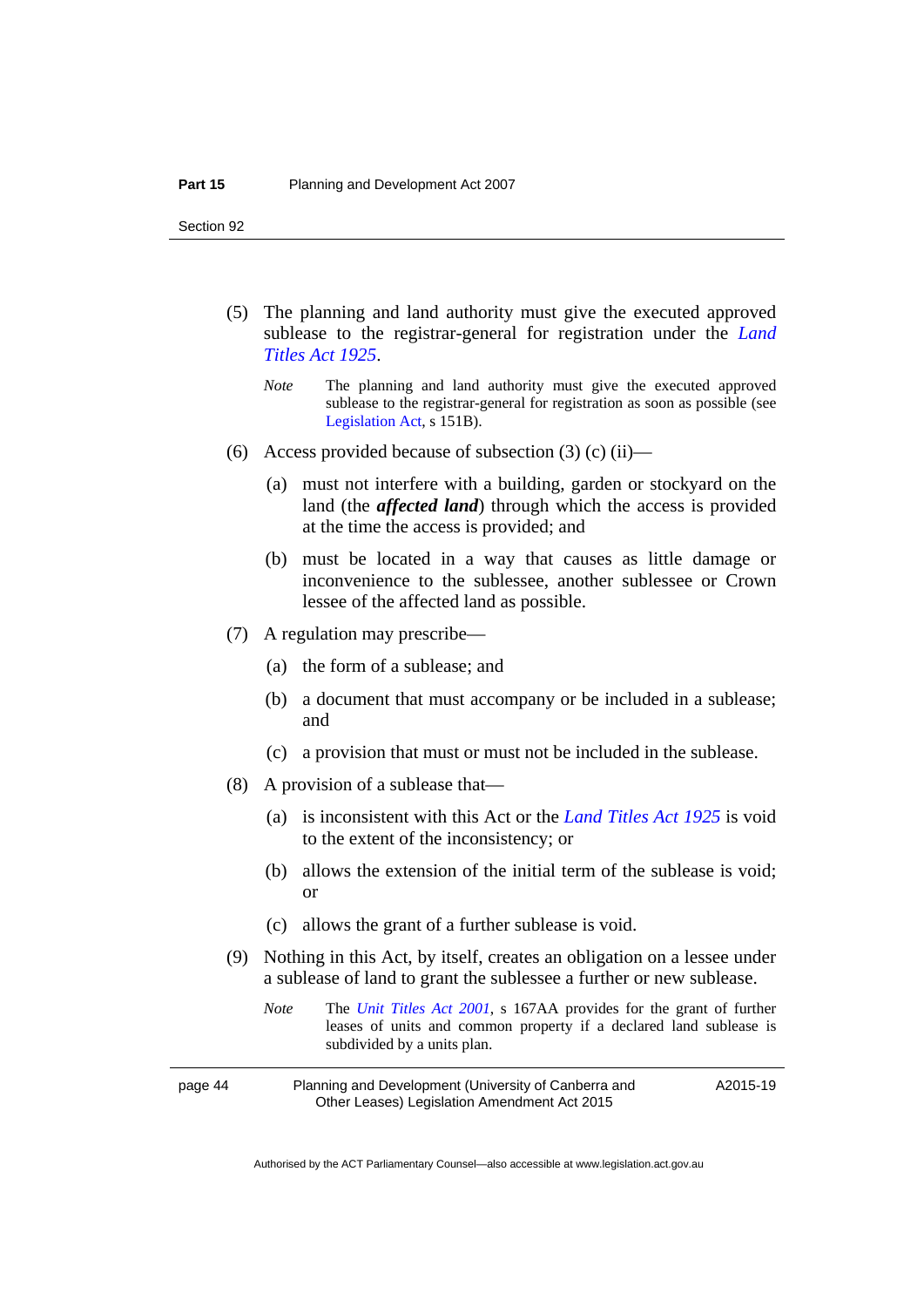(5) The planning and land authority must give the executed approved sublease to the registrar-general for registration under the *Land Titles Act 1925*.

*Note* The planning and land authority must give the executed approved sublease to the registrar-general for registration as soon as possible (see Legislation Act, s 151B).

(6) Access provided because of subsection (3) (c) (ii)—

(a) must not interfere with a building, garden or stockyard on the land (the ***affected land***) through which the access is provided at the time the access is provided; and

(b) must be located in a way that causes as little damage or inconvenience to the sublessee, another sublessee or Crown lessee of the affected land as possible.

(7) A regulation may prescribe—

(a) the form of a sublease; and

(b) a document that must accompany or be included in a sublease; and

(c) a provision that must or must not be included in the sublease.

(8) A provision of a sublease that—

(a) is inconsistent with this Act or the *Land Titles Act 1925* is void to the extent of the inconsistency; or

(b) allows the extension of the initial term of the sublease is void; or

(c) allows the grant of a further sublease is void.

(9) Nothing in this Act, by itself, creates an obligation on a lessee under a sublease of land to grant the sublessee a further or new sublease.

*Note* The *Unit Titles Act 2001*, s 167AA provides for the grant of further leases of units and common property if a declared land sublease is subdivided by a units plan.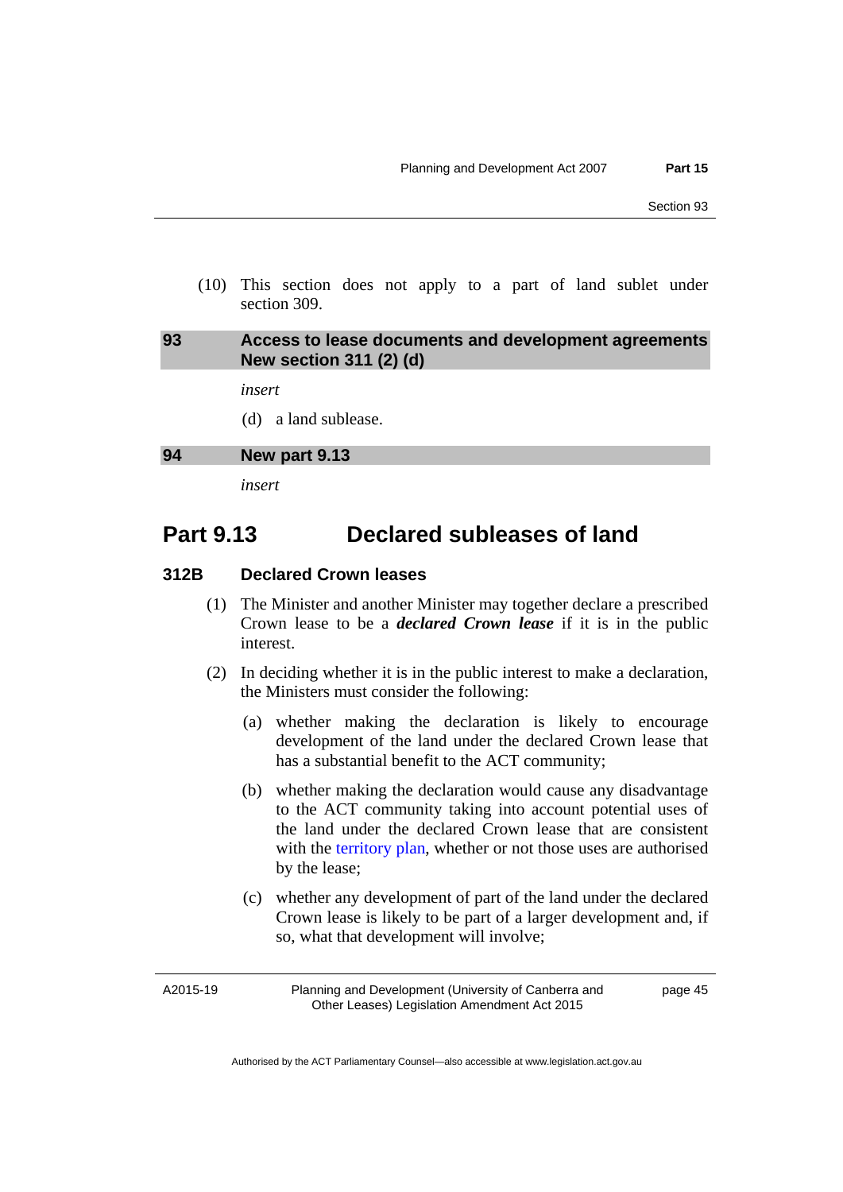(10) This section does not apply to a part of land sublet under section 309.

## 93 Access to lease documents and development agreements New section 311 (2) (d)

*insert*

(d) a land sublease.

## 94 New part 9.13

*insert*

# Part 9.13 Declared subleases of land

### 312B Declared Crown leases

(1) The Minister and another Minister may together declare a prescribed Crown lease to be a ***declared Crown lease*** if it is in the public interest.

(2) In deciding whether it is in the public interest to make a declaration, the Ministers must consider the following:

(a) whether making the declaration is likely to encourage development of the land under the declared Crown lease that has a substantial benefit to the ACT community;

(b) whether making the declaration would cause any disadvantage to the ACT community taking into account potential uses of the land under the declared Crown lease that are consistent with the territory plan, whether or not those uses are authorised by the lease;

(c) whether any development of part of the land under the declared Crown lease is likely to be part of a larger development and, if so, what that development will involve;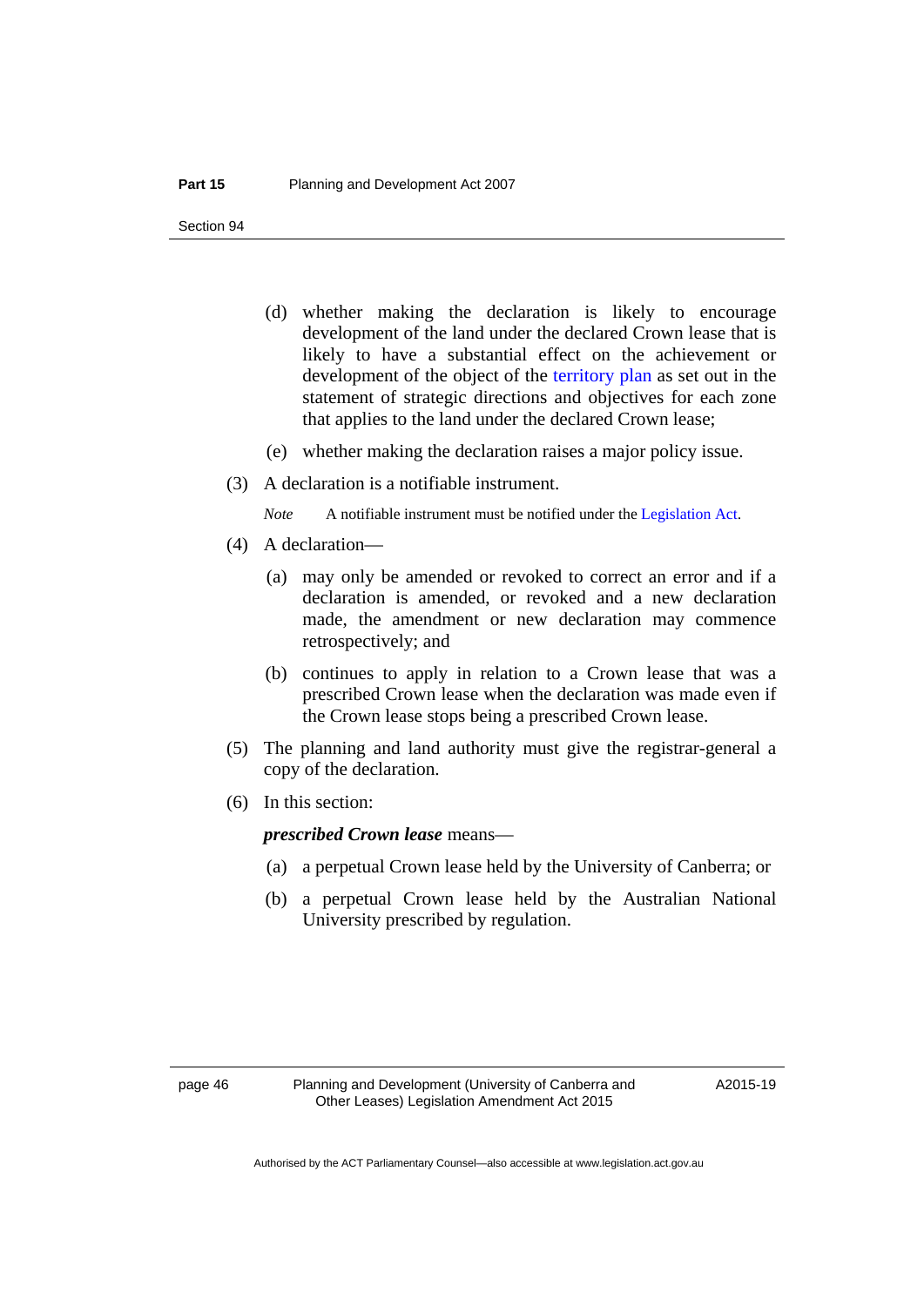(d) whether making the declaration is likely to encourage development of the land under the declared Crown lease that is likely to have a substantial effect on the achievement or development of the object of the territory plan as set out in the statement of strategic directions and objectives for each zone that applies to the land under the declared Crown lease;

(e) whether making the declaration raises a major policy issue.

(3) A declaration is a notifiable instrument.

*Note* A notifiable instrument must be notified under the Legislation Act.

(4) A declaration—

(a) may only be amended or revoked to correct an error and if a declaration is amended, or revoked and a new declaration made, the amendment or new declaration may commence retrospectively; and

(b) continues to apply in relation to a Crown lease that was a prescribed Crown lease when the declaration was made even if the Crown lease stops being a prescribed Crown lease.

(5) The planning and land authority must give the registrar-general a copy of the declaration.

(6) In this section:

***prescribed Crown lease*** means—

(a) a perpetual Crown lease held by the University of Canberra; or

(b) a perpetual Crown lease held by the Australian National University prescribed by regulation.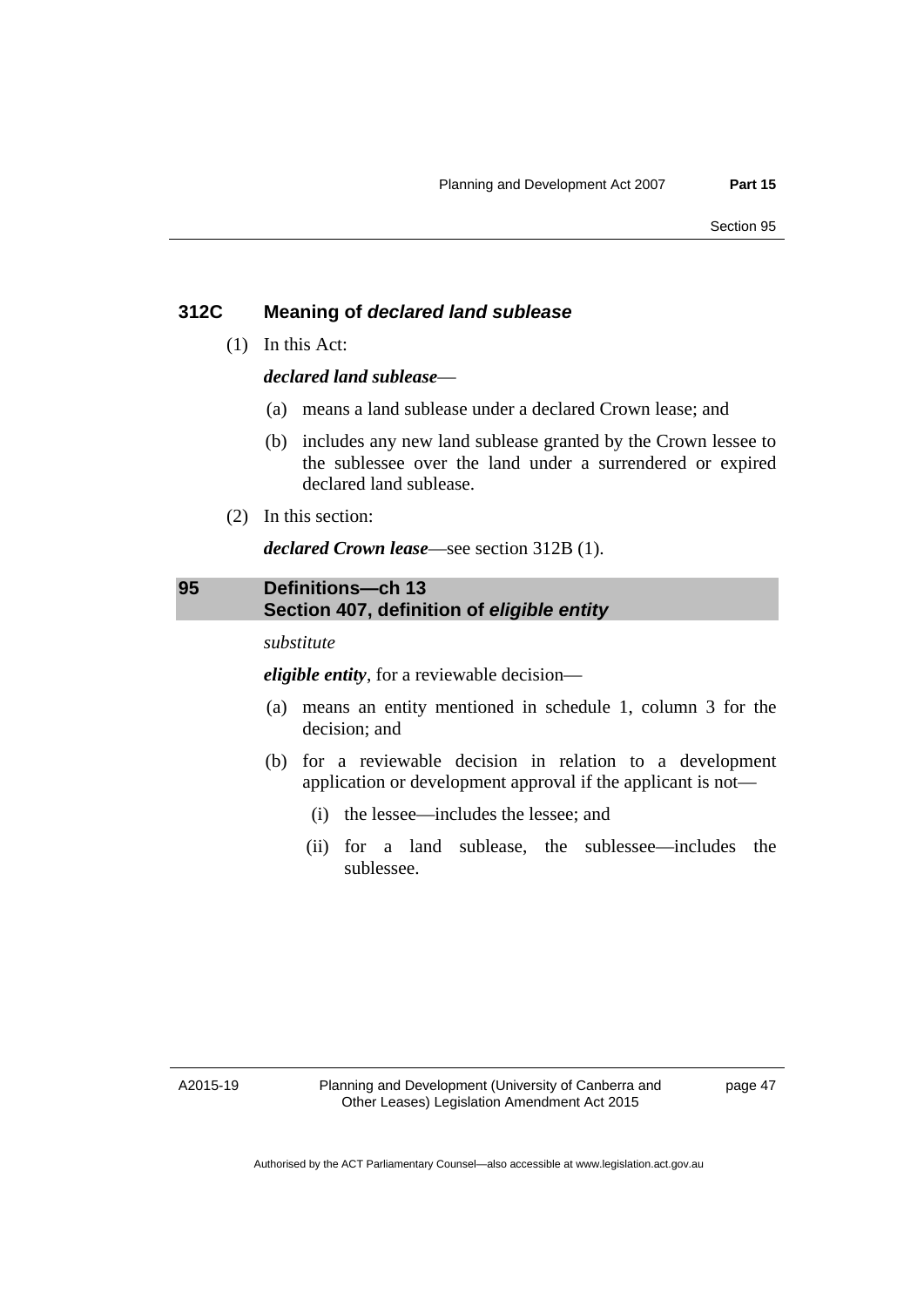### 312C Meaning of *declared land sublease*

(1) In this Act:

***declared land sublease***—

(a) means a land sublease under a declared Crown lease; and

(b) includes any new land sublease granted by the Crown lessee to the sublessee over the land under a surrendered or expired declared land sublease.

(2) In this section:

***declared Crown lease***—see section 312B (1).

## 95 Definitions—ch 13 Section 407, definition of *eligible entity*

*substitute*

***eligible entity***, for a reviewable decision—

(a) means an entity mentioned in schedule 1, column 3 for the decision; and

(b) for a reviewable decision in relation to a development application or development approval if the applicant is not—

(i) the lessee—includes the lessee; and

(ii) for a land sublease, the sublessee—includes the sublessee.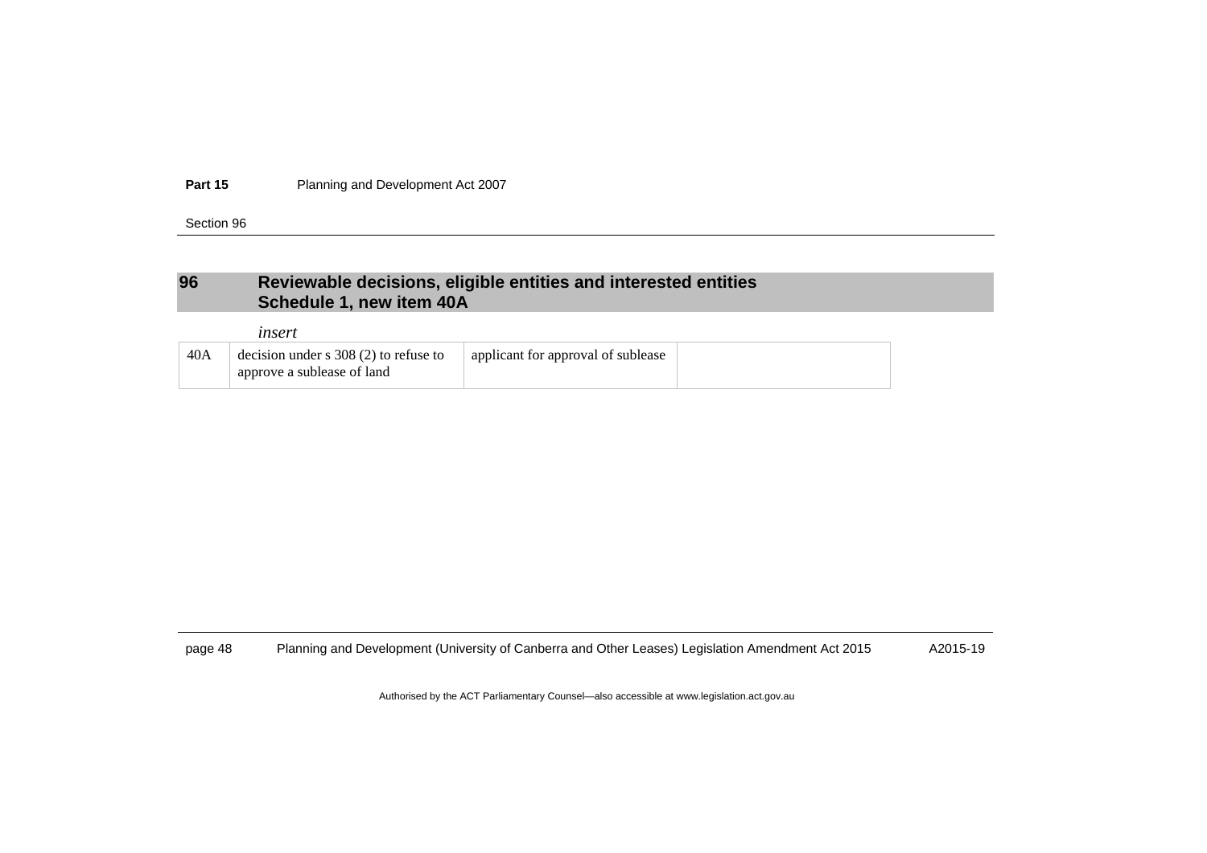## 96 Reviewable decisions, eligible entities and interested entities Schedule 1, new item 40A

*insert*

| | | | |
|---|---|---|---|
| 40A | decision under s 308 (2) to refuse to approve a sublease of land | applicant for approval of sublease | |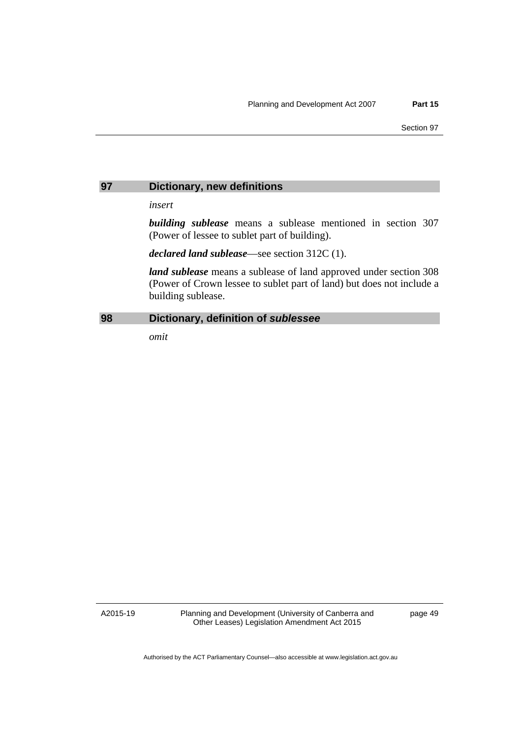## 97 Dictionary, new definitions

*insert*

***building sublease*** means a sublease mentioned in section 307 (Power of lessee to sublet part of building).

***declared land sublease***—see section 312C (1).

***land sublease*** means a sublease of land approved under section 308 (Power of Crown lessee to sublet part of land) but does not include a building sublease.

## 98 Dictionary, definition of *sublessee*

*omit*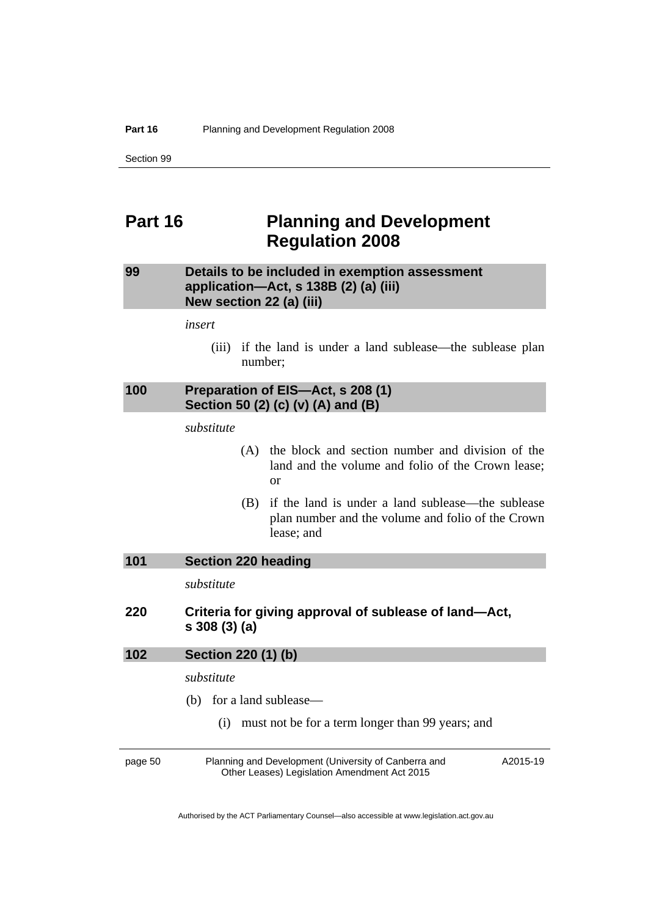# Part 16 Planning and Development Regulation 2008

## 99 Details to be included in exemption assessment application—Act, s 138B (2) (a) (iii) New section 22 (a) (iii)

*insert*

(iii) if the land is under a land sublease—the sublease plan number;

## 100 Preparation of EIS—Act, s 208 (1) Section 50 (2) (c) (v) (A) and (B)

*substitute*

(A) the block and section number and division of the land and the volume and folio of the Crown lease; or

(B) if the land is under a land sublease—the sublease plan number and the volume and folio of the Crown lease; and

## 101 Section 220 heading

*substitute*

### 220 Criteria for giving approval of sublease of land—Act, s 308 (3) (a)

## 102 Section 220 (1) (b)

*substitute*

(b) for a land sublease—

(i) must not be for a term longer than 99 years; and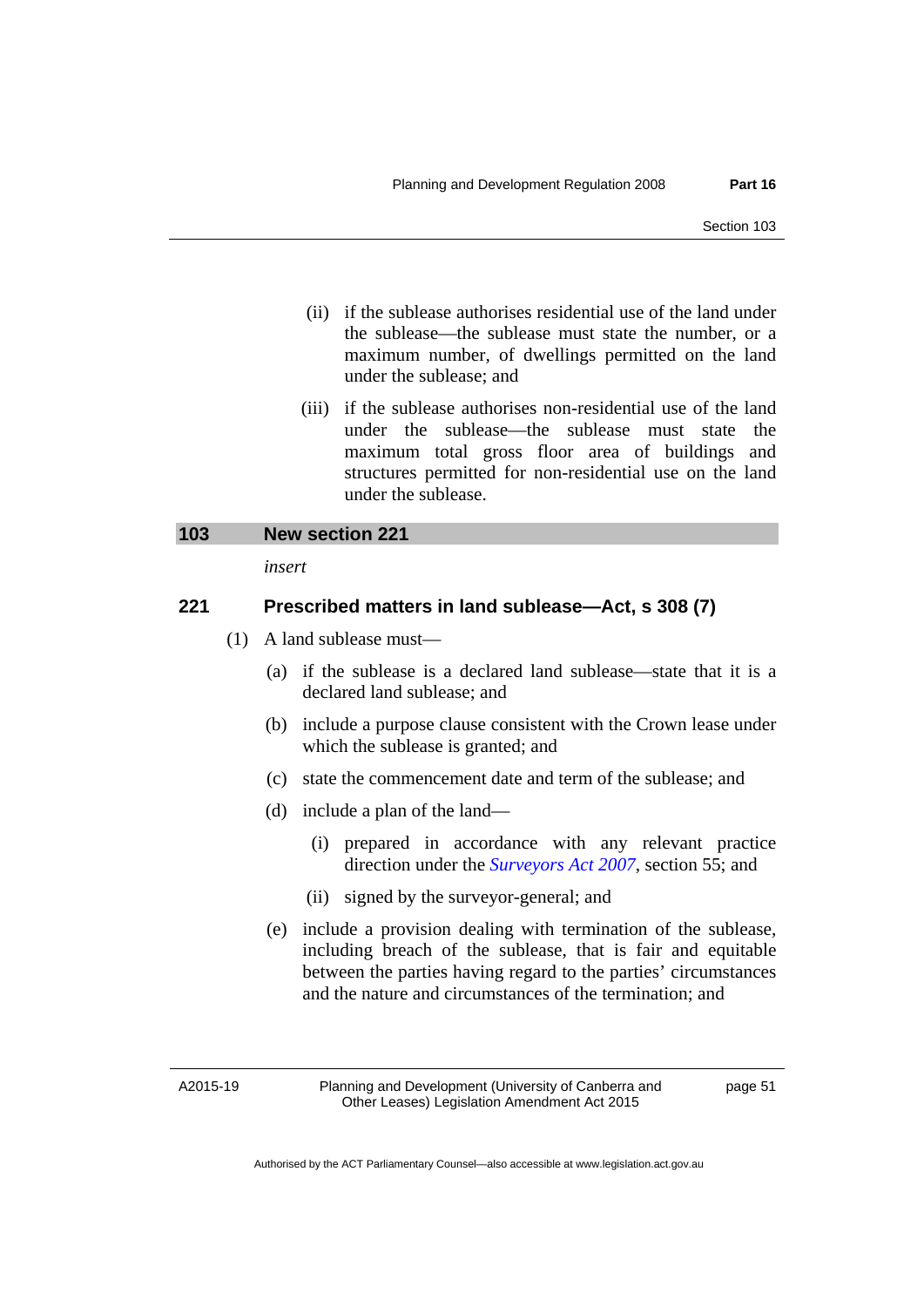(ii) if the sublease authorises residential use of the land under the sublease—the sublease must state the number, or a maximum number, of dwellings permitted on the land under the sublease; and

(iii) if the sublease authorises non-residential use of the land under the sublease—the sublease must state the maximum total gross floor area of buildings and structures permitted for non-residential use on the land under the sublease.

## 103 New section 221

*insert*

### 221 Prescribed matters in land sublease—Act, s 308 (7)

(1) A land sublease must—

(a) if the sublease is a declared land sublease—state that it is a declared land sublease; and

(b) include a purpose clause consistent with the Crown lease under which the sublease is granted; and

(c) state the commencement date and term of the sublease; and

(d) include a plan of the land—

(i) prepared in accordance with any relevant practice direction under the *Surveyors Act 2007*, section 55; and

(ii) signed by the surveyor-general; and

(e) include a provision dealing with termination of the sublease, including breach of the sublease, that is fair and equitable between the parties having regard to the parties' circumstances and the nature and circumstances of the termination; and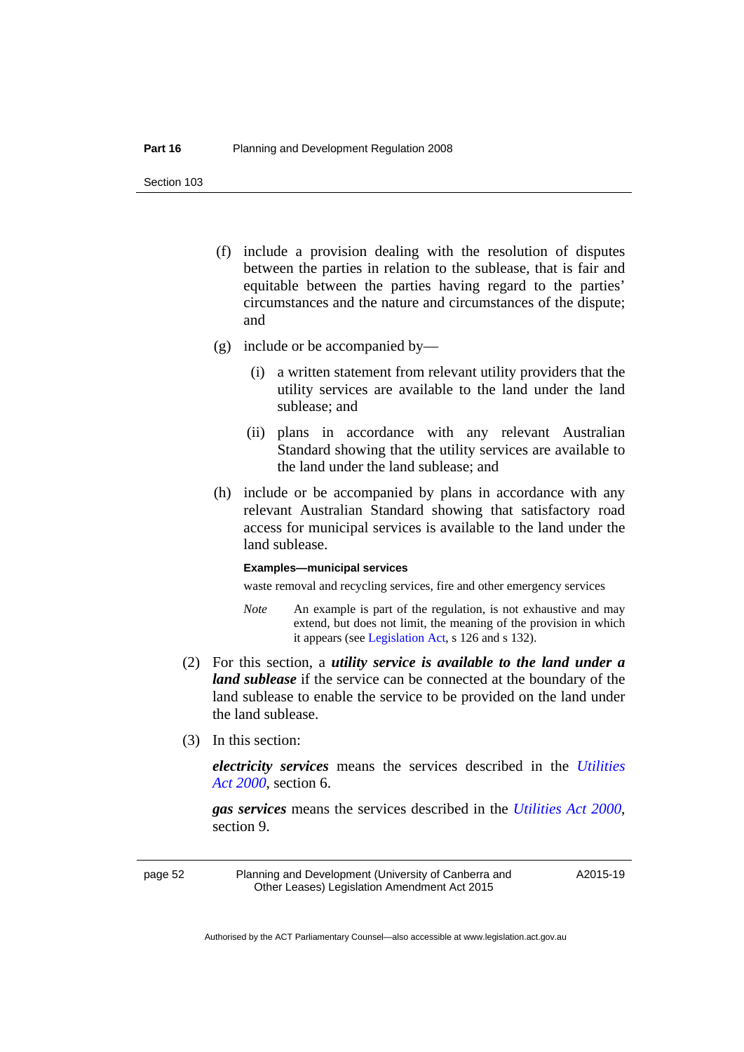(f) include a provision dealing with the resolution of disputes between the parties in relation to the sublease, that is fair and equitable between the parties having regard to the parties' circumstances and the nature and circumstances of the dispute; and

(g) include or be accompanied by—

(i) a written statement from relevant utility providers that the utility services are available to the land under the land sublease; and

(ii) plans in accordance with any relevant Australian Standard showing that the utility services are available to the land under the land sublease; and

(h) include or be accompanied by plans in accordance with any relevant Australian Standard showing that satisfactory road access for municipal services is available to the land under the land sublease.

**Examples—municipal services**

waste removal and recycling services, fire and other emergency services

*Note* An example is part of the regulation, is not exhaustive and may extend, but does not limit, the meaning of the provision in which it appears (see Legislation Act, s 126 and s 132).

(2) For this section, a ***utility service is available to the land under a land sublease*** if the service can be connected at the boundary of the land sublease to enable the service to be provided on the land under the land sublease.

(3) In this section:

***electricity services*** means the services described in the *Utilities Act 2000*, section 6.

***gas services*** means the services described in the *Utilities Act 2000*, section 9.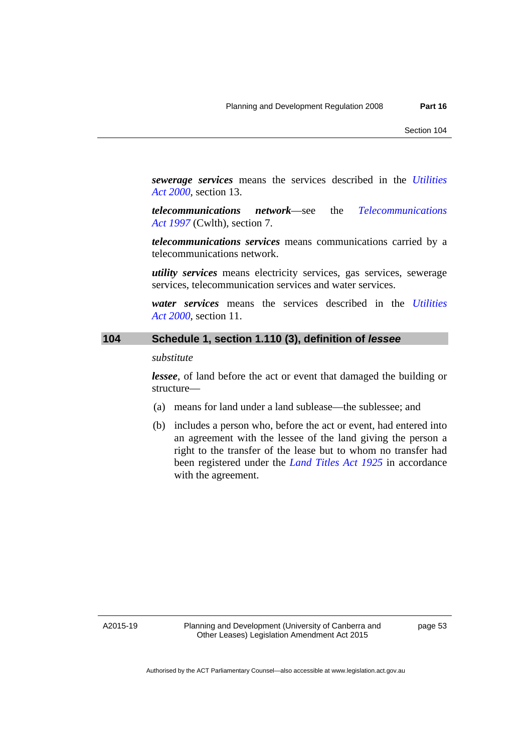***sewerage services*** means the services described in the *Utilities Act 2000*, section 13.

***telecommunications network***—see the *Telecommunications Act 1997* (Cwlth), section 7.

***telecommunications services*** means communications carried by a telecommunications network.

***utility services*** means electricity services, gas services, sewerage services, telecommunication services and water services.

***water services*** means the services described in the *Utilities Act 2000*, section 11.

## 104 Schedule 1, section 1.110 (3), definition of *lessee*

*substitute*

***lessee***, of land before the act or event that damaged the building or structure—

(a) means for land under a land sublease—the sublessee; and

(b) includes a person who, before the act or event, had entered into an agreement with the lessee of the land giving the person a right to the transfer of the lease but to whom no transfer had been registered under the *Land Titles Act 1925* in accordance with the agreement.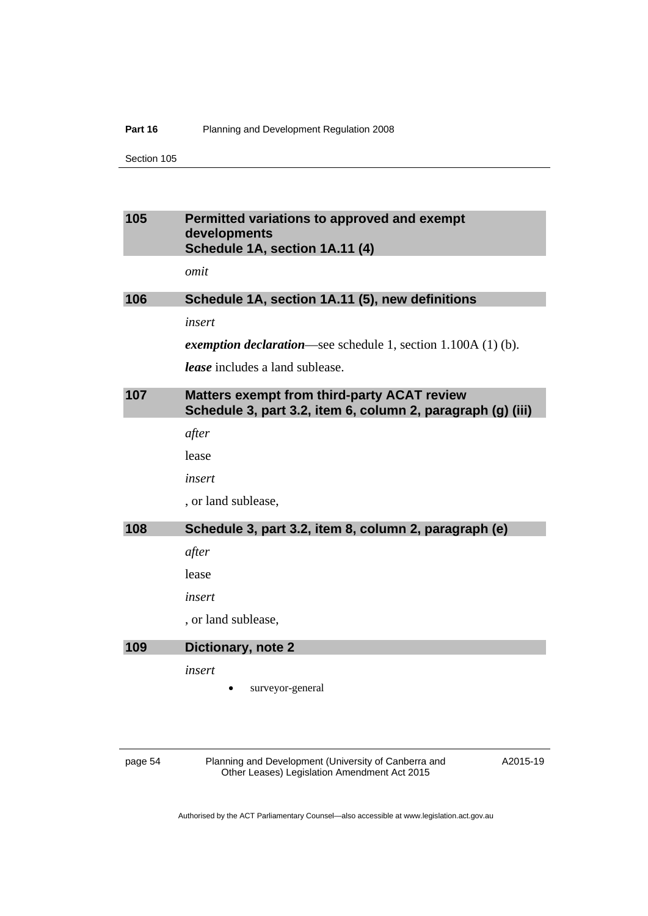## 105 Permitted variations to approved and exempt developments
## Schedule 1A, section 1A.11 (4)

*omit*

## 106 Schedule 1A, section 1A.11 (5), new definitions

*insert*

***exemption declaration***—see schedule 1, section 1.100A (1) (b).

***lease*** includes a land sublease.

## 107 Matters exempt from third-party ACAT review
## Schedule 3, part 3.2, item 6, column 2, paragraph (g) (iii)

*after*

lease

*insert*

, or land sublease,

## 108 Schedule 3, part 3.2, item 8, column 2, paragraph (e)

*after*

lease

*insert*

, or land sublease,

## 109 Dictionary, note 2

*insert*

- surveyor-general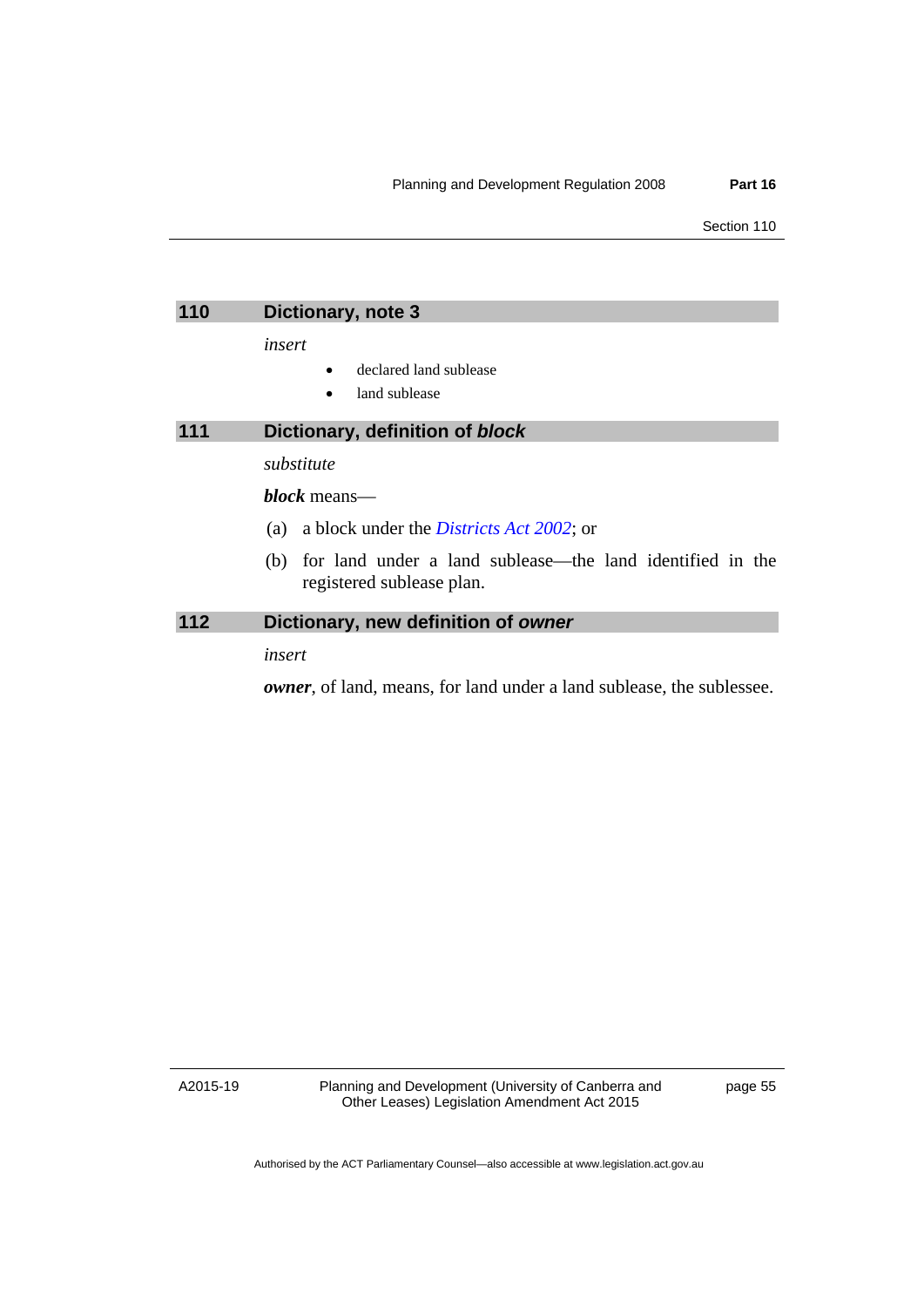## 110 Dictionary, note 3

*insert*

- declared land sublease
- land sublease

## 111 Dictionary, definition of *block*

*substitute*

***block*** means—

(a) a block under the *Districts Act 2002*; or

(b) for land under a land sublease—the land identified in the registered sublease plan.

## 112 Dictionary, new definition of *owner*

*insert*

***owner***, of land, means, for land under a land sublease, the sublessee.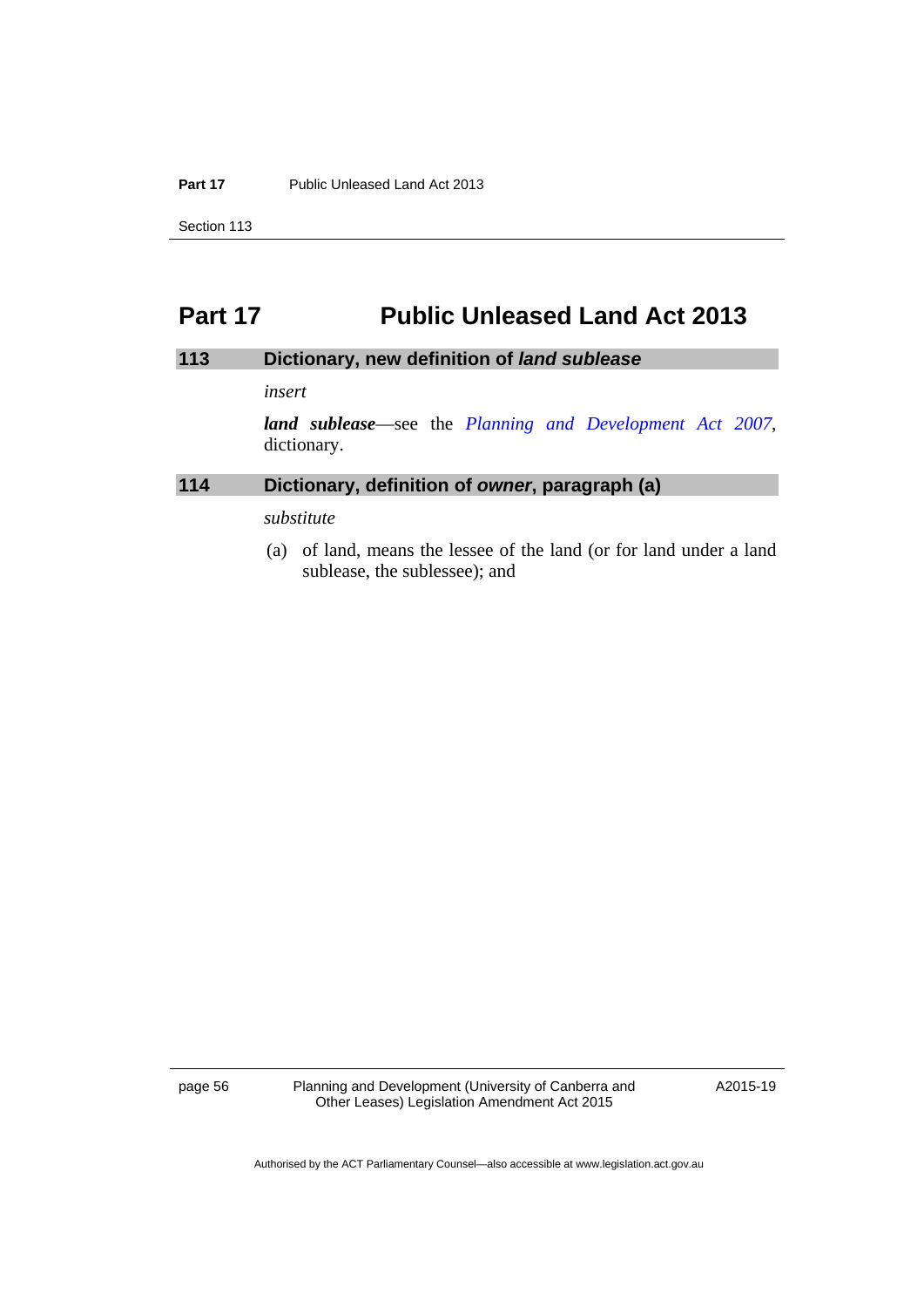# Part 17 Public Unleased Land Act 2013

## 113 Dictionary, new definition of *land sublease*

*insert*

***land sublease***—see the *Planning and Development Act 2007*, dictionary.

## 114 Dictionary, definition of *owner*, paragraph (a)

*substitute*

(a) of land, means the lessee of the land (or for land under a land sublease, the sublessee); and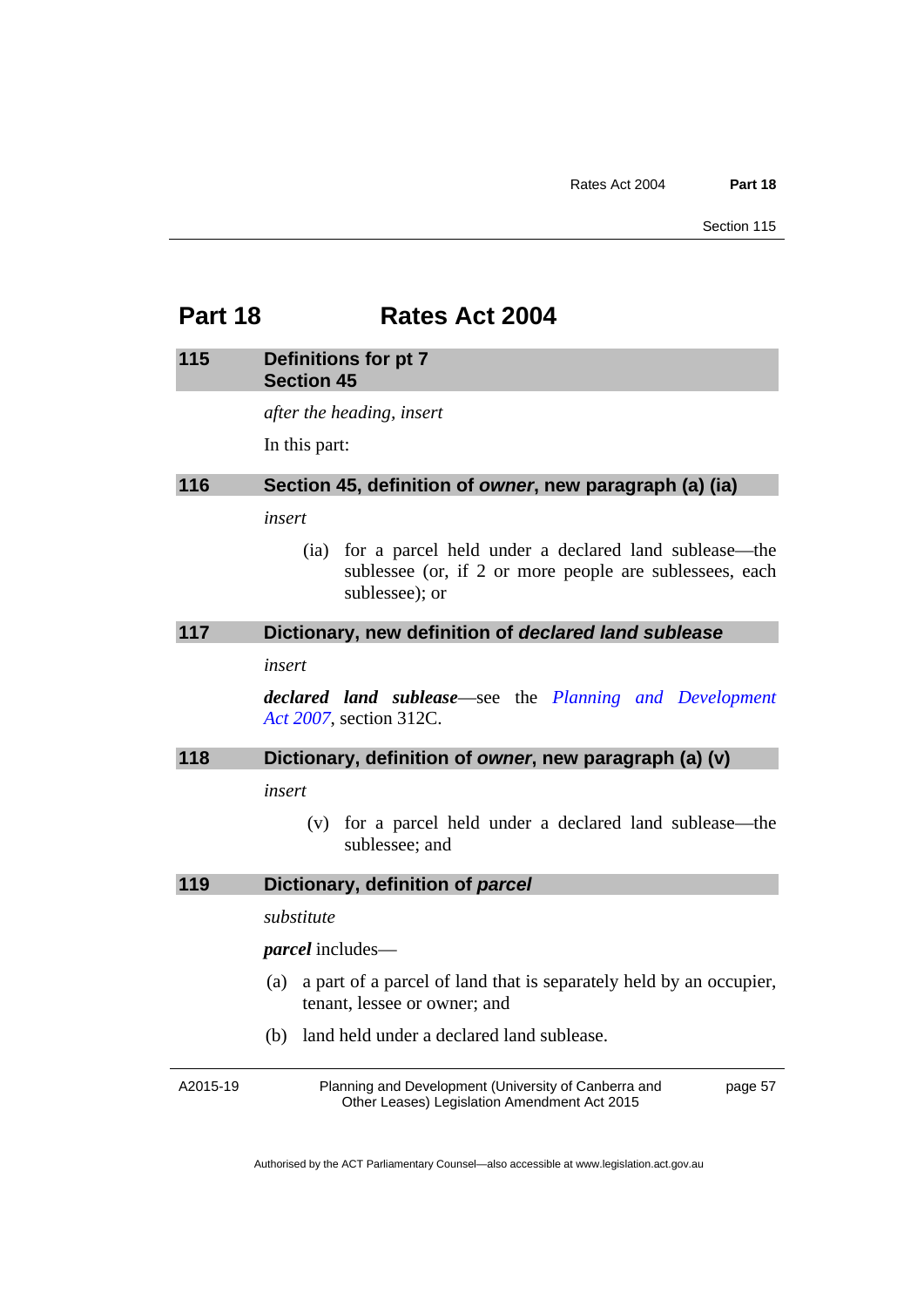# Part 18 Rates Act 2004

### 115 Definitions for pt 7 Section 45

*after the heading, insert*

In this part:

### 116 Section 45, definition of *owner*, new paragraph (a) (ia)

*insert*

(ia) for a parcel held under a declared land sublease—the sublessee (or, if 2 or more people are sublessees, each sublessee); or

### 117 Dictionary, new definition of *declared land sublease*

*insert*

***declared land sublease***—see the *Planning and Development Act 2007*, section 312C.

### 118 Dictionary, definition of *owner*, new paragraph (a) (v)

*insert*

(v) for a parcel held under a declared land sublease—the sublessee; and

### 119 Dictionary, definition of *parcel*

*substitute*

***parcel*** includes—

(a) a part of a parcel of land that is separately held by an occupier, tenant, lessee or owner; and

(b) land held under a declared land sublease.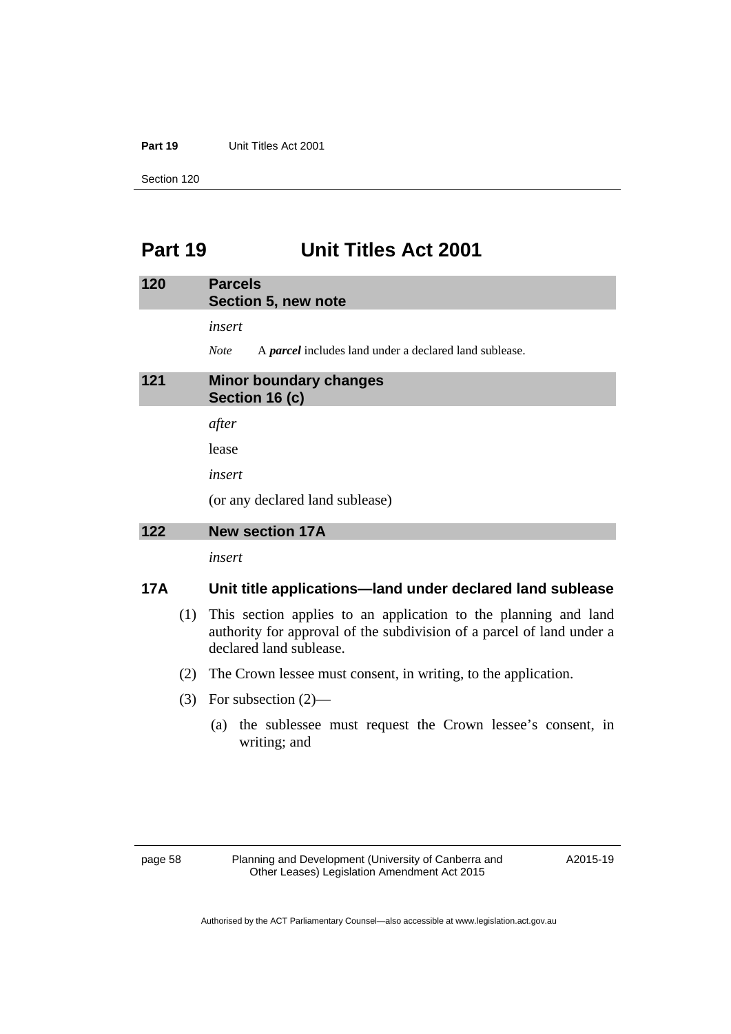# Part 19 Unit Titles Act 2001

## 120 Parcels
### Section 5, new note

*insert*

*Note* A ***parcel*** includes land under a declared land sublease.

## 121 Minor boundary changes
### Section 16 (c)

*after*

lease

*insert*

(or any declared land sublease)

## 122 New section 17A

*insert*

### 17A Unit title applications—land under declared land sublease

(1) This section applies to an application to the planning and land authority for approval of the subdivision of a parcel of land under a declared land sublease.

(2) The Crown lessee must consent, in writing, to the application.

(3) For subsection (2)—

(a) the sublessee must request the Crown lessee's consent, in writing; and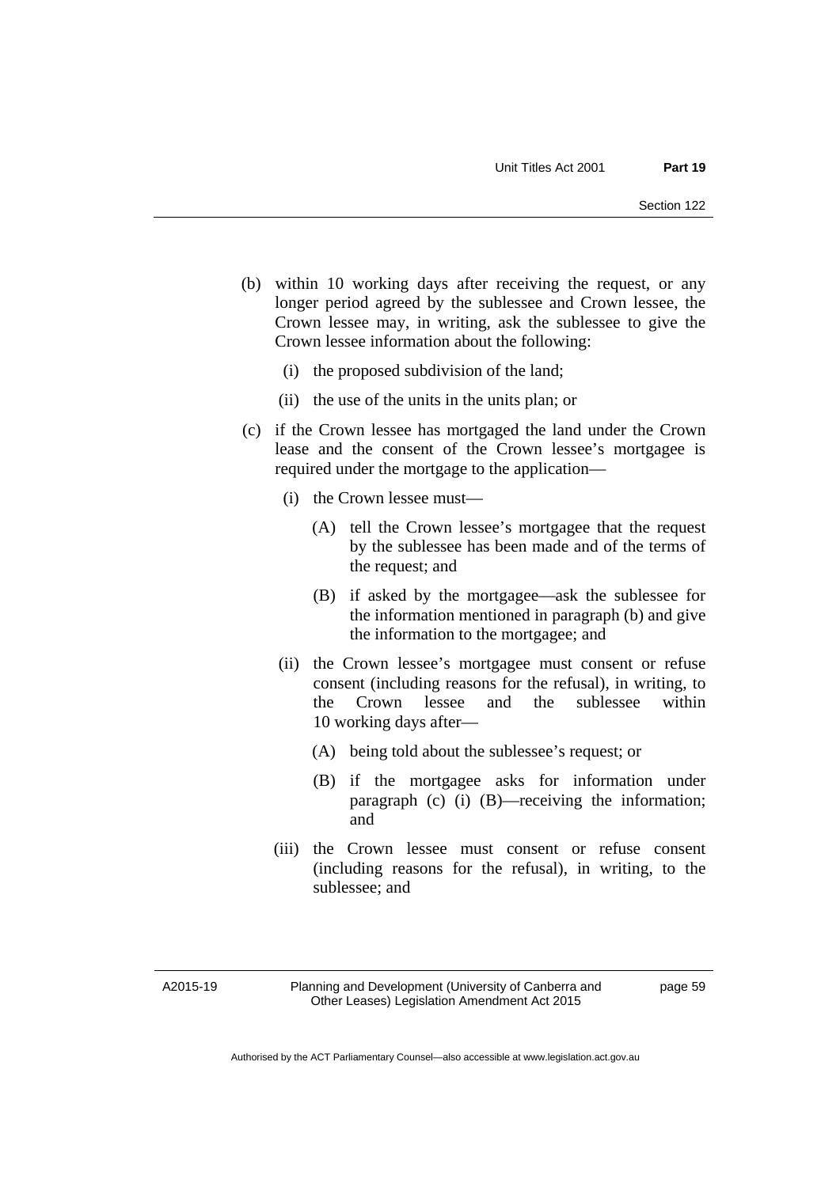(b) within 10 working days after receiving the request, or any longer period agreed by the sublessee and Crown lessee, the Crown lessee may, in writing, ask the sublessee to give the Crown lessee information about the following:

(i) the proposed subdivision of the land;

(ii) the use of the units in the units plan; or

(c) if the Crown lessee has mortgaged the land under the Crown lease and the consent of the Crown lessee's mortgagee is required under the mortgage to the application—

(i) the Crown lessee must—

(A) tell the Crown lessee's mortgagee that the request by the sublessee has been made and of the terms of the request; and

(B) if asked by the mortgagee—ask the sublessee for the information mentioned in paragraph (b) and give the information to the mortgagee; and

(ii) the Crown lessee's mortgagee must consent or refuse consent (including reasons for the refusal), in writing, to the Crown lessee and the sublessee within 10 working days after—

(A) being told about the sublessee's request; or

(B) if the mortgagee asks for information under paragraph (c) (i) (B)—receiving the information; and

(iii) the Crown lessee must consent or refuse consent (including reasons for the refusal), in writing, to the sublessee; and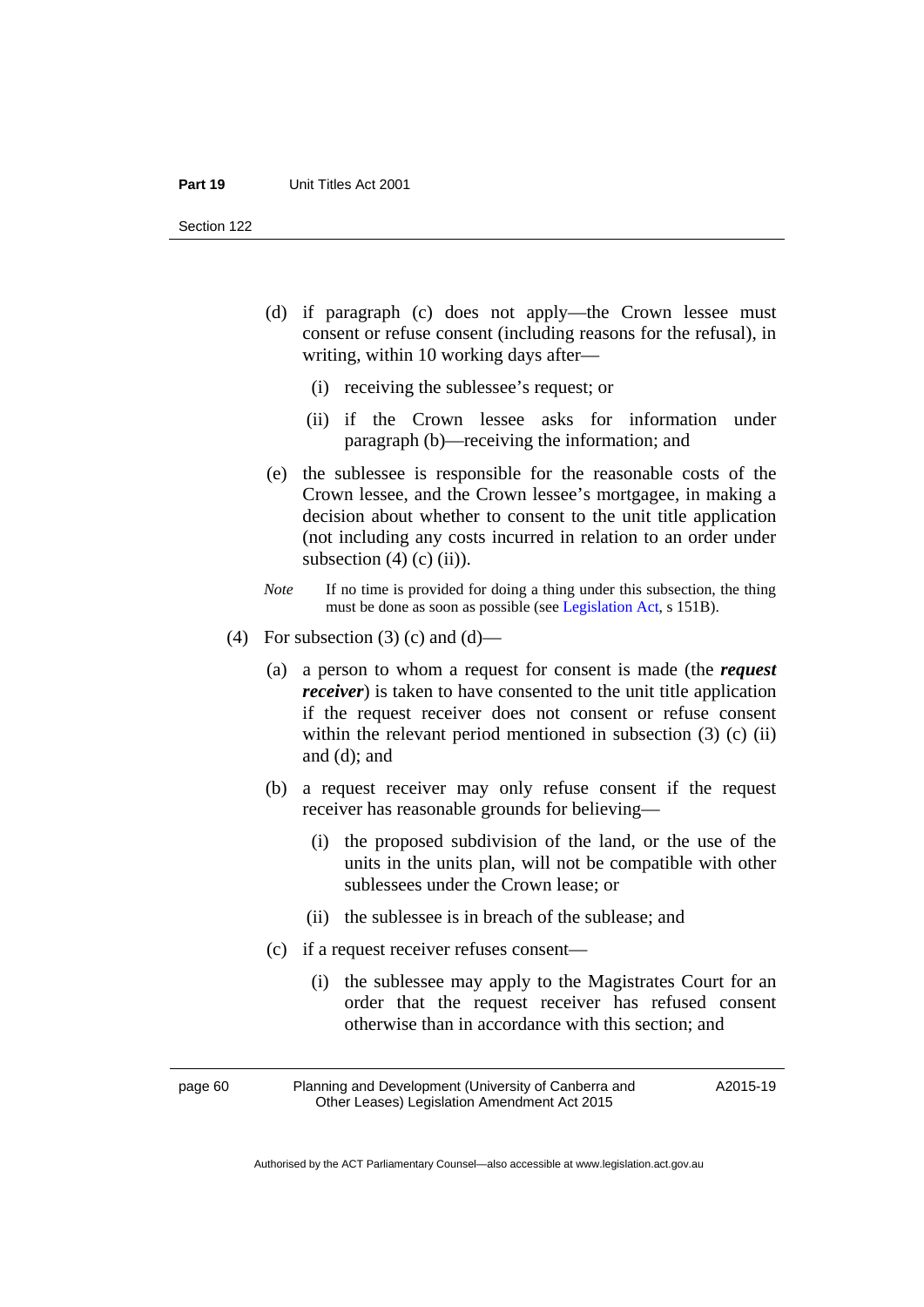(d) if paragraph (c) does not apply—the Crown lessee must consent or refuse consent (including reasons for the refusal), in writing, within 10 working days after—

(i) receiving the sublessee's request; or

(ii) if the Crown lessee asks for information under paragraph (b)—receiving the information; and

(e) the sublessee is responsible for the reasonable costs of the Crown lessee, and the Crown lessee's mortgagee, in making a decision about whether to consent to the unit title application (not including any costs incurred in relation to an order under subsection (4) (c) (ii)).

*Note* If no time is provided for doing a thing under this subsection, the thing must be done as soon as possible (see Legislation Act, s 151B).

(4) For subsection (3) (c) and (d)—

(a) a person to whom a request for consent is made (the ***request receiver***) is taken to have consented to the unit title application if the request receiver does not consent or refuse consent within the relevant period mentioned in subsection (3) (c) (ii) and (d); and

(b) a request receiver may only refuse consent if the request receiver has reasonable grounds for believing—

(i) the proposed subdivision of the land, or the use of the units in the units plan, will not be compatible with other sublessees under the Crown lease; or

(ii) the sublessee is in breach of the sublease; and

(c) if a request receiver refuses consent—

(i) the sublessee may apply to the Magistrates Court for an order that the request receiver has refused consent otherwise than in accordance with this section; and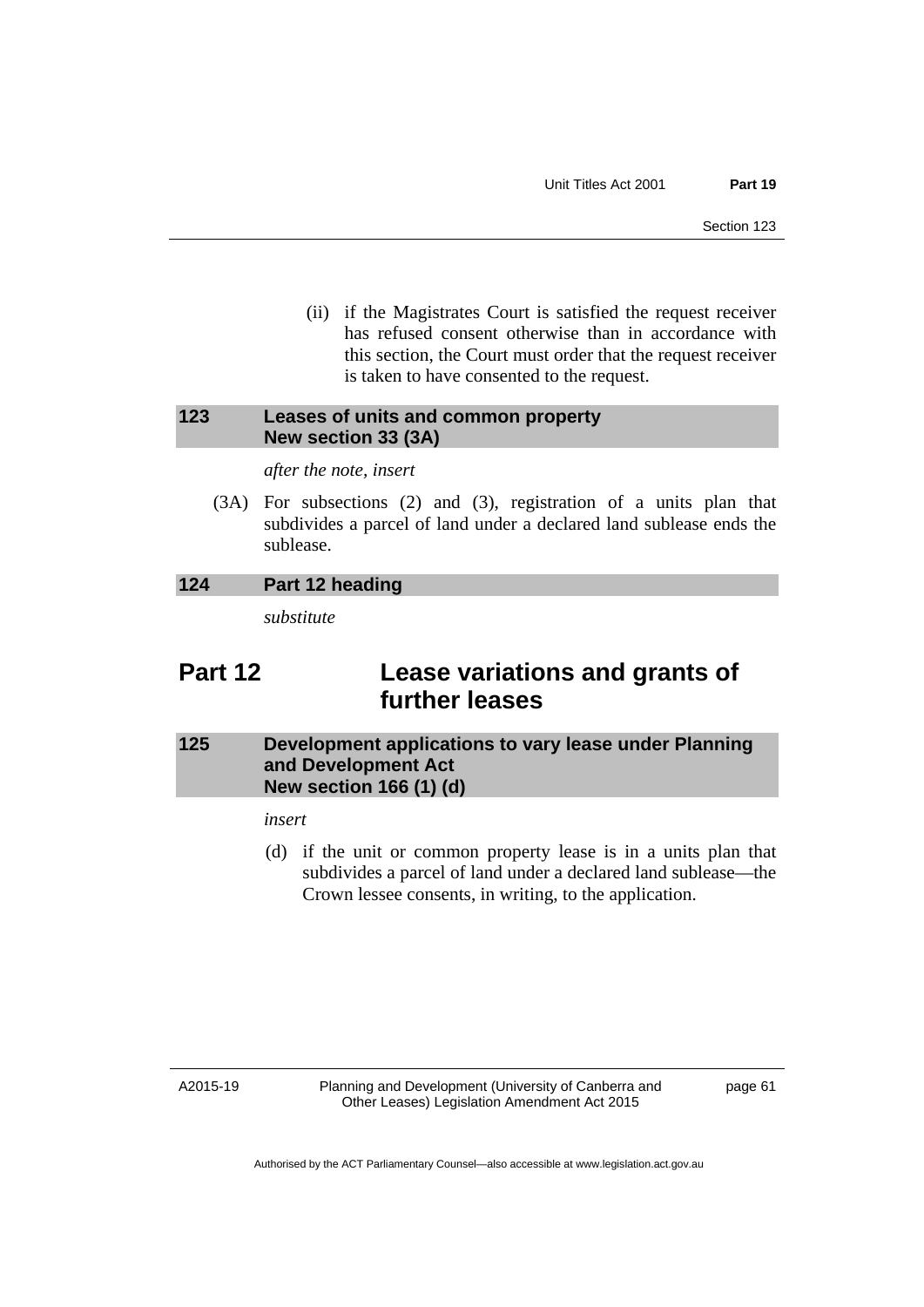(ii) if the Magistrates Court is satisfied the request receiver has refused consent otherwise than in accordance with this section, the Court must order that the request receiver is taken to have consented to the request.

### 123 Leases of units and common property New section 33 (3A)

*after the note, insert*

(3A) For subsections (2) and (3), registration of a units plan that subdivides a parcel of land under a declared land sublease ends the sublease.

### 124 Part 12 heading

*substitute*

## Part 12 Lease variations and grants of further leases

### 125 Development applications to vary lease under Planning and Development Act New section 166 (1) (d)

*insert*

(d) if the unit or common property lease is in a units plan that subdivides a parcel of land under a declared land sublease—the Crown lessee consents, in writing, to the application.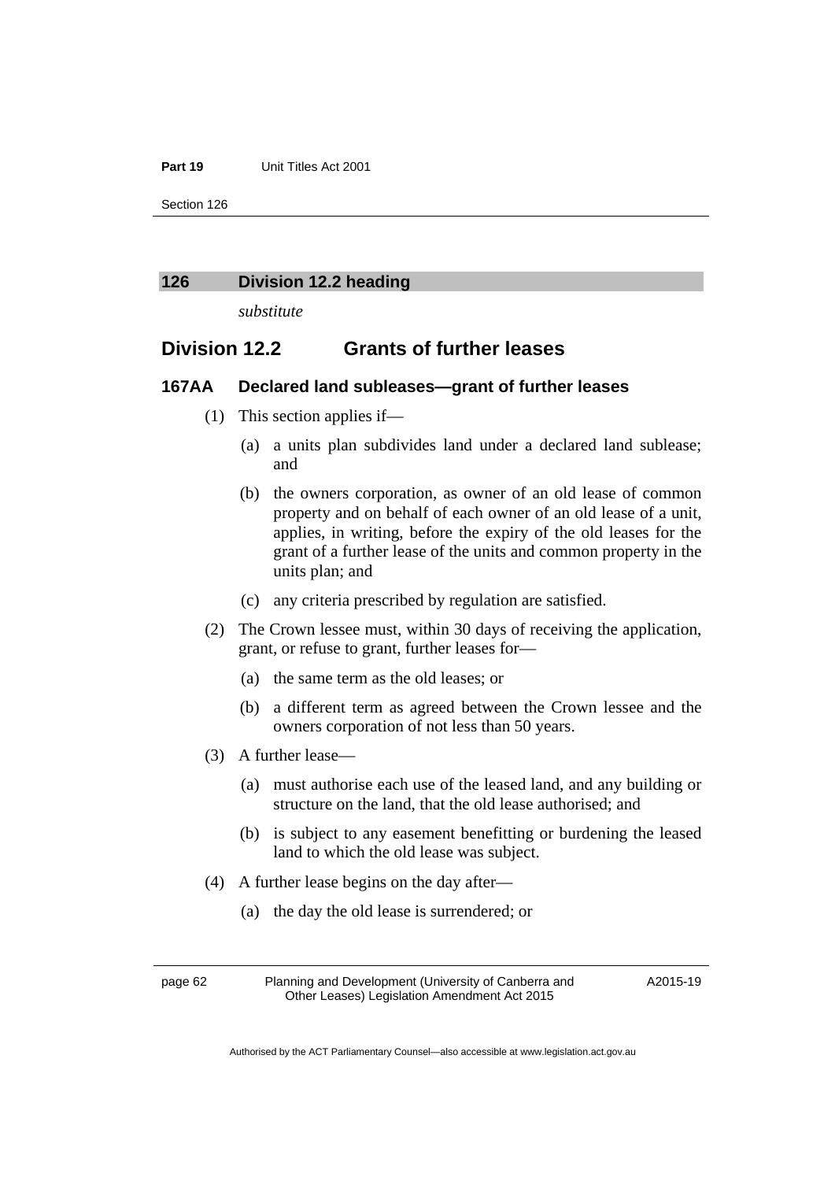## 126 Division 12.2 heading

*substitute*

## Division 12.2 Grants of further leases

### 167AA Declared land subleases—grant of further leases

(1) This section applies if—

(a) a units plan subdivides land under a declared land sublease; and

(b) the owners corporation, as owner of an old lease of common property and on behalf of each owner of an old lease of a unit, applies, in writing, before the expiry of the old leases for the grant of a further lease of the units and common property in the units plan; and

(c) any criteria prescribed by regulation are satisfied.

(2) The Crown lessee must, within 30 days of receiving the application, grant, or refuse to grant, further leases for—

(a) the same term as the old leases; or

(b) a different term as agreed between the Crown lessee and the owners corporation of not less than 50 years.

(3) A further lease—

(a) must authorise each use of the leased land, and any building or structure on the land, that the old lease authorised; and

(b) is subject to any easement benefitting or burdening the leased land to which the old lease was subject.

(4) A further lease begins on the day after—

(a) the day the old lease is surrendered; or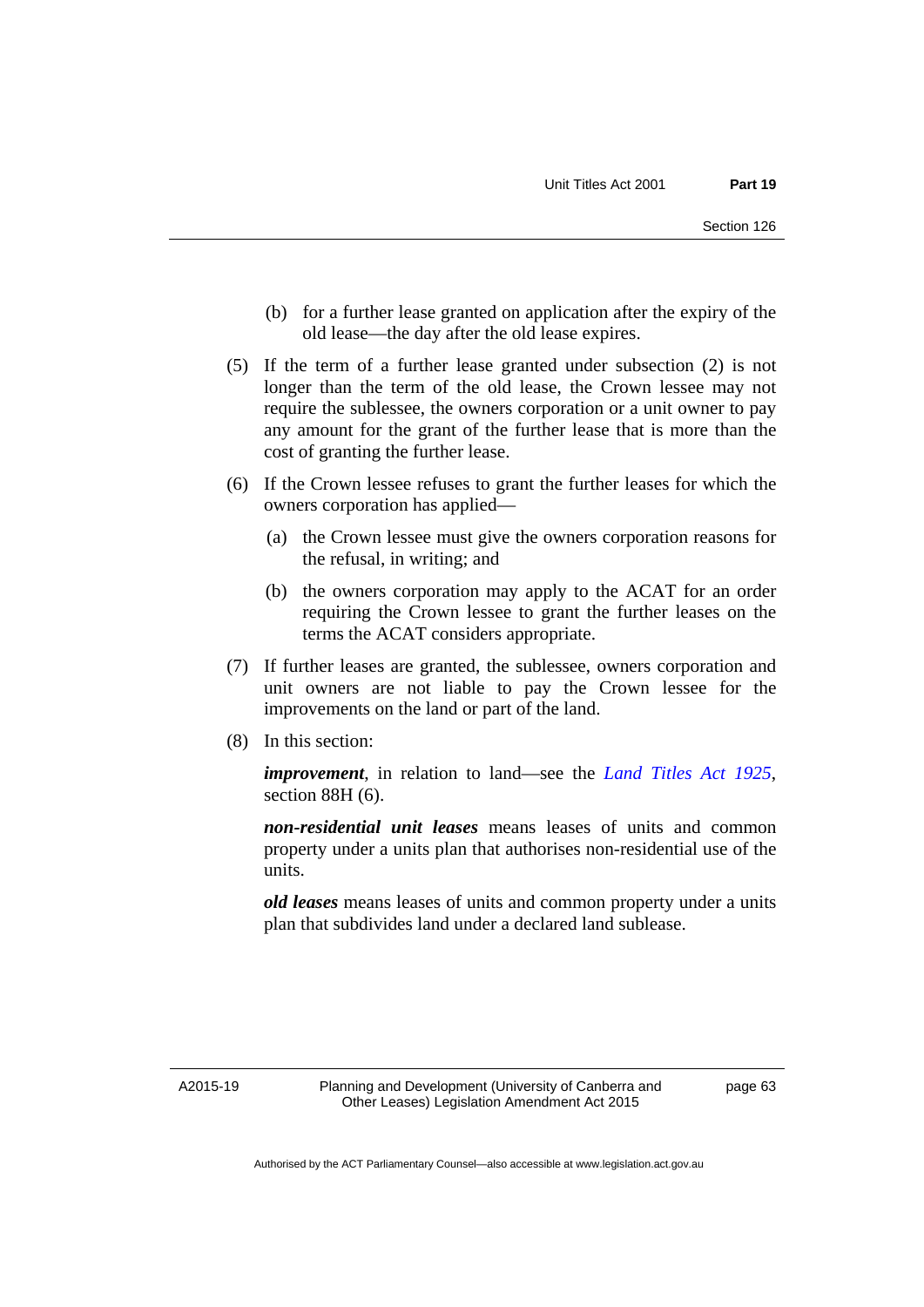(b) for a further lease granted on application after the expiry of the old lease—the day after the old lease expires.

(5) If the term of a further lease granted under subsection (2) is not longer than the term of the old lease, the Crown lessee may not require the sublessee, the owners corporation or a unit owner to pay any amount for the grant of the further lease that is more than the cost of granting the further lease.

(6) If the Crown lessee refuses to grant the further leases for which the owners corporation has applied—

(a) the Crown lessee must give the owners corporation reasons for the refusal, in writing; and

(b) the owners corporation may apply to the ACAT for an order requiring the Crown lessee to grant the further leases on the terms the ACAT considers appropriate.

(7) If further leases are granted, the sublessee, owners corporation and unit owners are not liable to pay the Crown lessee for the improvements on the land or part of the land.

(8) In this section:

***improvement***, in relation to land—see the *Land Titles Act 1925*, section 88H (6).

***non-residential unit leases*** means leases of units and common property under a units plan that authorises non-residential use of the units.

***old leases*** means leases of units and common property under a units plan that subdivides land under a declared land sublease.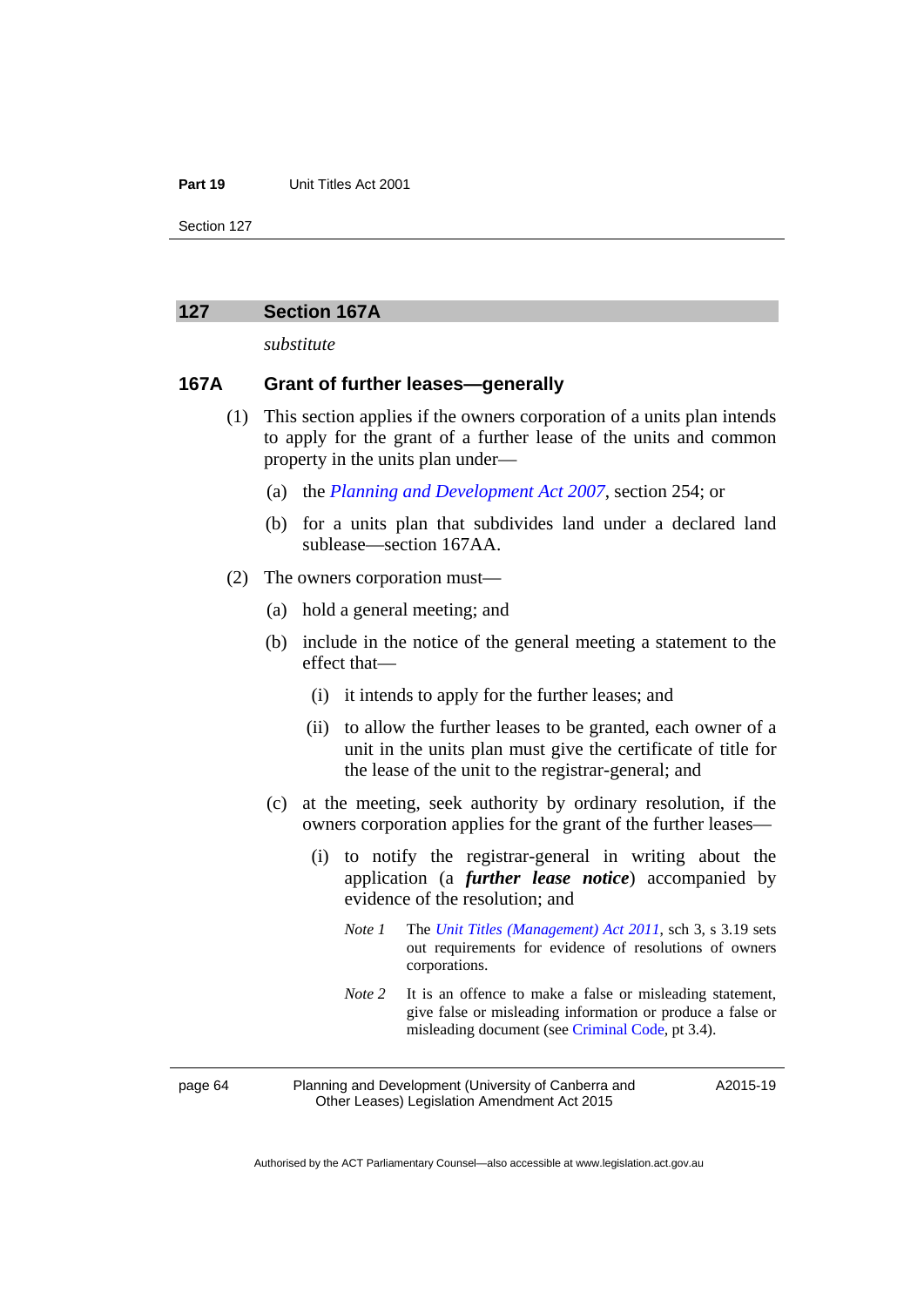## 127 Section 167A

*substitute*

### 167A Grant of further leases—generally

(1) This section applies if the owners corporation of a units plan intends to apply for the grant of a further lease of the units and common property in the units plan under—

(a) the *Planning and Development Act 2007*, section 254; or

(b) for a units plan that subdivides land under a declared land sublease—section 167AA.

(2) The owners corporation must—

(a) hold a general meeting; and

(b) include in the notice of the general meeting a statement to the effect that—

(i) it intends to apply for the further leases; and

(ii) to allow the further leases to be granted, each owner of a unit in the units plan must give the certificate of title for the lease of the unit to the registrar-general; and

(c) at the meeting, seek authority by ordinary resolution, if the owners corporation applies for the grant of the further leases—

(i) to notify the registrar-general in writing about the application (a ***further lease notice***) accompanied by evidence of the resolution; and

*Note 1* The *Unit Titles (Management) Act 2011*, sch 3, s 3.19 sets out requirements for evidence of resolutions of owners corporations.

*Note 2* It is an offence to make a false or misleading statement, give false or misleading information or produce a false or misleading document (see Criminal Code, pt 3.4).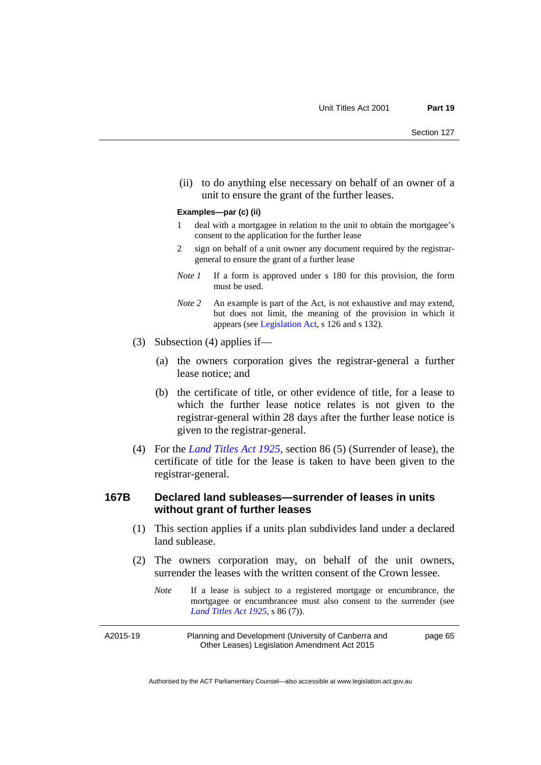(ii) to do anything else necessary on behalf of an owner of a unit to ensure the grant of the further leases.

**Examples—par (c) (ii)**

1. deal with a mortgagee in relation to the unit to obtain the mortgagee's consent to the application for the further lease
2. sign on behalf of a unit owner any document required by the registrar-general to ensure the grant of a further lease

*Note 1* If a form is approved under s 180 for this provision, the form must be used.

*Note 2* An example is part of the Act, is not exhaustive and may extend, but does not limit, the meaning of the provision in which it appears (see Legislation Act, s 126 and s 132).

(3) Subsection (4) applies if—

(a) the owners corporation gives the registrar-general a further lease notice; and

(b) the certificate of title, or other evidence of title, for a lease to which the further lease notice relates is not given to the registrar-general within 28 days after the further lease notice is given to the registrar-general.

(4) For the *Land Titles Act 1925*, section 86 (5) (Surrender of lease), the certificate of title for the lease is taken to have been given to the registrar-general.

### 167B Declared land subleases—surrender of leases in units without grant of further leases

(1) This section applies if a units plan subdivides land under a declared land sublease.

(2) The owners corporation may, on behalf of the unit owners, surrender the leases with the written consent of the Crown lessee.

*Note* If a lease is subject to a registered mortgage or encumbrance, the mortgagee or encumbrancee must also consent to the surrender (see *Land Titles Act 1925*, s 86 (7)).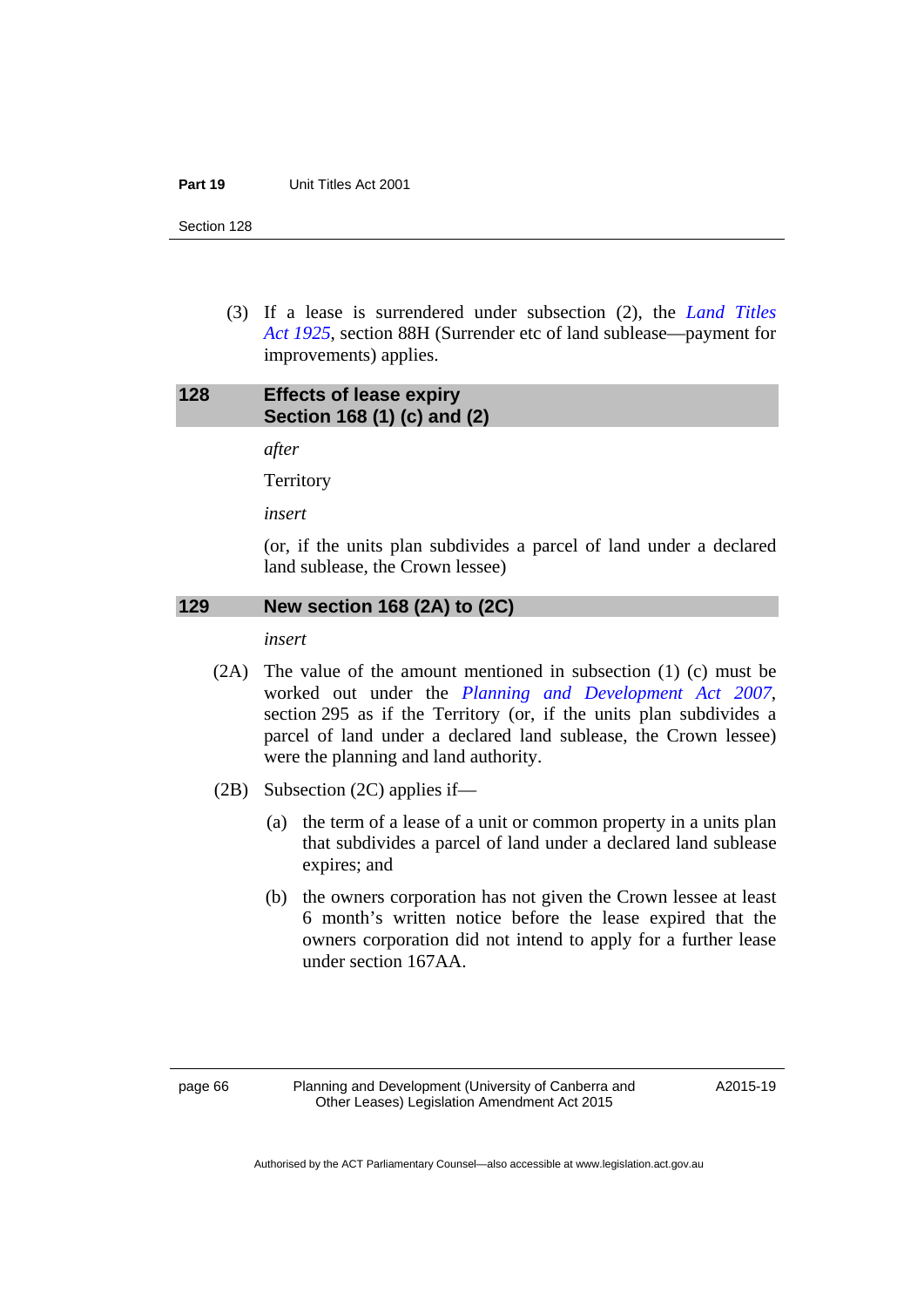(3) If a lease is surrendered under subsection (2), the *Land Titles Act 1925*, section 88H (Surrender etc of land sublease—payment for improvements) applies.

## 128 Effects of lease expiry Section 168 (1) (c) and (2)

*after*

Territory

*insert*

(or, if the units plan subdivides a parcel of land under a declared land sublease, the Crown lessee)

## 129 New section 168 (2A) to (2C)

*insert*

(2A) The value of the amount mentioned in subsection (1) (c) must be worked out under the *Planning and Development Act 2007*, section 295 as if the Territory (or, if the units plan subdivides a parcel of land under a declared land sublease, the Crown lessee) were the planning and land authority.

(2B) Subsection (2C) applies if—

(a) the term of a lease of a unit or common property in a units plan that subdivides a parcel of land under a declared land sublease expires; and

(b) the owners corporation has not given the Crown lessee at least 6 month's written notice before the lease expired that the owners corporation did not intend to apply for a further lease under section 167AA.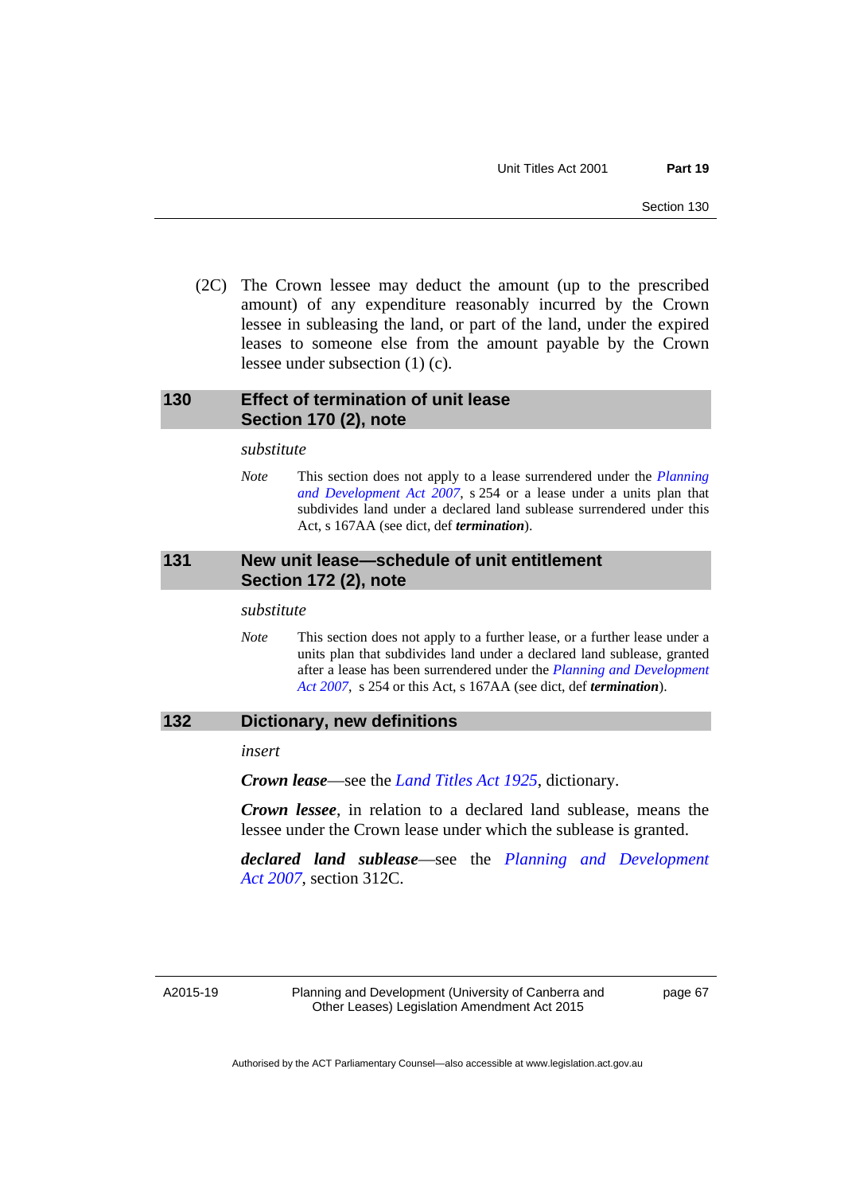(2C) The Crown lessee may deduct the amount (up to the prescribed amount) of any expenditure reasonably incurred by the Crown lessee in subleasing the land, or part of the land, under the expired leases to someone else from the amount payable by the Crown lessee under subsection (1) (c).

## 130 Effect of termination of unit lease
## Section 170 (2), note

*substitute*

*Note* This section does not apply to a lease surrendered under the *Planning and Development Act 2007*, s 254 or a lease under a units plan that subdivides land under a declared land sublease surrendered under this Act, s 167AA (see dict, def ***termination***).

## 131 New unit lease—schedule of unit entitlement
## Section 172 (2), note

*substitute*

*Note* This section does not apply to a further lease, or a further lease under a units plan that subdivides land under a declared land sublease, granted after a lease has been surrendered under the *Planning and Development Act 2007*, s 254 or this Act, s 167AA (see dict, def ***termination***).

## 132 Dictionary, new definitions

*insert*

***Crown lease***—see the *Land Titles Act 1925*, dictionary.

***Crown lessee***, in relation to a declared land sublease, means the lessee under the Crown lease under which the sublease is granted.

***declared land sublease***—see the *Planning and Development Act 2007*, section 312C.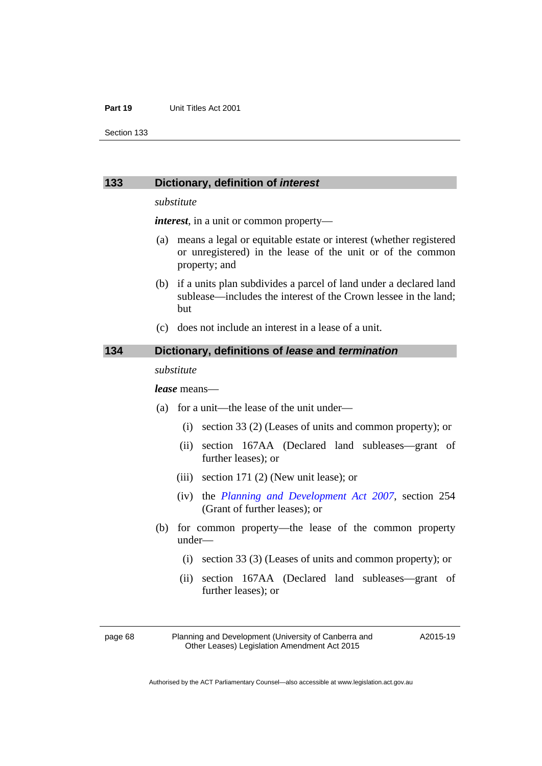## 133 Dictionary, definition of *interest*

*substitute*

***interest***, in a unit or common property—

(a) means a legal or equitable estate or interest (whether registered or unregistered) in the lease of the unit or of the common property; and

(b) if a units plan subdivides a parcel of land under a declared land sublease—includes the interest of the Crown lessee in the land; but

(c) does not include an interest in a lease of a unit.

## 134 Dictionary, definitions of *lease* and *termination*

*substitute*

***lease*** means—

(a) for a unit—the lease of the unit under—

  (i) section 33 (2) (Leases of units and common property); or

  (ii) section 167AA (Declared land subleases—grant of further leases); or

  (iii) section 171 (2) (New unit lease); or

  (iv) the *Planning and Development Act 2007*, section 254 (Grant of further leases); or

(b) for common property—the lease of the common property under—

  (i) section 33 (3) (Leases of units and common property); or

  (ii) section 167AA (Declared land subleases—grant of further leases); or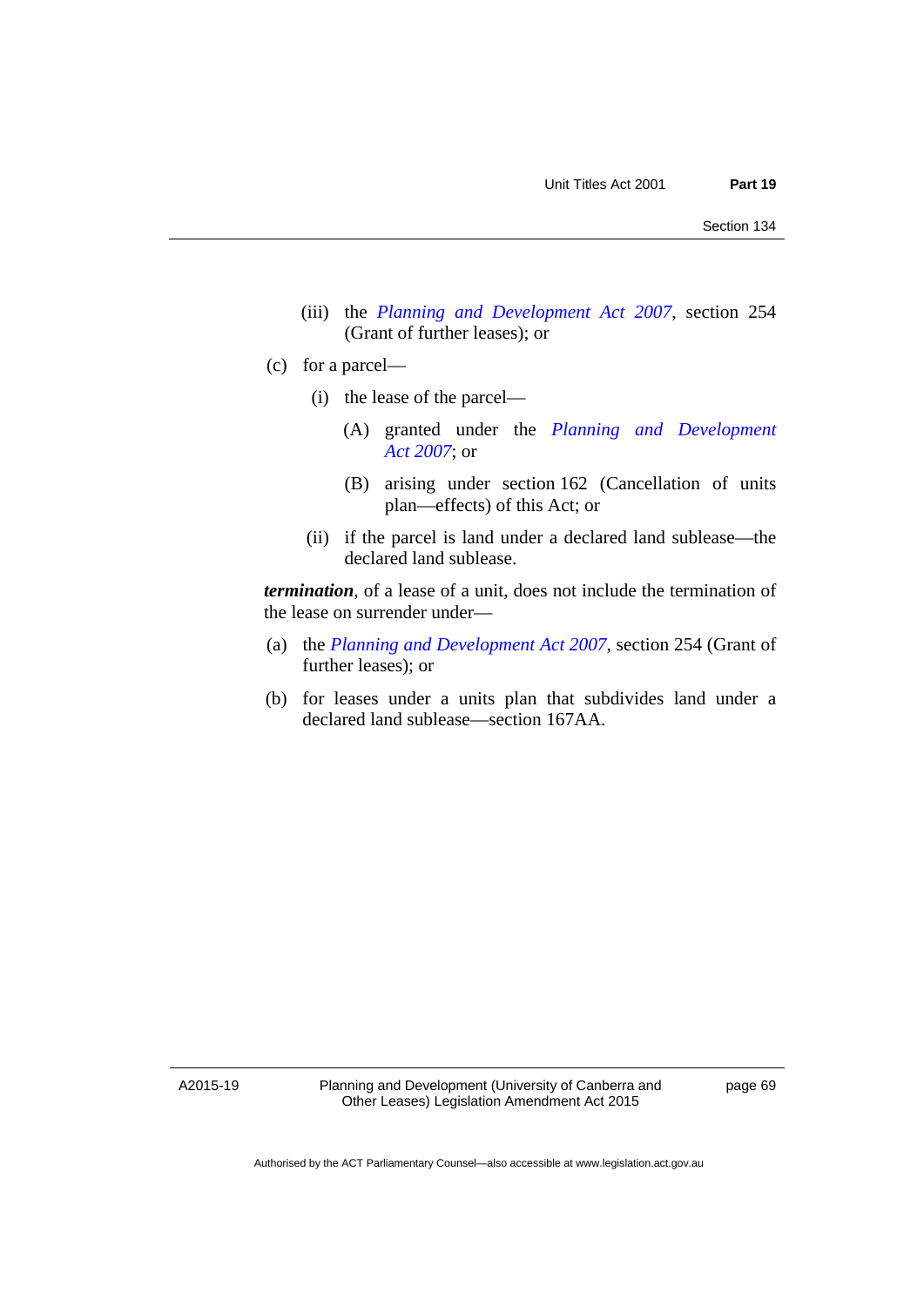(iii) the *Planning and Development Act 2007*, section 254 (Grant of further leases); or

(c) for a parcel—

(i) the lease of the parcel—

(A) granted under the *Planning and Development Act 2007*; or

(B) arising under section 162 (Cancellation of units plan—effects) of this Act; or

(ii) if the parcel is land under a declared land sublease—the declared land sublease.

***termination***, of a lease of a unit, does not include the termination of the lease on surrender under—

(a) the *Planning and Development Act 2007*, section 254 (Grant of further leases); or

(b) for leases under a units plan that subdivides land under a declared land sublease—section 167AA.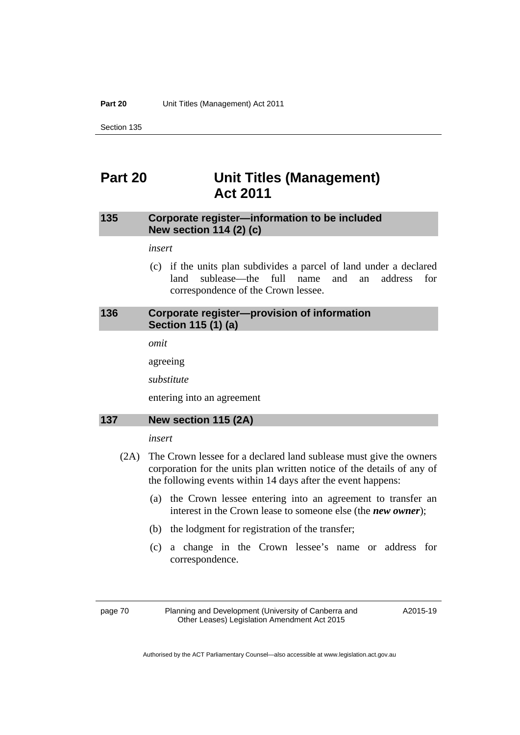# Part 20 Unit Titles (Management) Act 2011

## 135 Corporate register—information to be included New section 114 (2) (c)

*insert*

(c) if the units plan subdivides a parcel of land under a declared land sublease—the full name and an address for correspondence of the Crown lessee.

## 136 Corporate register—provision of information Section 115 (1) (a)

*omit*

agreeing

*substitute*

entering into an agreement

## 137 New section 115 (2A)

*insert*

(2A) The Crown lessee for a declared land sublease must give the owners corporation for the units plan written notice of the details of any of the following events within 14 days after the event happens:

(a) the Crown lessee entering into an agreement to transfer an interest in the Crown lease to someone else (the ***new owner***);

(b) the lodgment for registration of the transfer;

(c) a change in the Crown lessee's name or address for correspondence.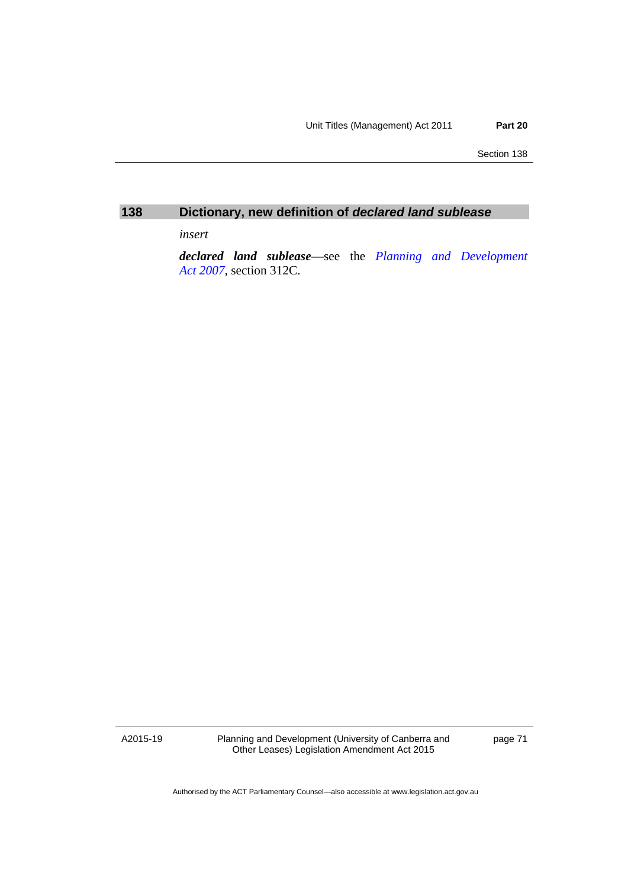### 138 Dictionary, new definition of *declared land sublease*

*insert*

***declared land sublease***—see the *Planning and Development Act 2007*, section 312C.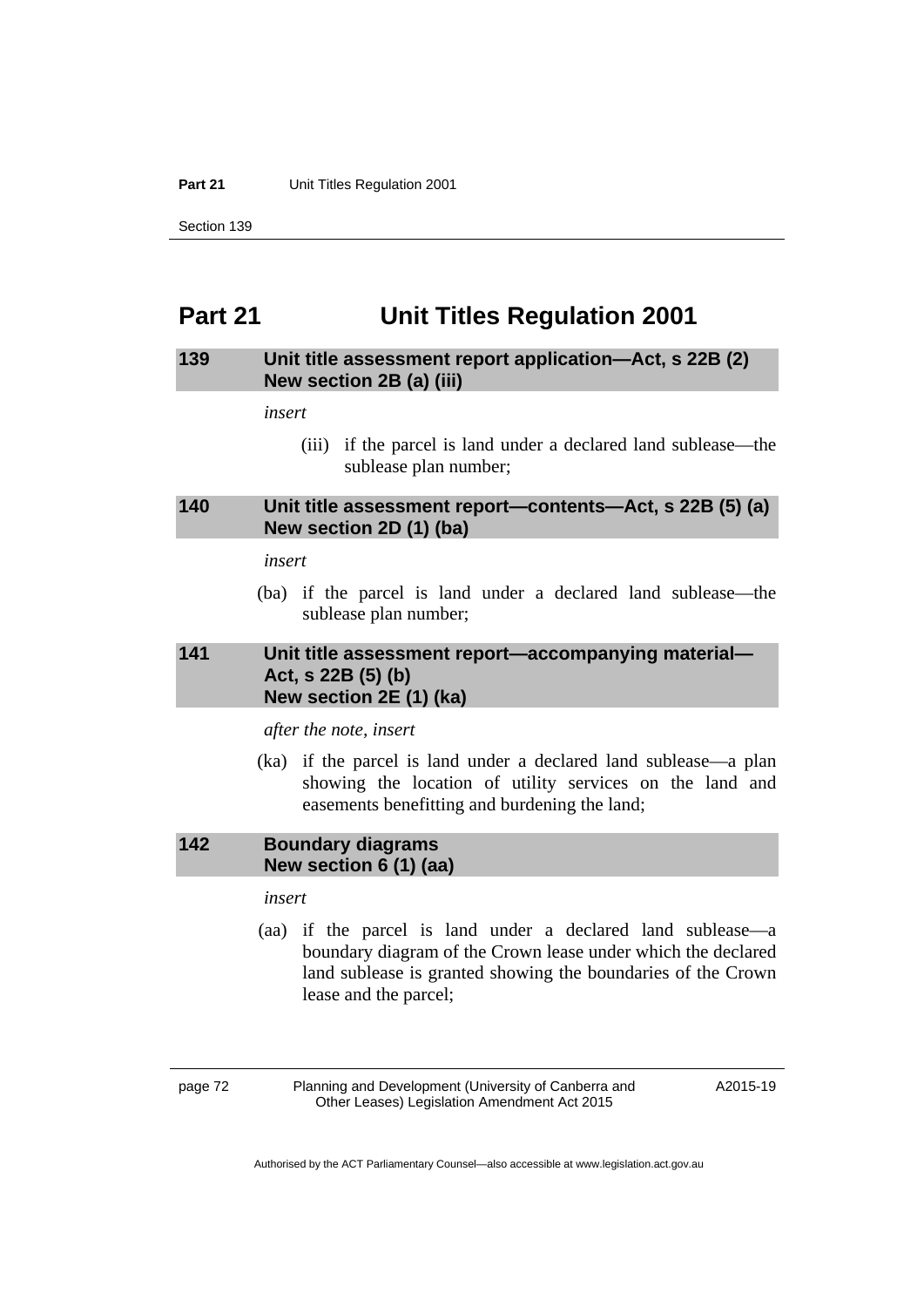# Part 21 Unit Titles Regulation 2001

### 139 Unit title assessment report application—Act, s 22B (2) New section 2B (a) (iii)

*insert*

(iii) if the parcel is land under a declared land sublease—the sublease plan number;

### 140 Unit title assessment report—contents—Act, s 22B (5) (a) New section 2D (1) (ba)

*insert*

(ba) if the parcel is land under a declared land sublease—the sublease plan number;

### 141 Unit title assessment report—accompanying material—Act, s 22B (5) (b) New section 2E (1) (ka)

*after the note, insert*

(ka) if the parcel is land under a declared land sublease—a plan showing the location of utility services on the land and easements benefitting and burdening the land;

### 142 Boundary diagrams New section 6 (1) (aa)

*insert*

(aa) if the parcel is land under a declared land sublease—a boundary diagram of the Crown lease under which the declared land sublease is granted showing the boundaries of the Crown lease and the parcel;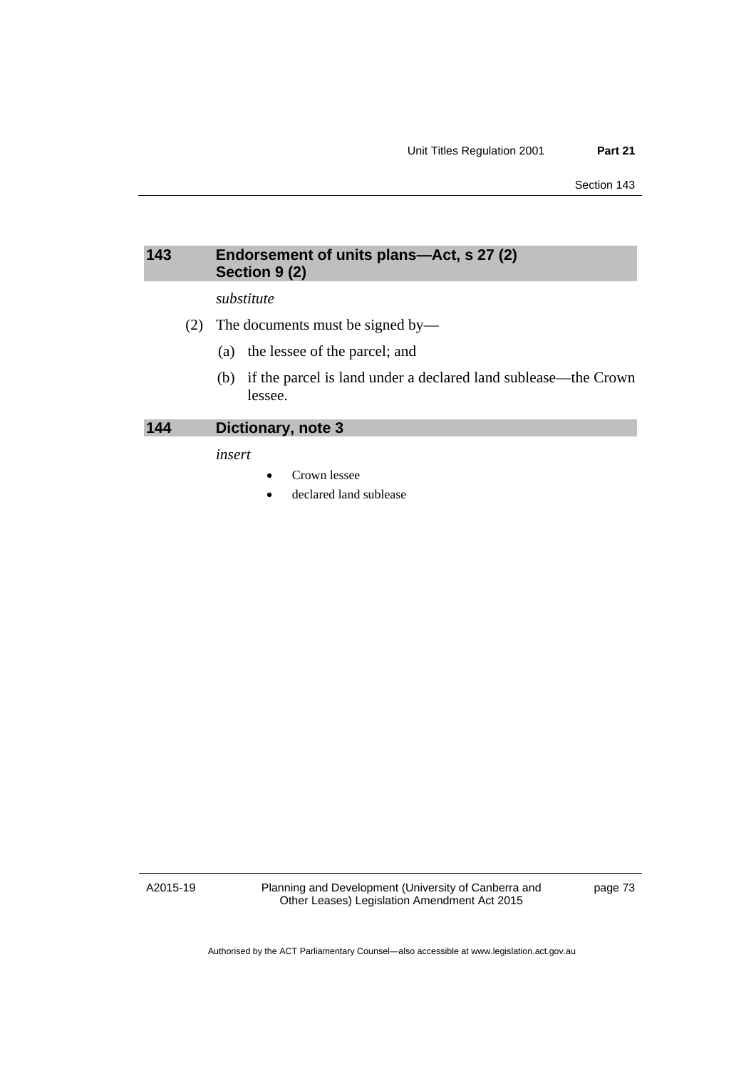## 143 Endorsement of units plans—Act, s 27 (2) Section 9 (2)

*substitute*

(2) The documents must be signed by—

(a) the lessee of the parcel; and

(b) if the parcel is land under a declared land sublease—the Crown lessee.

## 144 Dictionary, note 3

*insert*

- Crown lessee
- declared land sublease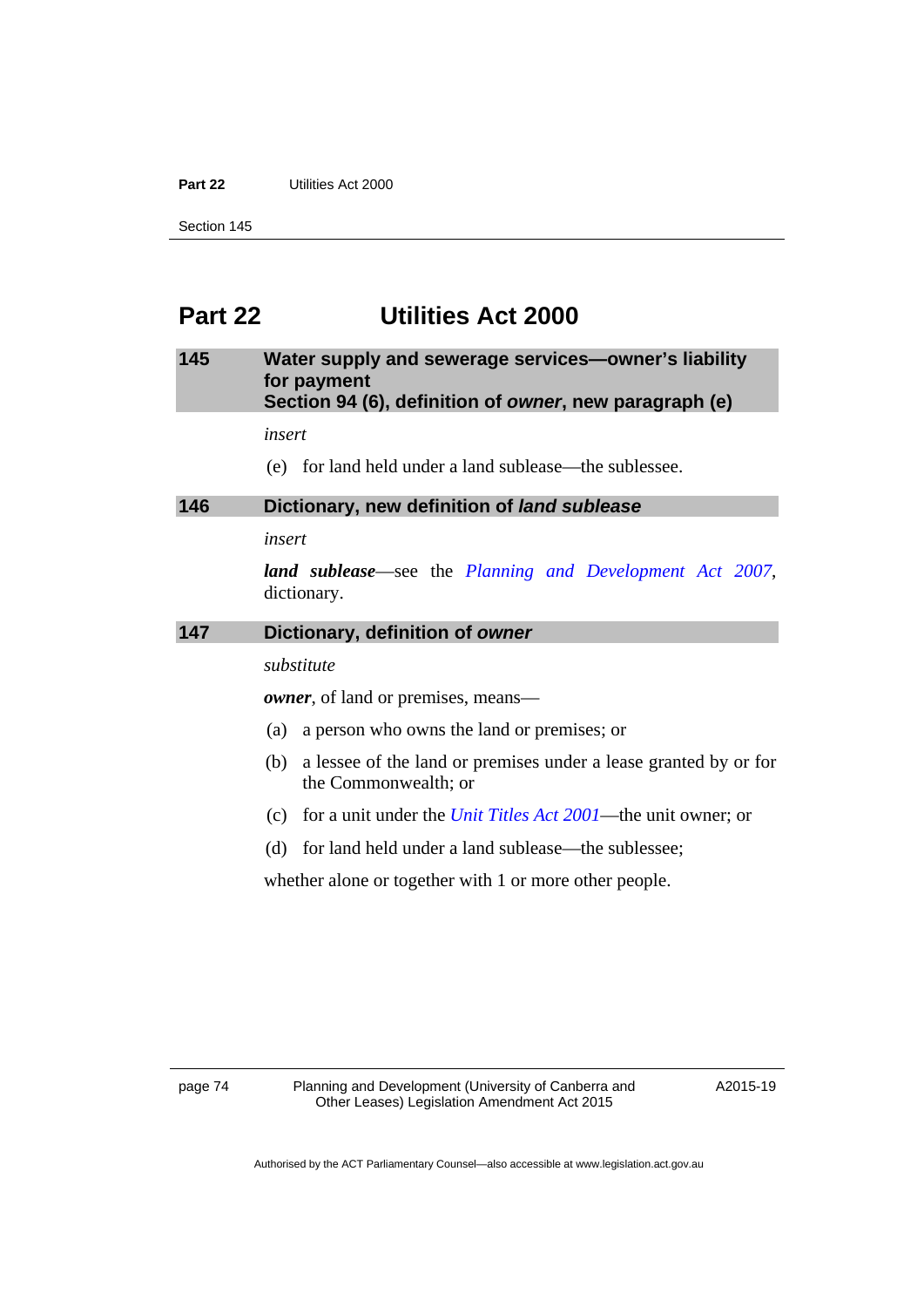# Part 22 Utilities Act 2000

## 145 Water supply and sewerage services—owner's liability for payment Section 94 (6), definition of *owner*, new paragraph (e)

*insert*

(e) for land held under a land sublease—the sublessee.

## 146 Dictionary, new definition of *land sublease*

*insert*

***land sublease***—see the *Planning and Development Act 2007*, dictionary.

## 147 Dictionary, definition of *owner*

*substitute*

***owner***, of land or premises, means—

(a) a person who owns the land or premises; or

(b) a lessee of the land or premises under a lease granted by or for the Commonwealth; or

(c) for a unit under the *Unit Titles Act 2001*—the unit owner; or

(d) for land held under a land sublease—the sublessee;

whether alone or together with 1 or more other people.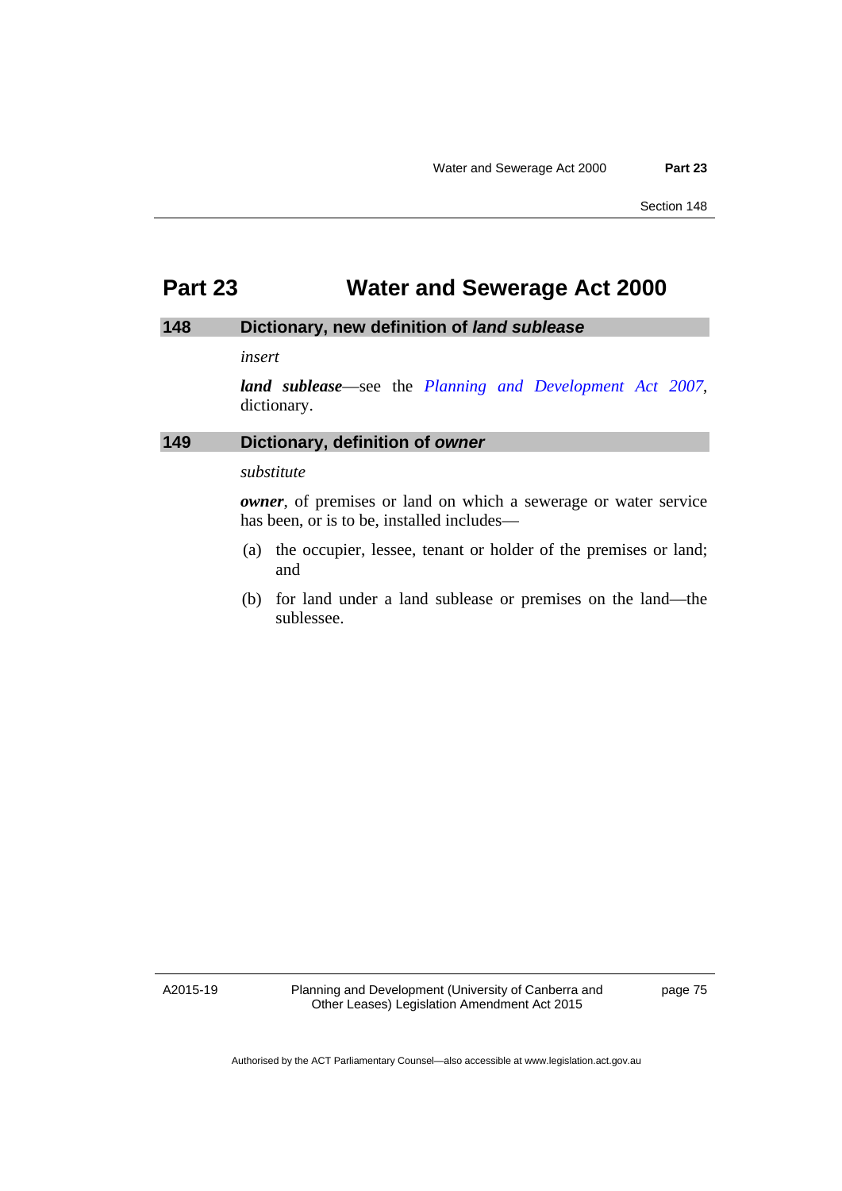# Part 23 Water and Sewerage Act 2000

## 148 Dictionary, new definition of *land sublease*

*insert*

***land sublease***—see the *Planning and Development Act 2007*, dictionary.

## 149 Dictionary, definition of *owner*

*substitute*

***owner***, of premises or land on which a sewerage or water service has been, or is to be, installed includes—

(a) the occupier, lessee, tenant or holder of the premises or land; and

(b) for land under a land sublease or premises on the land—the sublessee.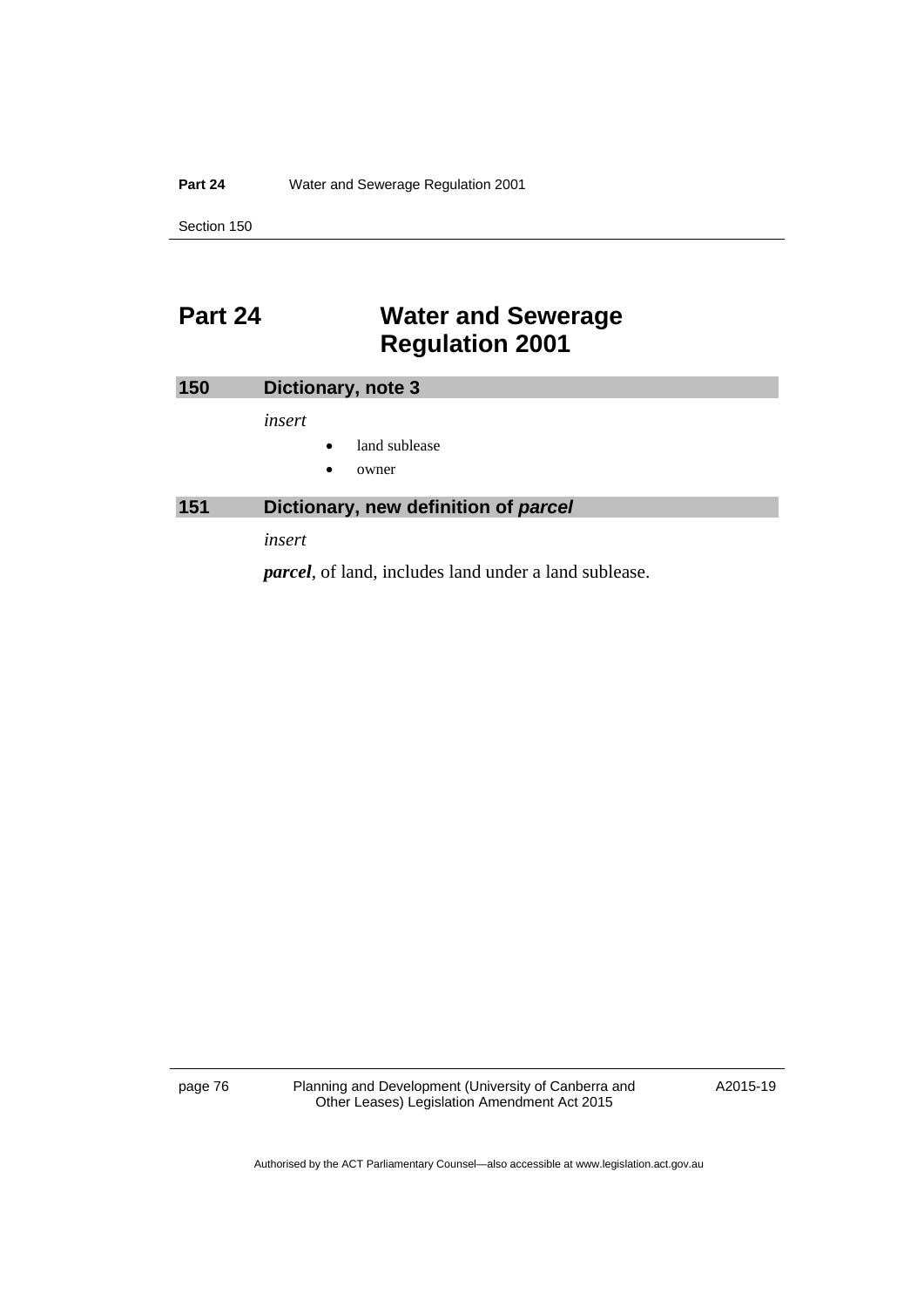# Part 24 Water and Sewerage Regulation 2001

## 150 Dictionary, note 3

*insert*

- land sublease
- owner

## 151 Dictionary, new definition of *parcel*

*insert*

***parcel***, of land, includes land under a land sublease.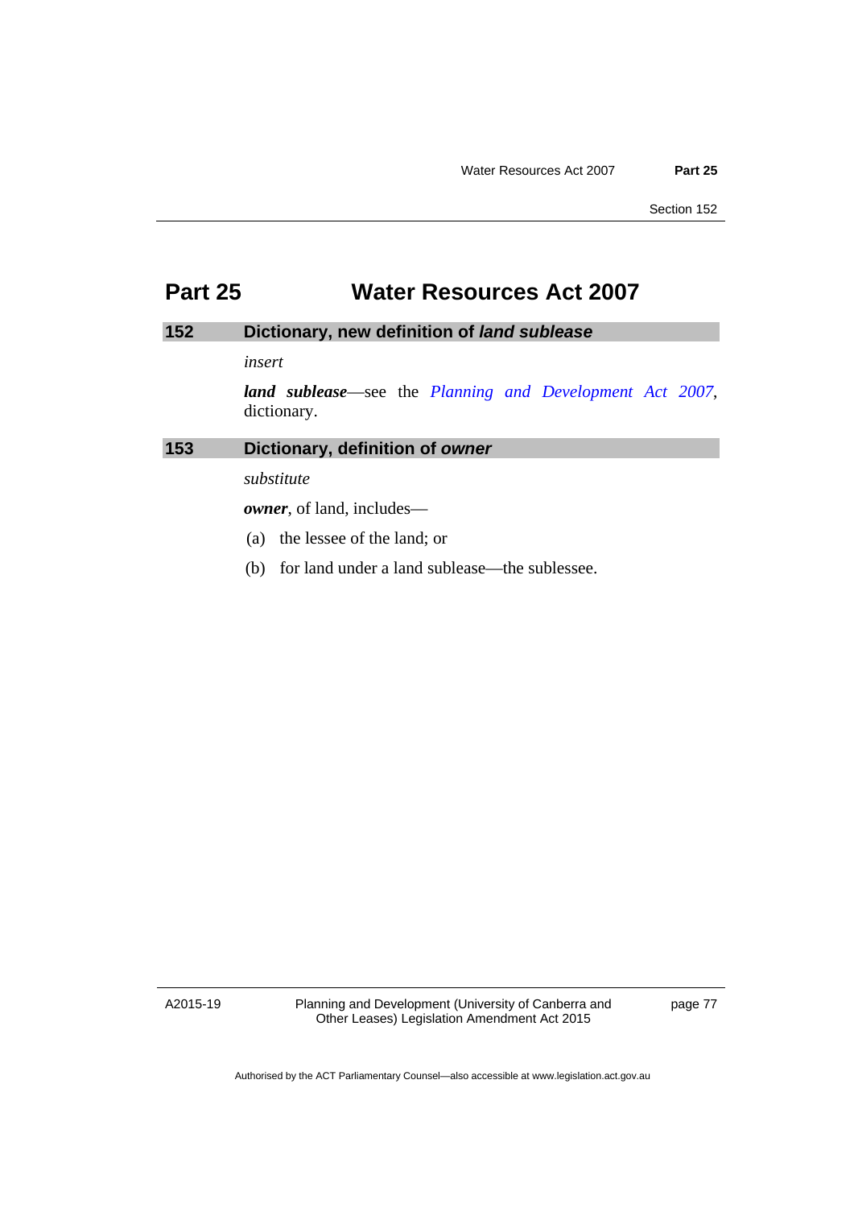# Part 25 Water Resources Act 2007

## 152 Dictionary, new definition of *land sublease*

*insert*

***land sublease***—see the *Planning and Development Act 2007*, dictionary.

## 153 Dictionary, definition of *owner*

*substitute*

***owner***, of land, includes—

(a) the lessee of the land; or

(b) for land under a land sublease—the sublessee.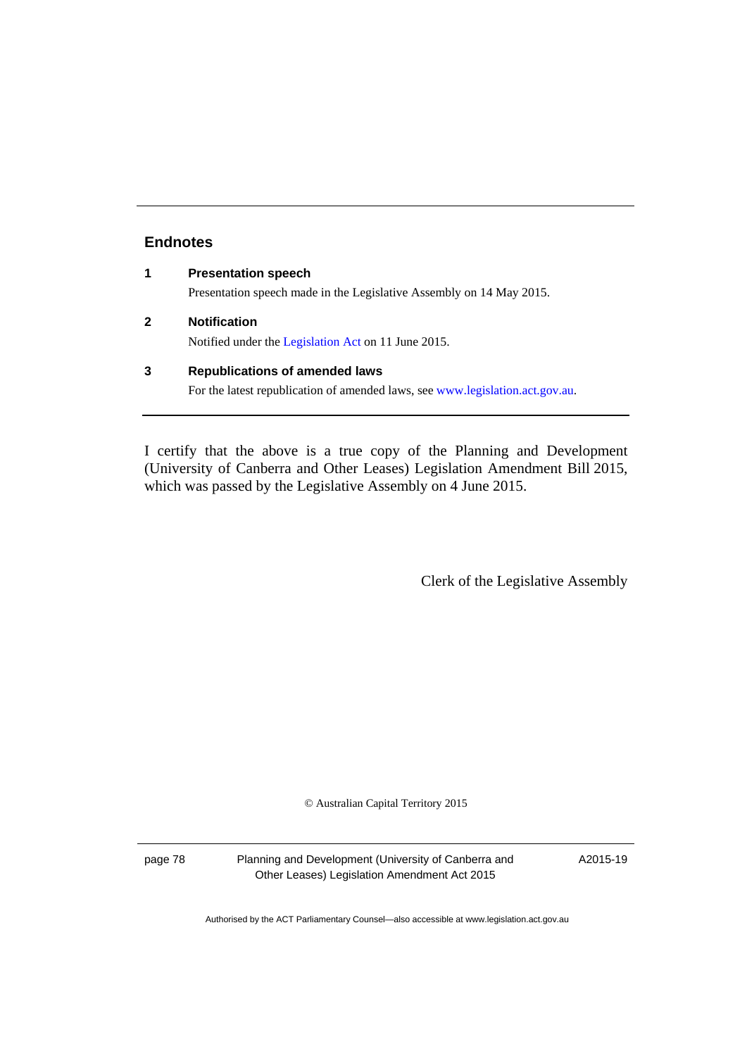## Endnotes

**1 Presentation speech**

Presentation speech made in the Legislative Assembly on 14 May 2015.

**2 Notification**

Notified under the Legislation Act on 11 June 2015.

**3 Republications of amended laws**

For the latest republication of amended laws, see www.legislation.act.gov.au.

---

I certify that the above is a true copy of the Planning and Development (University of Canberra and Other Leases) Legislation Amendment Bill 2015, which was passed by the Legislative Assembly on 4 June 2015.

Clerk of the Legislative Assembly

© Australian Capital Territory 2015